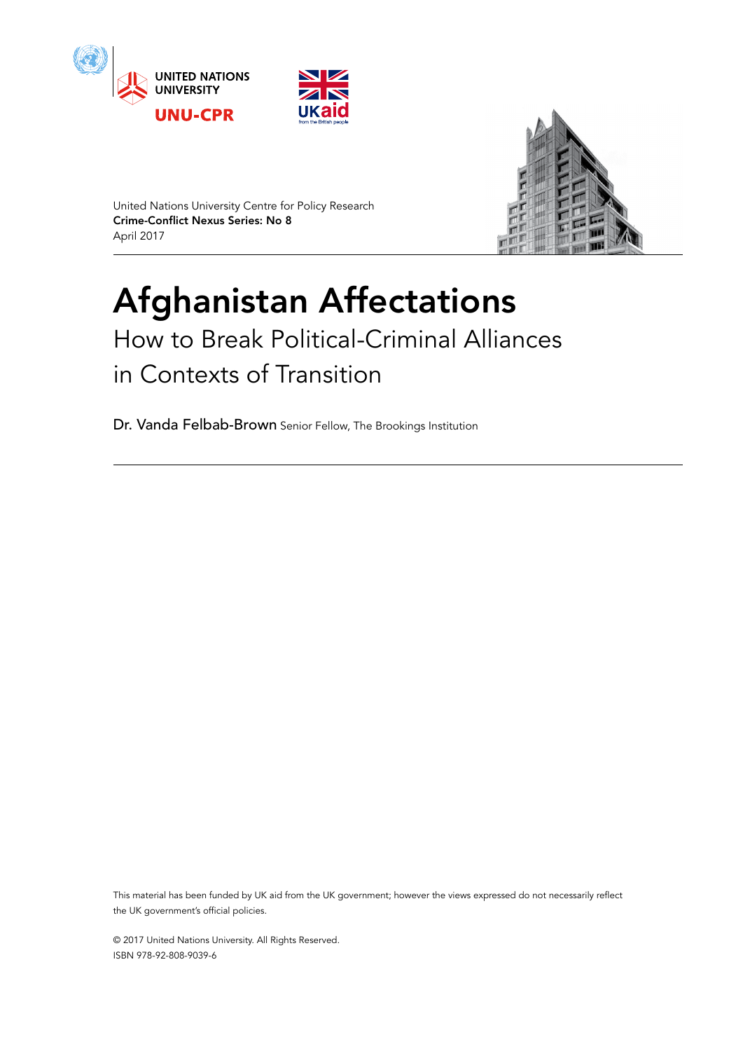UNITED NATIONS UNIVERSITY

UNU-CPR

UKaid from the British people

United Nations University Centre for Policy Research
**Crime-Conflict Nexus Series: No 8**
April 2017

# Afghanistan Affectations

## How to Break Political-Criminal Alliances in Contexts of Transition

Dr. Vanda Felbab-Brown Senior Fellow, The Brookings Institution

This material has been funded by UK aid from the UK government; however the views expressed do not necessarily reflect the UK government's official policies.

© 2017 United Nations University. All Rights Reserved.
ISBN 978-92-808-9039-6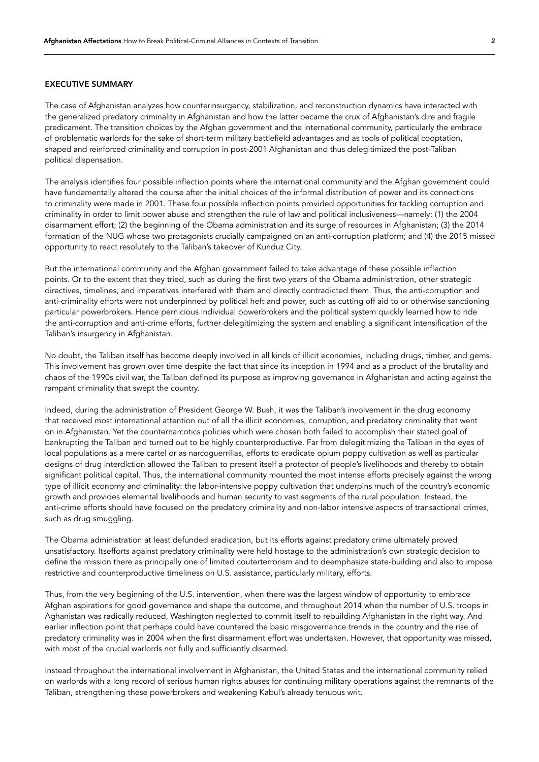## EXECUTIVE SUMMARY

The case of Afghanistan analyzes how counterinsurgency, stabilization, and reconstruction dynamics have interacted with the generalized predatory criminality in Afghanistan and how the latter became the crux of Afghanistan's dire and fragile predicament. The transition choices by the Afghan government and the international community, particularly the embrace of problematic warlords for the sake of short-term military battlefield advantages and as tools of political cooptation, shaped and reinforced criminality and corruption in post-2001 Afghanistan and thus delegitimized the post-Taliban political dispensation.

The analysis identifies four possible inflection points where the international community and the Afghan government could have fundamentally altered the course after the initial choices of the informal distribution of power and its connections to criminality were made in 2001. These four possible inflection points provided opportunities for tackling corruption and criminality in order to limit power abuse and strengthen the rule of law and political inclusiveness—namely: (1) the 2004 disarmament effort; (2) the beginning of the Obama administration and its surge of resources in Afghanistan; (3) the 2014 formation of the NUG whose two protagonists crucially campaigned on an anti-corruption platform; and (4) the 2015 missed opportunity to react resolutely to the Taliban's takeover of Kunduz City.

But the international community and the Afghan government failed to take advantage of these possible inflection points. Or to the extent that they tried, such as during the first two years of the Obama administration, other strategic directives, timelines, and imperatives interfered with them and directly contradicted them. Thus, the anti-corruption and anti-criminality efforts were not underpinned by political heft and power, such as cutting off aid to or otherwise sanctioning particular powerbrokers. Hence pernicious individual powerbrokers and the political system quickly learned how to ride the anti-corruption and anti-crime efforts, further delegitimizing the system and enabling a significant intensification of the Taliban's insurgency in Afghanistan.

No doubt, the Taliban itself has become deeply involved in all kinds of illicit economies, including drugs, timber, and gems. This involvement has grown over time despite the fact that since its inception in 1994 and as a product of the brutality and chaos of the 1990s civil war, the Taliban defined its purpose as improving governance in Afghanistan and acting against the rampant criminality that swept the country.

Indeed, during the administration of President George W. Bush, it was the Taliban's involvement in the drug economy that received most international attention out of all the illicit economies, corruption, and predatory criminality that went on in Afghanistan. Yet the counternarcotics policies which were chosen both failed to accomplish their stated goal of bankrupting the Taliban and turned out to be highly counterproductive. Far from delegitimizing the Taliban in the eyes of local populations as a mere cartel or as narcoguerrillas, efforts to eradicate opium poppy cultivation as well as particular designs of drug interdiction allowed the Taliban to present itself a protector of people's livelihoods and thereby to obtain significant political capital. Thus, the international community mounted the most intense efforts precisely against the wrong type of illicit economy and criminality: the labor-intensive poppy cultivation that underpins much of the country's economic growth and provides elemental livelihoods and human security to vast segments of the rural population. Instead, the anti-crime efforts should have focused on the predatory criminality and non-labor intensive aspects of transactional crimes, such as drug smuggling.

The Obama administration at least defunded eradication, but its efforts against predatory crime ultimately proved unsatisfactory. Itsefforts against predatory criminality were held hostage to the administration's own strategic decision to define the mission there as principally one of limited couterterrorism and to deemphasize state-building and also to impose restrictive and counterproductive timeliness on U.S. assistance, particularly military, efforts.

Thus, from the very beginning of the U.S. intervention, when there was the largest window of opportunity to embrace Afghan aspirations for good governance and shape the outcome, and throughout 2014 when the number of U.S. troops in Aghanistan was radically reduced, Washington neglected to commit itself to rebuilding Afghanistan in the right way. And earlier inflection point that perhaps could have countered the basic misgovernance trends in the country and the rise of predatory criminality was in 2004 when the first disarmament effort was undertaken. However, that opportunity was missed, with most of the crucial warlords not fully and sufficiently disarmed.

Instead throughout the international involvement in Afghanistan, the United States and the international community relied on warlords with a long record of serious human rights abuses for continuing military operations against the remnants of the Taliban, strengthening these powerbrokers and weakening Kabul's already tenuous writ.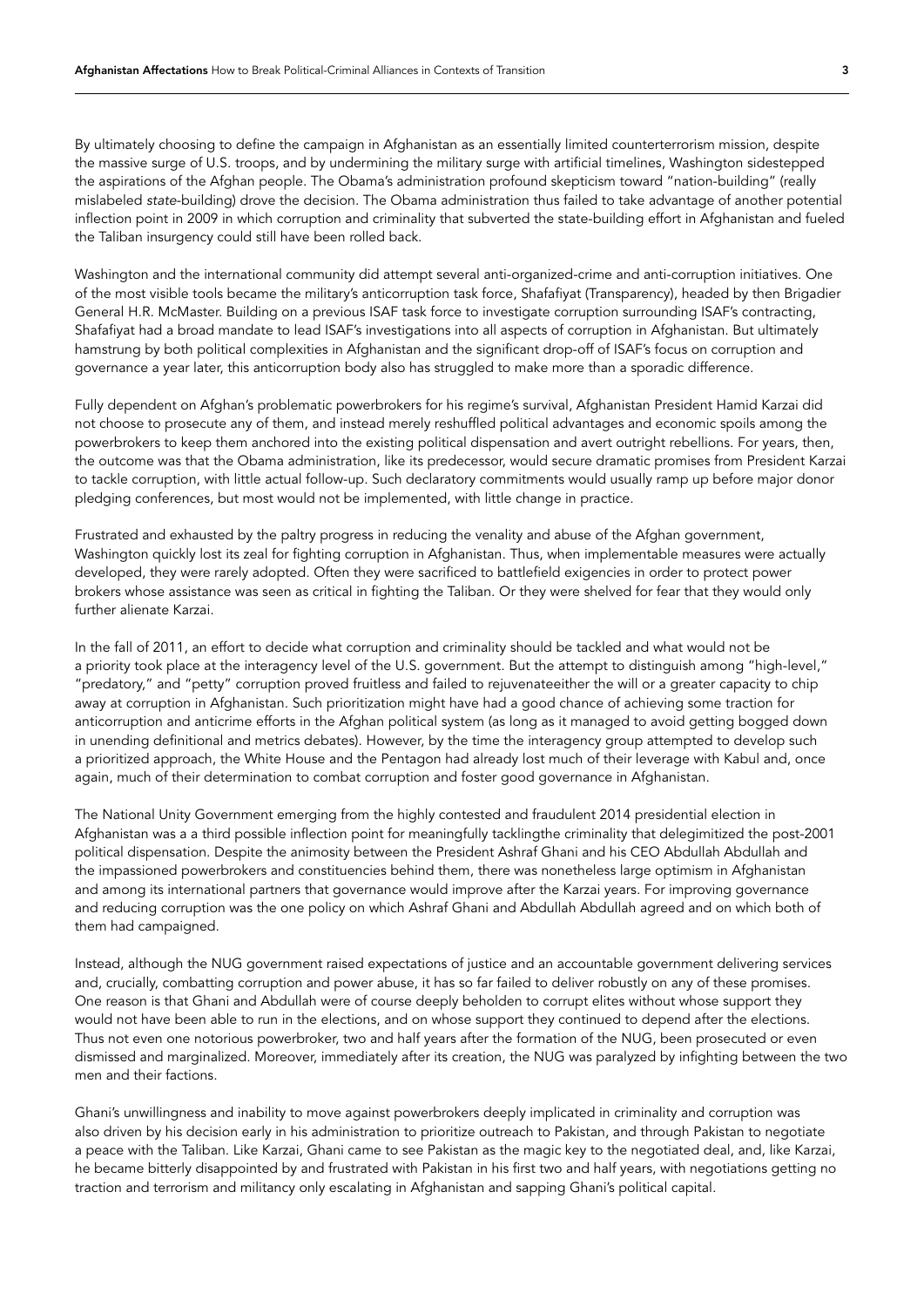By ultimately choosing to define the campaign in Afghanistan as an essentially limited counterterrorism mission, despite the massive surge of U.S. troops, and by undermining the military surge with artificial timelines, Washington sidestepped the aspirations of the Afghan people. The Obama's administration profound skepticism toward "nation-building" (really mislabeled *state*-building) drove the decision. The Obama administration thus failed to take advantage of another potential inflection point in 2009 in which corruption and criminality that subverted the state-building effort in Afghanistan and fueled the Taliban insurgency could still have been rolled back.

Washington and the international community did attempt several anti-organized-crime and anti-corruption initiatives. One of the most visible tools became the military's anticorruption task force, Shafafiyat (Transparency), headed by then Brigadier General H.R. McMaster. Building on a previous ISAF task force to investigate corruption surrounding ISAF's contracting, Shafafiyat had a broad mandate to lead ISAF's investigations into all aspects of corruption in Afghanistan. But ultimately hamstrung by both political complexities in Afghanistan and the significant drop-off of ISAF's focus on corruption and governance a year later, this anticorruption body also has struggled to make more than a sporadic difference.

Fully dependent on Afghan's problematic powerbrokers for his regime's survival, Afghanistan President Hamid Karzai did not choose to prosecute any of them, and instead merely reshuffled political advantages and economic spoils among the powerbrokers to keep them anchored into the existing political dispensation and avert outright rebellions. For years, then, the outcome was that the Obama administration, like its predecessor, would secure dramatic promises from President Karzai to tackle corruption, with little actual follow-up. Such declaratory commitments would usually ramp up before major donor pledging conferences, but most would not be implemented, with little change in practice.

Frustrated and exhausted by the paltry progress in reducing the venality and abuse of the Afghan government, Washington quickly lost its zeal for fighting corruption in Afghanistan. Thus, when implementable measures were actually developed, they were rarely adopted. Often they were sacrificed to battlefield exigencies in order to protect power brokers whose assistance was seen as critical in fighting the Taliban. Or they were shelved for fear that they would only further alienate Karzai.

In the fall of 2011, an effort to decide what corruption and criminality should be tackled and what would not be a priority took place at the interagency level of the U.S. government. But the attempt to distinguish among "high-level," "predatory," and "petty" corruption proved fruitless and failed to rejuvenateeither the will or a greater capacity to chip away at corruption in Afghanistan. Such prioritization might have had a good chance of achieving some traction for anticorruption and anticrime efforts in the Afghan political system (as long as it managed to avoid getting bogged down in unending definitional and metrics debates). However, by the time the interagency group attempted to develop such a prioritized approach, the White House and the Pentagon had already lost much of their leverage with Kabul and, once again, much of their determination to combat corruption and foster good governance in Afghanistan.

The National Unity Government emerging from the highly contested and fraudulent 2014 presidential election in Afghanistan was a a third possible inflection point for meaningfully tacklingthe criminality that delegitimized the post-2001 political dispensation. Despite the animosity between the President Ashraf Ghani and his CEO Abdullah Abdullah and the impassioned powerbrokers and constituencies behind them, there was nonetheless large optimism in Afghanistan and among its international partners that governance would improve after the Karzai years. For improving governance and reducing corruption was the one policy on which Ashraf Ghani and Abdullah Abdullah agreed and on which both of them had campaigned.

Instead, although the NUG government raised expectations of justice and an accountable government delivering services and, crucially, combatting corruption and power abuse, it has so far failed to deliver robustly on any of these promises. One reason is that Ghani and Abdullah were of course deeply beholden to corrupt elites without whose support they would not have been able to run in the elections, and on whose support they continued to depend after the elections. Thus not even one notorious powerbroker, two and half years after the formation of the NUG, been prosecuted or even dismissed and marginalized. Moreover, immediately after its creation, the NUG was paralyzed by infighting between the two men and their factions.

Ghani's unwillingness and inability to move against powerbrokers deeply implicated in criminality and corruption was also driven by his decision early in his administration to prioritize outreach to Pakistan, and through Pakistan to negotiate a peace with the Taliban. Like Karzai, Ghani came to see Pakistan as the magic key to the negotiated deal, and, like Karzai, he became bitterly disappointed by and frustrated with Pakistan in his first two and half years, with negotiations getting no traction and terrorism and militancy only escalating in Afghanistan and sapping Ghani's political capital.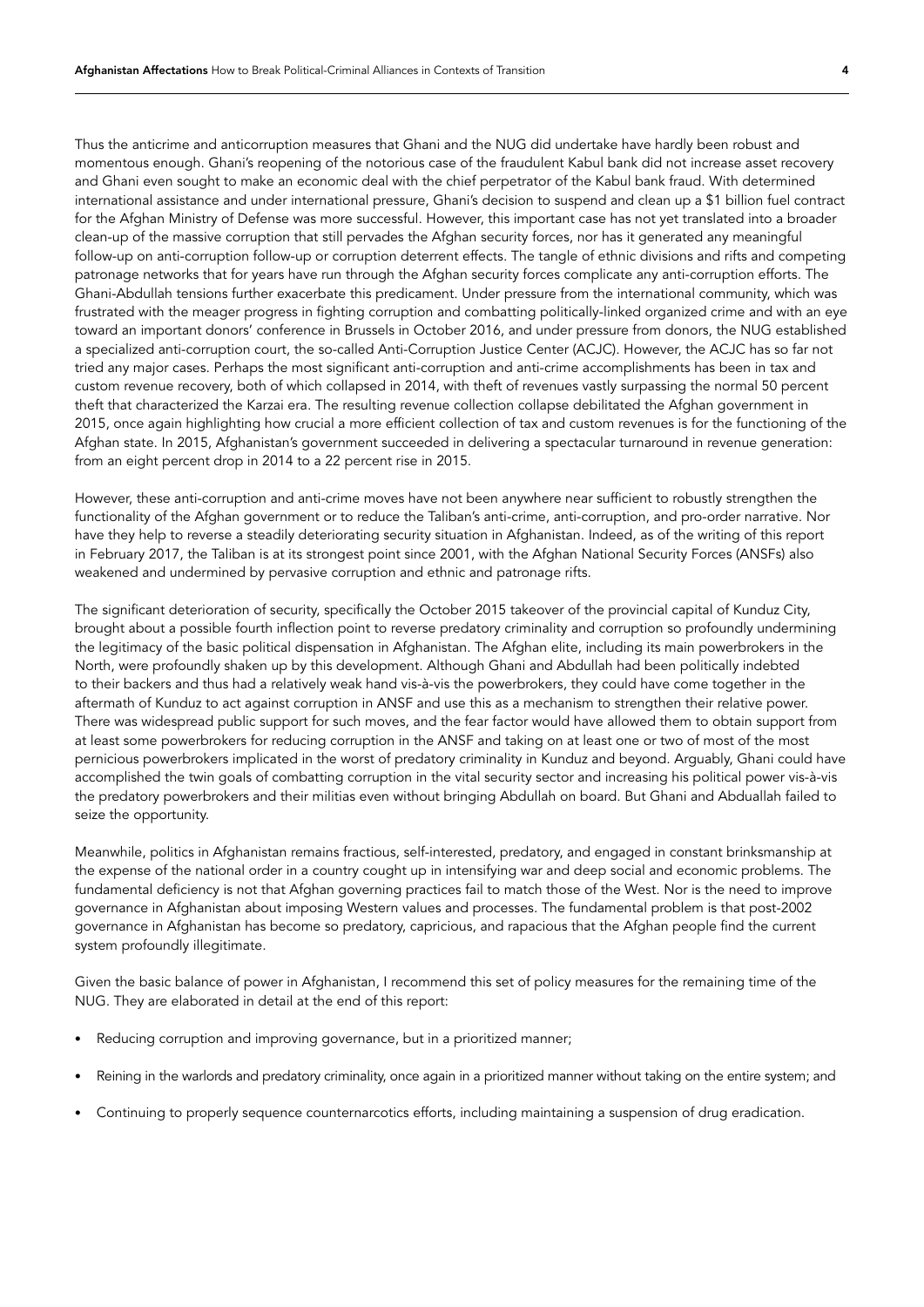Thus the anticrime and anticorruption measures that Ghani and the NUG did undertake have hardly been robust and momentous enough. Ghani's reopening of the notorious case of the fraudulent Kabul bank did not increase asset recovery and Ghani even sought to make an economic deal with the chief perpetrator of the Kabul bank fraud. With determined international assistance and under international pressure, Ghani's decision to suspend and clean up a $1 billion fuel contract for the Afghan Ministry of Defense was more successful. However, this important case has not yet translated into a broader clean-up of the massive corruption that still pervades the Afghan security forces, nor has it generated any meaningful follow-up on anti-corruption follow-up or corruption deterrent effects. The tangle of ethnic divisions and rifts and competing patronage networks that for years have run through the Afghan security forces complicate any anti-corruption efforts. The Ghani-Abdullah tensions further exacerbate this predicament. Under pressure from the international community, which was frustrated with the meager progress in fighting corruption and combatting politically-linked organized crime and with an eye toward an important donors' conference in Brussels in October 2016, and under pressure from donors, the NUG established a specialized anti-corruption court, the so-called Anti-Corruption Justice Center (ACJC). However, the ACJC has so far not tried any major cases. Perhaps the most significant anti-corruption and anti-crime accomplishments has been in tax and custom revenue recovery, both of which collapsed in 2014, with theft of revenues vastly surpassing the normal 50 percent theft that characterized the Karzai era. The resulting revenue collection collapse debilitated the Afghan government in 2015, once again highlighting how crucial a more efficient collection of tax and custom revenues is for the functioning of the Afghan state. In 2015, Afghanistan's government succeeded in delivering a spectacular turnaround in revenue generation: from an eight percent drop in 2014 to a 22 percent rise in 2015.

However, these anti-corruption and anti-crime moves have not been anywhere near sufficient to robustly strengthen the functionality of the Afghan government or to reduce the Taliban's anti-crime, anti-corruption, and pro-order narrative. Nor have they help to reverse a steadily deteriorating security situation in Afghanistan. Indeed, as of the writing of this report in February 2017, the Taliban is at its strongest point since 2001, with the Afghan National Security Forces (ANSFs) also weakened and undermined by pervasive corruption and ethnic and patronage rifts.

The significant deterioration of security, specifically the October 2015 takeover of the provincial capital of Kunduz City, brought about a possible fourth inflection point to reverse predatory criminality and corruption so profoundly undermining the legitimacy of the basic political dispensation in Afghanistan. The Afghan elite, including its main powerbrokers in the North, were profoundly shaken up by this development. Although Ghani and Abdullah had been politically indebted to their backers and thus had a relatively weak hand vis-à-vis the powerbrokers, they could have come together in the aftermath of Kunduz to act against corruption in ANSF and use this as a mechanism to strengthen their relative power. There was widespread public support for such moves, and the fear factor would have allowed them to obtain support from at least some powerbrokers for reducing corruption in the ANSF and taking on at least one or two of most of the most pernicious powerbrokers implicated in the worst of predatory criminality in Kunduz and beyond. Arguably, Ghani could have accomplished the twin goals of combatting corruption in the vital security sector and increasing his political power vis-à-vis the predatory powerbrokers and their militias even without bringing Abdullah on board. But Ghani and Abduallah failed to seize the opportunity.

Meanwhile, politics in Afghanistan remains fractious, self-interested, predatory, and engaged in constant brinksmanship at the expense of the national order in a country cought up in intensifying war and deep social and economic problems. The fundamental deficiency is not that Afghan governing practices fail to match those of the West. Nor is the need to improve governance in Afghanistan about imposing Western values and processes. The fundamental problem is that post-2002 governance in Afghanistan has become so predatory, capricious, and rapacious that the Afghan people find the current system profoundly illegitimate.

Given the basic balance of power in Afghanistan, I recommend this set of policy measures for the remaining time of the NUG. They are elaborated in detail at the end of this report:

- Reducing corruption and improving governance, but in a prioritized manner;
- Reining in the warlords and predatory criminality, once again in a prioritized manner without taking on the entire system; and
- Continuing to properly sequence counternarcotics efforts, including maintaining a suspension of drug eradication.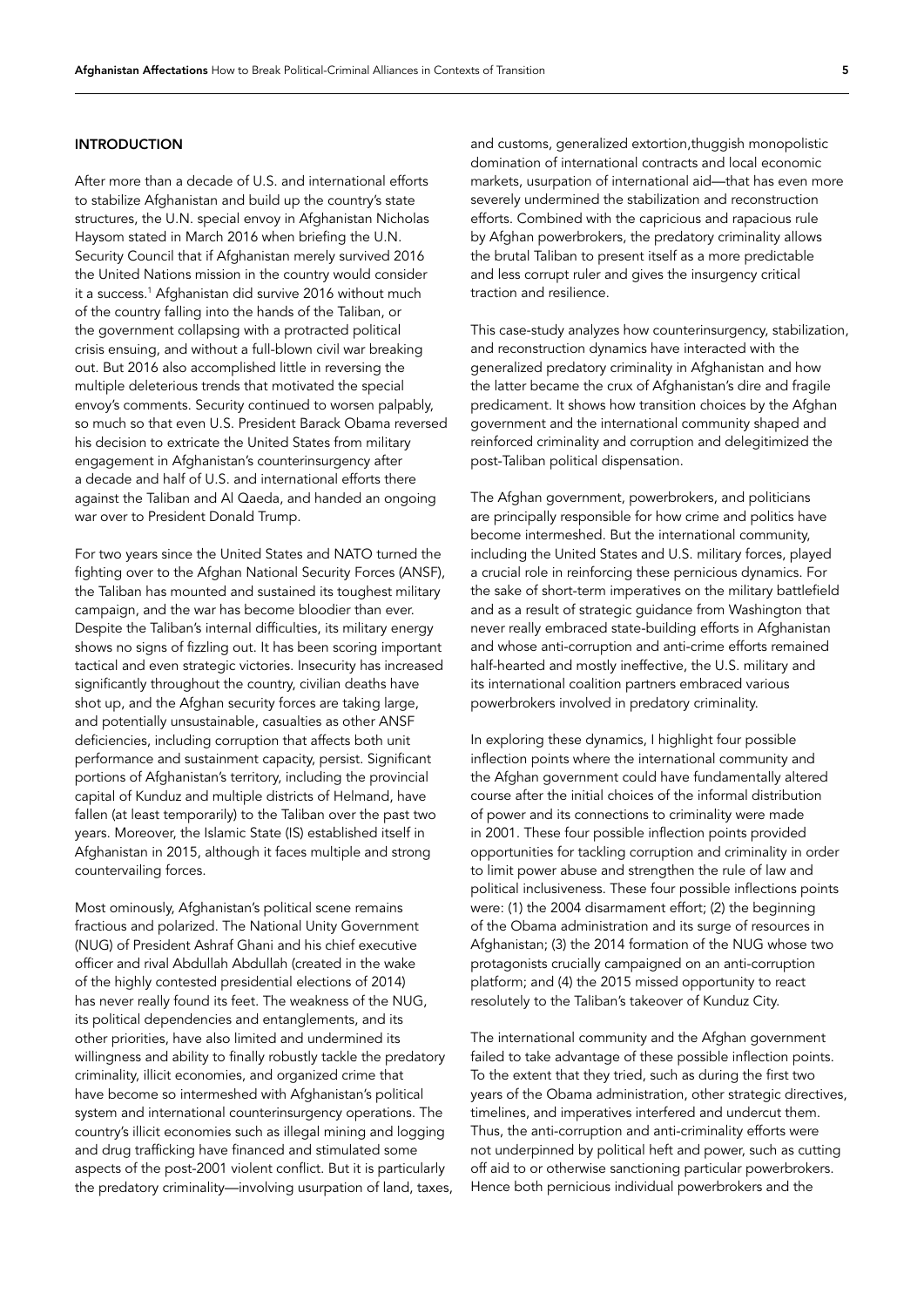## INTRODUCTION

After more than a decade of U.S. and international efforts to stabilize Afghanistan and build up the country's state structures, the U.N. special envoy in Afghanistan Nicholas Haysom stated in March 2016 when briefing the U.N. Security Council that if Afghanistan merely survived 2016 the United Nations mission in the country would consider it a success.[1] Afghanistan did survive 2016 without much of the country falling into the hands of the Taliban, or the government collapsing with a protracted political crisis ensuing, and without a full-blown civil war breaking out. But 2016 also accomplished little in reversing the multiple deleterious trends that motivated the special envoy's comments. Security continued to worsen palpably, so much so that even U.S. President Barack Obama reversed his decision to extricate the United States from military engagement in Afghanistan's counterinsurgency after a decade and half of U.S. and international efforts there against the Taliban and Al Qaeda, and handed an ongoing war over to President Donald Trump.

For two years since the United States and NATO turned the fighting over to the Afghan National Security Forces (ANSF), the Taliban has mounted and sustained its toughest military campaign, and the war has become bloodier than ever. Despite the Taliban's internal difficulties, its military energy shows no signs of fizzling out. It has been scoring important tactical and even strategic victories. Insecurity has increased significantly throughout the country, civilian deaths have shot up, and the Afghan security forces are taking large, and potentially unsustainable, casualties as other ANSF deficiencies, including corruption that affects both unit performance and sustainment capacity, persist. Significant portions of Afghanistan's territory, including the provincial capital of Kunduz and multiple districts of Helmand, have fallen (at least temporarily) to the Taliban over the past two years. Moreover, the Islamic State (IS) established itself in Afghanistan in 2015, although it faces multiple and strong countervailing forces.

Most ominously, Afghanistan's political scene remains fractious and polarized. The National Unity Government (NUG) of President Ashraf Ghani and his chief executive officer and rival Abdullah Abdullah (created in the wake of the highly contested presidential elections of 2014) has never really found its feet. The weakness of the NUG, its political dependencies and entanglements, and its other priorities, have also limited and undermined its willingness and ability to finally robustly tackle the predatory criminality, illicit economies, and organized crime that have become so intermeshed with Afghanistan's political system and international counterinsurgency operations. The country's illicit economies such as illegal mining and logging and drug trafficking have financed and stimulated some aspects of the post-2001 violent conflict. But it is particularly the predatory criminality—involving usurpation of land, taxes, and customs, generalized extortion,thuggish monopolistic domination of international contracts and local economic markets, usurpation of international aid—that has even more severely undermined the stabilization and reconstruction efforts. Combined with the capricious and rapacious rule by Afghan powerbrokers, the predatory criminality allows the brutal Taliban to present itself as a more predictable and less corrupt ruler and gives the insurgency critical traction and resilience.

This case-study analyzes how counterinsurgency, stabilization, and reconstruction dynamics have interacted with the generalized predatory criminality in Afghanistan and how the latter became the crux of Afghanistan's dire and fragile predicament. It shows how transition choices by the Afghan government and the international community shaped and reinforced criminality and corruption and delegitimized the post-Taliban political dispensation.

The Afghan government, powerbrokers, and politicians are principally responsible for how crime and politics have become intermeshed. But the international community, including the United States and U.S. military forces, played a crucial role in reinforcing these pernicious dynamics. For the sake of short-term imperatives on the military battlefield and as a result of strategic guidance from Washington that never really embraced state-building efforts in Afghanistan and whose anti-corruption and anti-crime efforts remained half-hearted and mostly ineffective, the U.S. military and its international coalition partners embraced various powerbrokers involved in predatory criminality.

In exploring these dynamics, I highlight four possible inflection points where the international community and the Afghan government could have fundamentally altered course after the initial choices of the informal distribution of power and its connections to criminality were made in 2001. These four possible inflection points provided opportunities for tackling corruption and criminality in order to limit power abuse and strengthen the rule of law and political inclusiveness. These four possible inflections points were: (1) the 2004 disarmament effort; (2) the beginning of the Obama administration and its surge of resources in Afghanistan; (3) the 2014 formation of the NUG whose two protagonists crucially campaigned on an anti-corruption platform; and (4) the 2015 missed opportunity to react resolutely to the Taliban's takeover of Kunduz City.

The international community and the Afghan government failed to take advantage of these possible inflection points. To the extent that they tried, such as during the first two years of the Obama administration, other strategic directives, timelines, and imperatives interfered and undercut them. Thus, the anti-corruption and anti-criminality efforts were not underpinned by political heft and power, such as cutting off aid to or otherwise sanctioning particular powerbrokers. Hence both pernicious individual powerbrokers and the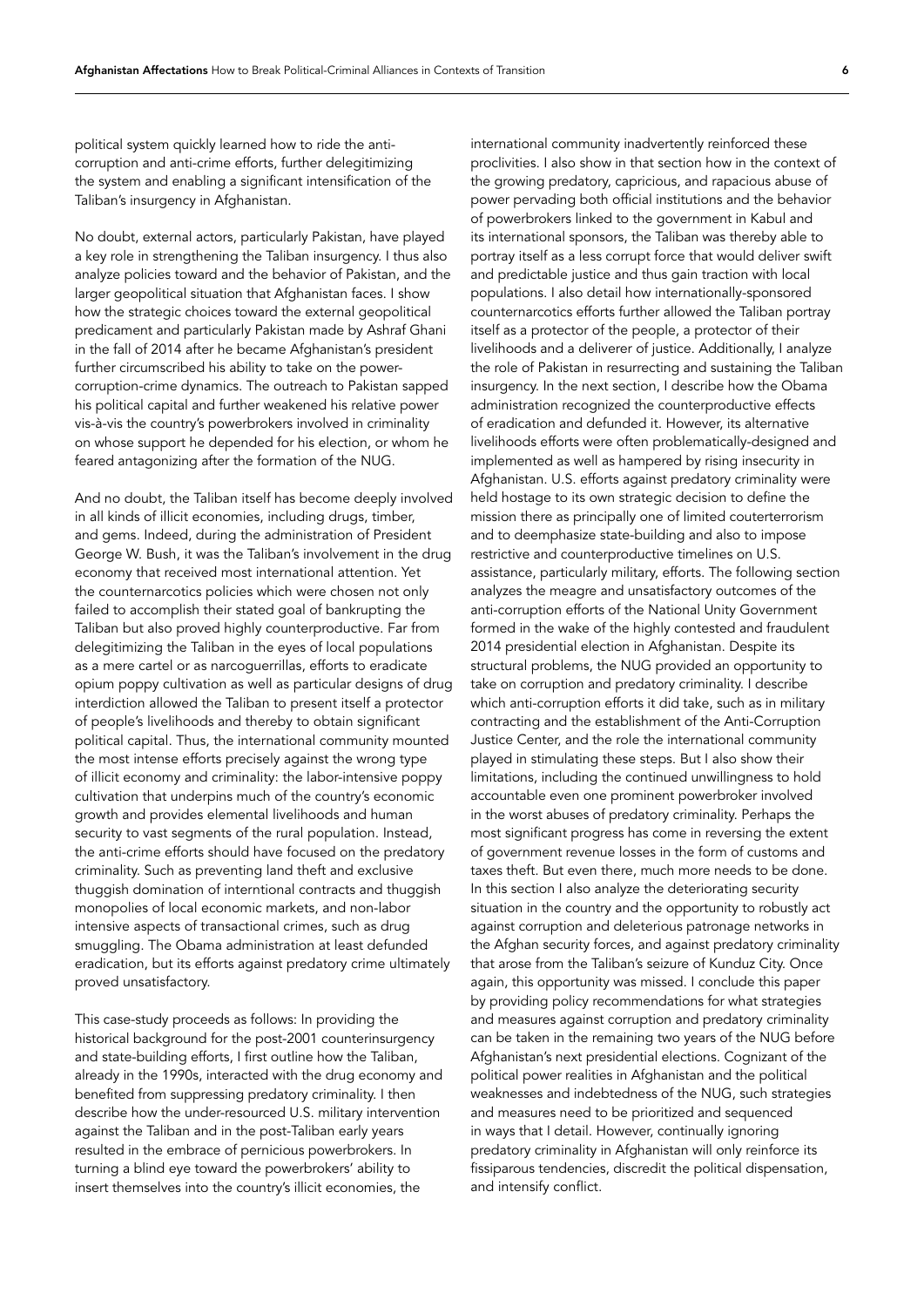political system quickly learned how to ride the anti-corruption and anti-crime efforts, further delegitimizing the system and enabling a significant intensification of the Taliban's insurgency in Afghanistan.

No doubt, external actors, particularly Pakistan, have played a key role in strengthening the Taliban insurgency. I thus also analyze policies toward and the behavior of Pakistan, and the larger geopolitical situation that Afghanistan faces. I show how the strategic choices toward the external geopolitical predicament and particularly Pakistan made by Ashraf Ghani in the fall of 2014 after he became Afghanistan's president further circumscribed his ability to take on the power-corruption-crime dynamics. The outreach to Pakistan sapped his political capital and further weakened his relative power vis-à-vis the country's powerbrokers involved in criminality on whose support he depended for his election, or whom he feared antagonizing after the formation of the NUG.

And no doubt, the Taliban itself has become deeply involved in all kinds of illicit economies, including drugs, timber, and gems. Indeed, during the administration of President George W. Bush, it was the Taliban's involvement in the drug economy that received most international attention. Yet the counternarcotics policies which were chosen not only failed to accomplish their stated goal of bankrupting the Taliban but also proved highly counterproductive. Far from delegitimizing the Taliban in the eyes of local populations as a mere cartel or as narcoguerrillas, efforts to eradicate opium poppy cultivation as well as particular designs of drug interdiction allowed the Taliban to present itself a protector of people's livelihoods and thereby to obtain significant political capital. Thus, the international community mounted the most intense efforts precisely against the wrong type of illicit economy and criminality: the labor-intensive poppy cultivation that underpins much of the country's economic growth and provides elemental livelihoods and human security to vast segments of the rural population. Instead, the anti-crime efforts should have focused on the predatory criminality. Such as preventing land theft and exclusive thuggish domination of interntional contracts and thuggish monopolies of local economic markets, and non-labor intensive aspects of transactional crimes, such as drug smuggling. The Obama administration at least defunded eradication, but its efforts against predatory crime ultimately proved unsatisfactory.

This case-study proceeds as follows: In providing the historical background for the post-2001 counterinsurgency and state-building efforts, I first outline how the Taliban, already in the 1990s, interacted with the drug economy and benefited from suppressing predatory criminality. I then describe how the under-resourced U.S. military intervention against the Taliban and in the post-Taliban early years resulted in the embrace of pernicious powerbrokers. In turning a blind eye toward the powerbrokers' ability to insert themselves into the country's illicit economies, the international community inadvertently reinforced these proclivities. I also show in that section how in the context of the growing predatory, capricious, and rapacious abuse of power pervading both official institutions and the behavior of powerbrokers linked to the government in Kabul and its international sponsors, the Taliban was thereby able to portray itself as a less corrupt force that would deliver swift and predictable justice and thus gain traction with local populations. I also detail how internationally-sponsored counternarcotics efforts further allowed the Taliban portray itself as a protector of the people, a protector of their livelihoods and a deliverer of justice. Additionally, I analyze the role of Pakistan in resurrecting and sustaining the Taliban insurgency. In the next section, I describe how the Obama administration recognized the counterproductive effects of eradication and defunded it. However, its alternative livelihoods efforts were often problematically-designed and implemented as well as hampered by rising insecurity in Afghanistan. U.S. efforts against predatory criminality were held hostage to its own strategic decision to define the mission there as principally one of limited counterterrorism and to deemphasize state-building and also to impose restrictive and counterproductive timelines on U.S. assistance, particularly military, efforts. The following section analyzes the meagre and unsatisfactory outcomes of the anti-corruption efforts of the National Unity Government formed in the wake of the highly contested and fraudulent 2014 presidential election in Afghanistan. Despite its structural problems, the NUG provided an opportunity to take on corruption and predatory criminality. I describe which anti-corruption efforts it did take, such as in military contracting and the establishment of the Anti-Corruption Justice Center, and the role the international community played in stimulating these steps. But I also show their limitations, including the continued unwillingness to hold accountable even one prominent powerbroker involved in the worst abuses of predatory criminality. Perhaps the most significant progress has come in reversing the extent of government revenue losses in the form of customs and taxes theft. But even there, much more needs to be done. In this section I also analyze the deteriorating security situation in the country and the opportunity to robustly act against corruption and deleterious patronage networks in the Afghan security forces, and against predatory criminality that arose from the Taliban's seizure of Kunduz City. Once again, this opportunity was missed. I conclude this paper by providing policy recommendations for what strategies and measures against corruption and predatory criminality can be taken in the remaining two years of the NUG before Afghanistan's next presidential elections. Cognizant of the political power realities in Afghanistan and the political weaknesses and indebtedness of the NUG, such strategies and measures need to be prioritized and sequenced in ways that I detail. However, continually ignoring predatory criminality in Afghanistan will only reinforce its fissiparous tendencies, discredit the political dispensation, and intensify conflict.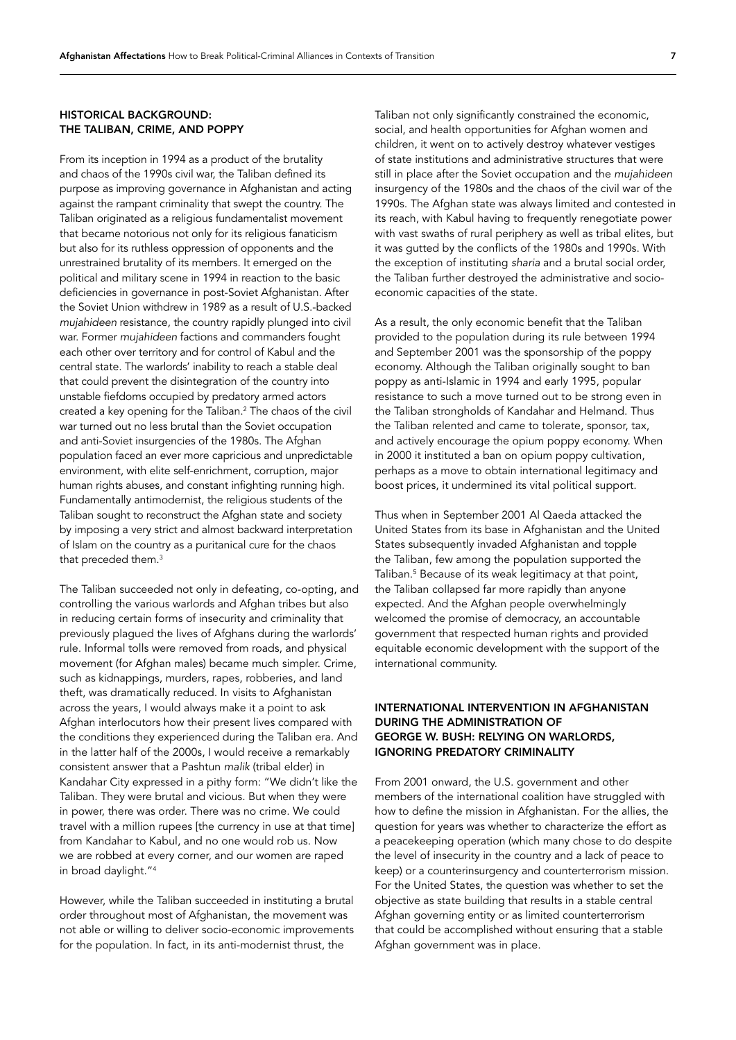## HISTORICAL BACKGROUND: THE TALIBAN, CRIME, AND POPPY

From its inception in 1994 as a product of the brutality and chaos of the 1990s civil war, the Taliban defined its purpose as improving governance in Afghanistan and acting against the rampant criminality that swept the country. The Taliban originated as a religious fundamentalist movement that became notorious not only for its religious fanaticism but also for its ruthless oppression of opponents and the unrestrained brutality of its members. It emerged on the political and military scene in 1994 in reaction to the basic deficiencies in governance in post-Soviet Afghanistan. After the Soviet Union withdrew in 1989 as a result of U.S.-backed *mujahideen* resistance, the country rapidly plunged into civil war. Former *mujahideen* factions and commanders fought each other over territory and for control of Kabul and the central state. The warlords' inability to reach a stable deal that could prevent the disintegration of the country into unstable fiefdoms occupied by predatory armed actors created a key opening for the Taliban.[2] The chaos of the civil war turned out no less brutal than the Soviet occupation and anti-Soviet insurgencies of the 1980s. The Afghan population faced an ever more capricious and unpredictable environment, with elite self-enrichment, corruption, major human rights abuses, and constant infighting running high. Fundamentally antimodernist, the religious students of the Taliban sought to reconstruct the Afghan state and society by imposing a very strict and almost backward interpretation of Islam on the country as a puritanical cure for the chaos that preceded them.[3]

The Taliban succeeded not only in defeating, co-opting, and controlling the various warlords and Afghan tribes but also in reducing certain forms of insecurity and criminality that previously plagued the lives of Afghans during the warlords' rule. Informal tolls were removed from roads, and physical movement (for Afghan males) became much simpler. Crime, such as kidnappings, murders, rapes, robberies, and land theft, was dramatically reduced. In visits to Afghanistan across the years, I would always make it a point to ask Afghan interlocutors how their present lives compared with the conditions they experienced during the Taliban era. And in the latter half of the 2000s, I would receive a remarkably consistent answer that a Pashtun *malik* (tribal elder) in Kandahar City expressed in a pithy form: "We didn't like the Taliban. They were brutal and vicious. But when they were in power, there was order. There was no crime. We could travel with a million rupees [the currency in use at that time] from Kandahar to Kabul, and no one would rob us. Now we are robbed at every corner, and our women are raped in broad daylight."[4]

However, while the Taliban succeeded in instituting a brutal order throughout most of Afghanistan, the movement was not able or willing to deliver socio-economic improvements for the population. In fact, in its anti-modernist thrust, the Taliban not only significantly constrained the economic, social, and health opportunities for Afghan women and children, it went on to actively destroy whatever vestiges of state institutions and administrative structures that were still in place after the Soviet occupation and the *mujahideen* insurgency of the 1980s and the chaos of the civil war of the 1990s. The Afghan state was always limited and contested in its reach, with Kabul having to frequently renegotiate power with vast swaths of rural periphery as well as tribal elites, but it was gutted by the conflicts of the 1980s and 1990s. With the exception of instituting *sharia* and a brutal social order, the Taliban further destroyed the administrative and socio-economic capacities of the state.

As a result, the only economic benefit that the Taliban provided to the population during its rule between 1994 and September 2001 was the sponsorship of the poppy economy. Although the Taliban originally sought to ban poppy as anti-Islamic in 1994 and early 1995, popular resistance to such a move turned out to be strong even in the Taliban strongholds of Kandahar and Helmand. Thus the Taliban relented and came to tolerate, sponsor, tax, and actively encourage the opium poppy economy. When in 2000 it instituted a ban on opium poppy cultivation, perhaps as a move to obtain international legitimacy and boost prices, it undermined its vital political support.

Thus when in September 2001 Al Qaeda attacked the United States from its base in Afghanistan and the United States subsequently invaded Afghanistan and topple the Taliban, few among the population supported the Taliban.[5] Because of its weak legitimacy at that point, the Taliban collapsed far more rapidly than anyone expected. And the Afghan people overwhelmingly welcomed the promise of democracy, an accountable government that respected human rights and provided equitable economic development with the support of the international community.

## INTERNATIONAL INTERVENTION IN AFGHANISTAN DURING THE ADMINISTRATION OF GEORGE W. BUSH: RELYING ON WARLORDS, IGNORING PREDATORY CRIMINALITY

From 2001 onward, the U.S. government and other members of the international coalition have struggled with how to define the mission in Afghanistan. For the allies, the question for years was whether to characterize the effort as a peacekeeping operation (which many chose to do despite the level of insecurity in the country and a lack of peace to keep) or a counterinsurgency and counterterrorism mission. For the United States, the question was whether to set the objective as state building that results in a stable central Afghan governing entity or as limited counterterrorism that could be accomplished without ensuring that a stable Afghan government was in place.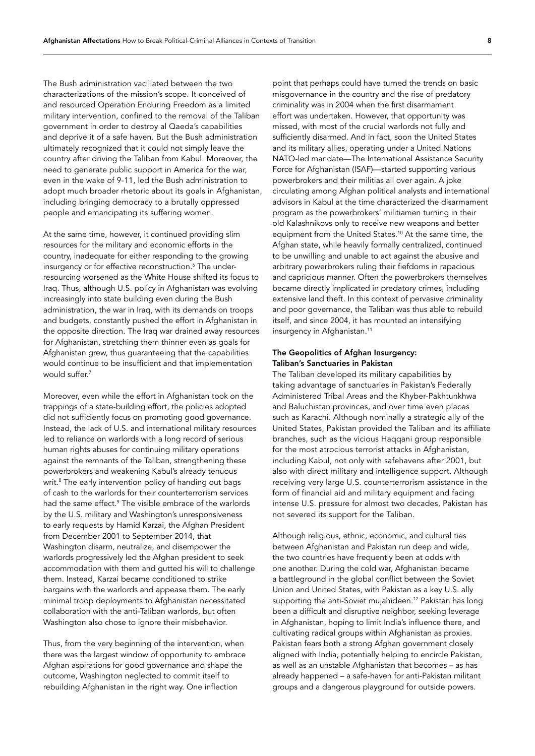The Bush administration vacillated between the two characterizations of the mission's scope. It conceived of and resourced Operation Enduring Freedom as a limited military intervention, confined to the removal of the Taliban government in order to destroy al Qaeda's capabilities and deprive it of a safe haven. But the Bush administration ultimately recognized that it could not simply leave the country after driving the Taliban from Kabul. Moreover, the need to generate public support in America for the war, even in the wake of 9-11, led the Bush administration to adopt much broader rhetoric about its goals in Afghanistan, including bringing democracy to a brutally oppressed people and emancipating its suffering women.

At the same time, however, it continued providing slim resources for the military and economic efforts in the country, inadequate for either responding to the growing insurgency or for effective reconstruction.[6] The under-resourcing worsened as the White House shifted its focus to Iraq. Thus, although U.S. policy in Afghanistan was evolving increasingly into state building even during the Bush administration, the war in Iraq, with its demands on troops and budgets, constantly pushed the effort in Afghanistan in the opposite direction. The Iraq war drained away resources for Afghanistan, stretching them thinner even as goals for Afghanistan grew, thus guaranteeing that the capabilities would continue to be insufficient and that implementation would suffer.[7]

Moreover, even while the effort in Afghanistan took on the trappings of a state-building effort, the policies adopted did not sufficiently focus on promoting good governance. Instead, the lack of U.S. and international military resources led to reliance on warlords with a long record of serious human rights abuses for continuing military operations against the remnants of the Taliban, strengthening these powerbrokers and weakening Kabul's already tenuous writ.[8] The early intervention policy of handing out bags of cash to the warlords for their counterterrorism services had the same effect.[9] The visible embrace of the warlords by the U.S. military and Washington's unresponsiveness to early requests by Hamid Karzai, the Afghan President from December 2001 to September 2014, that Washington disarm, neutralize, and disempower the warlords progressively led the Afghan president to seek accommodation with them and gutted his will to challenge them. Instead, Karzai became conditioned to strike bargains with the warlords and appease them. The early minimal troop deployments to Afghanistan necessitated collaboration with the anti-Taliban warlords, but often Washington also chose to ignore their misbehavior.

Thus, from the very beginning of the intervention, when there was the largest window of opportunity to embrace Afghan aspirations for good governance and shape the outcome, Washington neglected to commit itself to rebuilding Afghanistan in the right way. One inflection point that perhaps could have turned the trends on basic misgovernance in the country and the rise of predatory criminality was in 2004 when the first disarmament effort was undertaken. However, that opportunity was missed, with most of the crucial warlords not fully and sufficiently disarmed. And in fact, soon the United States and its military allies, operating under a United Nations NATO-led mandate—The International Assistance Security Force for Afghanistan (ISAF)—started supporting various powerbrokers and their militias all over again. A joke circulating among Afghan political analysts and international advisors in Kabul at the time characterized the disarmament program as the powerbrokers' militiamen turning in their old Kalashnikovs only to receive new weapons and better equipment from the United States.[10] At the same time, the Afghan state, while heavily formally centralized, continued to be unwilling and unable to act against the abusive and arbitrary powerbrokers ruling their fiefdoms in rapacious and capricious manner. Often the powerbrokers themselves became directly implicated in predatory crimes, including extensive land theft. In this context of pervasive criminality and poor governance, the Taliban was thus able to rebuild itself, and since 2004, it has mounted an intensifying insurgency in Afghanistan.[11]

### The Geopolitics of Afghan Insurgency: Taliban's Sanctuaries in Pakistan

The Taliban developed its military capabilities by taking advantage of sanctuaries in Pakistan's Federally Administered Tribal Areas and the Khyber-Pakhtunkhwa and Baluchistan provinces, and over time even places such as Karachi. Although nominally a strategic ally of the United States, Pakistan provided the Taliban and its affiliate branches, such as the vicious Haqqani group responsible for the most atrocious terrorist attacks in Afghanistan, including Kabul, not only with safehavens after 2001, but also with direct military and intelligence support. Although receiving very large U.S. counterterrorism assistance in the form of financial aid and military equipment and facing intense U.S. pressure for almost two decades, Pakistan has not severed its support for the Taliban.

Although religious, ethnic, economic, and cultural ties between Afghanistan and Pakistan run deep and wide, the two countries have frequently been at odds with one another. During the cold war, Afghanistan became a battleground in the global conflict between the Soviet Union and United States, with Pakistan as a key U.S. ally supporting the anti-Soviet mujahideen.[12] Pakistan has long been a difficult and disruptive neighbor, seeking leverage in Afghanistan, hoping to limit India's influence there, and cultivating radical groups within Afghanistan as proxies. Pakistan fears both a strong Afghan government closely aligned with India, potentially helping to encircle Pakistan, as well as an unstable Afghanistan that becomes – as has already happened – a safe-haven for anti-Pakistan militant groups and a dangerous playground for outside powers.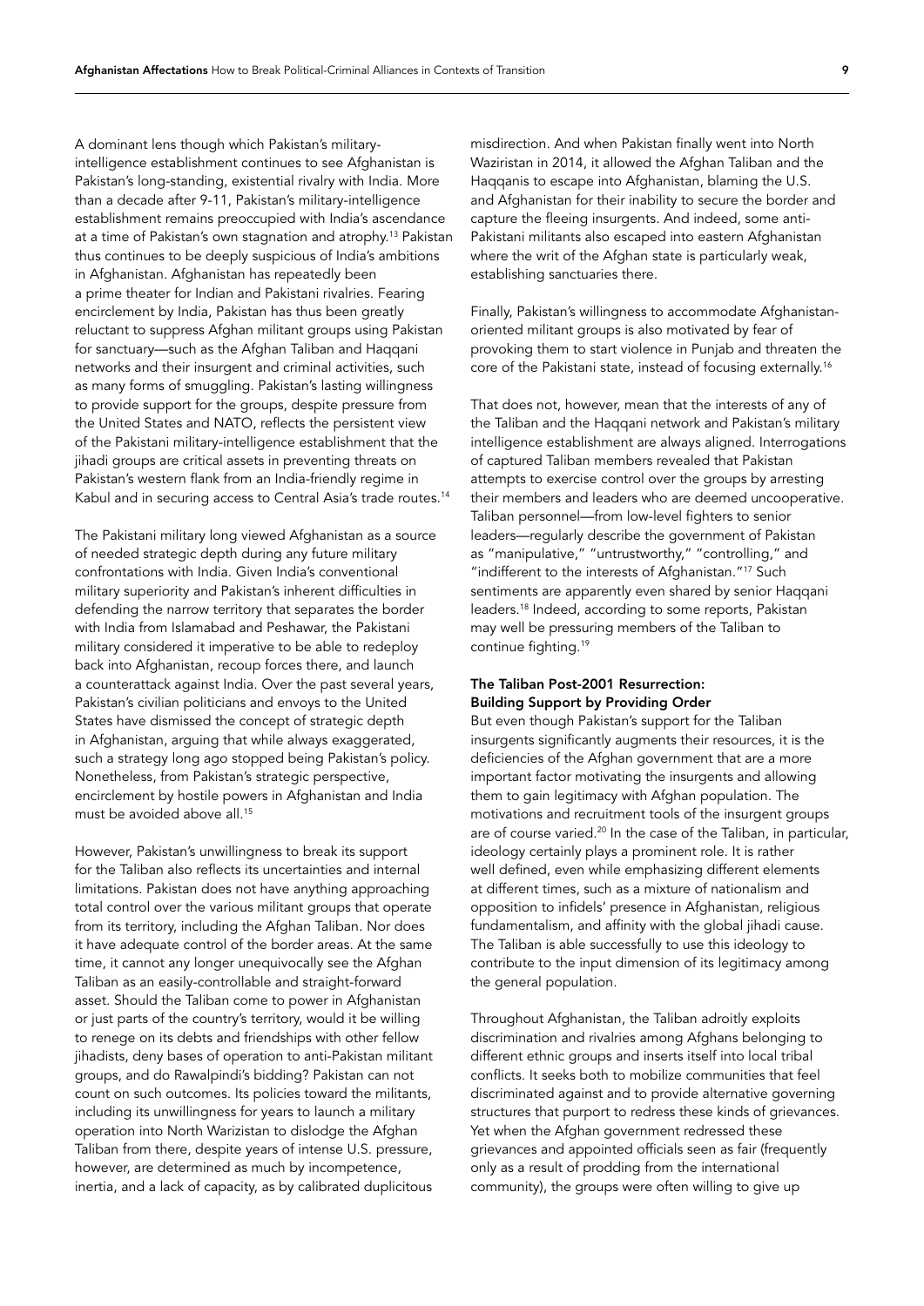A dominant lens though which Pakistan's military-intelligence establishment continues to see Afghanistan is Pakistan's long-standing, existential rivalry with India. More than a decade after 9-11, Pakistan's military-intelligence establishment remains preoccupied with India's ascendance at a time of Pakistan's own stagnation and atrophy.[13] Pakistan thus continues to be deeply suspicious of India's ambitions in Afghanistan. Afghanistan has repeatedly been a prime theater for Indian and Pakistani rivalries. Fearing encirclement by India, Pakistan has thus been greatly reluctant to suppress Afghan militant groups using Pakistan for sanctuary—such as the Afghan Taliban and Haqqani networks and their insurgent and criminal activities, such as many forms of smuggling. Pakistan's lasting willingness to provide support for the groups, despite pressure from the United States and NATO, reflects the persistent view of the Pakistani military-intelligence establishment that the jihadi groups are critical assets in preventing threats on Pakistan's western flank from an India-friendly regime in Kabul and in securing access to Central Asia's trade routes.[14]

The Pakistani military long viewed Afghanistan as a source of needed strategic depth during any future military confrontations with India. Given India's conventional military superiority and Pakistan's inherent difficulties in defending the narrow territory that separates the border with India from Islamabad and Peshawar, the Pakistani military considered it imperative to be able to redeploy back into Afghanistan, recoup forces there, and launch a counterattack against India. Over the past several years, Pakistan's civilian politicians and envoys to the United States have dismissed the concept of strategic depth in Afghanistan, arguing that while always exaggerated, such a strategy long ago stopped being Pakistan's policy. Nonetheless, from Pakistan's strategic perspective, encirclement by hostile powers in Afghanistan and India must be avoided above all.[15]

However, Pakistan's unwillingness to break its support for the Taliban also reflects its uncertainties and internal limitations. Pakistan does not have anything approaching total control over the various militant groups that operate from its territory, including the Afghan Taliban. Nor does it have adequate control of the border areas. At the same time, it cannot any longer unequivocally see the Afghan Taliban as an easily-controllable and straight-forward asset. Should the Taliban come to power in Afghanistan or just parts of the country's territory, would it be willing to renege on its debts and friendships with other fellow jihadists, deny bases of operation to anti-Pakistan militant groups, and do Rawalpindi's bidding? Pakistan can not count on such outcomes. Its policies toward the militants, including its unwillingness for years to launch a military operation into North Warizistan to dislodge the Afghan Taliban from there, despite years of intense U.S. pressure, however, are determined as much by incompetence, inertia, and a lack of capacity, as by calibrated duplicitous misdirection. And when Pakistan finally went into North Waziristan in 2014, it allowed the Afghan Taliban and the Haqqanis to escape into Afghanistan, blaming the U.S. and Afghanistan for their inability to secure the border and capture the fleeing insurgents. And indeed, some anti-Pakistani militants also escaped into eastern Afghanistan where the writ of the Afghan state is particularly weak, establishing sanctuaries there.

Finally, Pakistan's willingness to accommodate Afghanistan-oriented militant groups is also motivated by fear of provoking them to start violence in Punjab and threaten the core of the Pakistani state, instead of focusing externally.[16]

That does not, however, mean that the interests of any of the Taliban and the Haqqani network and Pakistan's military intelligence establishment are always aligned. Interrogations of captured Taliban members revealed that Pakistan attempts to exercise control over the groups by arresting their members and leaders who are deemed uncooperative. Taliban personnel—from low-level fighters to senior leaders—regularly describe the government of Pakistan as "manipulative," "untrustworthy," "controlling," and "indifferent to the interests of Afghanistan."[17] Such sentiments are apparently even shared by senior Haqqani leaders.[18] Indeed, according to some reports, Pakistan may well be pressuring members of the Taliban to continue fighting.[19]

### The Taliban Post-2001 Resurrection: Building Support by Providing Order

But even though Pakistan's support for the Taliban insurgents significantly augments their resources, it is the deficiencies of the Afghan government that are a more important factor motivating the insurgents and allowing them to gain legitimacy with Afghan population. The motivations and recruitment tools of the insurgent groups are of course varied.[20] In the case of the Taliban, in particular, ideology certainly plays a prominent role. It is rather well defined, even while emphasizing different elements at different times, such as a mixture of nationalism and opposition to infidels' presence in Afghanistan, religious fundamentalism, and affinity with the global jihadi cause. The Taliban is able successfully to use this ideology to contribute to the input dimension of its legitimacy among the general population.

Throughout Afghanistan, the Taliban adroitly exploits discrimination and rivalries among Afghans belonging to different ethnic groups and inserts itself into local tribal conflicts. It seeks both to mobilize communities that feel discriminated against and to provide alternative governing structures that purport to redress these kinds of grievances. Yet when the Afghan government redressed these grievances and appointed officials seen as fair (frequently only as a result of prodding from the international community), the groups were often willing to give up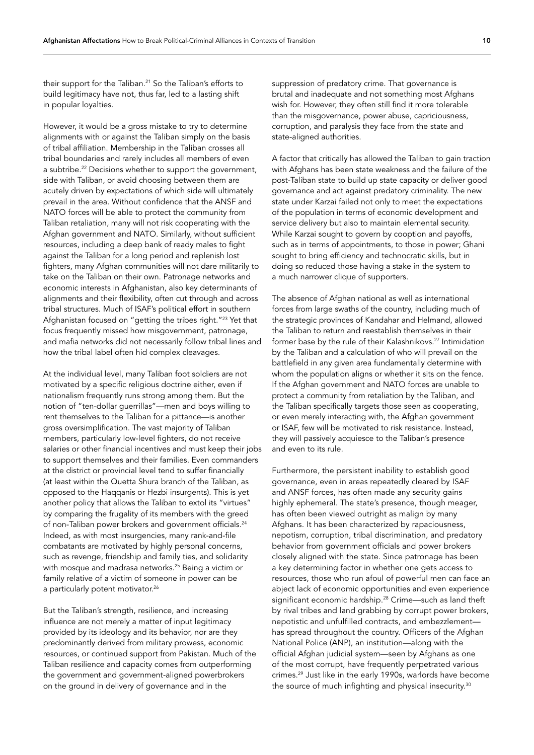their support for the Taliban.[21] So the Taliban's efforts to build legitimacy have not, thus far, led to a lasting shift in popular loyalties.

However, it would be a gross mistake to try to determine alignments with or against the Taliban simply on the basis of tribal affiliation. Membership in the Taliban crosses all tribal boundaries and rarely includes all members of even a subtribe.[22] Decisions whether to support the government, side with Taliban, or avoid choosing between them are acutely driven by expectations of which side will ultimately prevail in the area. Without confidence that the ANSF and NATO forces will be able to protect the community from Taliban retaliation, many will not risk cooperating with the Afghan government and NATO. Similarly, without sufficient resources, including a deep bank of ready males to fight against the Taliban for a long period and replenish lost fighters, many Afghan communities will not dare militarily to take on the Taliban on their own. Patronage networks and economic interests in Afghanistan, also key determinants of alignments and their flexibility, often cut through and across tribal structures. Much of ISAF's political effort in southern Afghanistan focused on "getting the tribes right."[23] Yet that focus frequently missed how misgovernment, patronage, and mafia networks did not necessarily follow tribal lines and how the tribal label often hid complex cleavages.

At the individual level, many Taliban foot soldiers are not motivated by a specific religious doctrine either, even if nationalism frequently runs strong among them. But the notion of "ten-dollar guerrillas"—men and boys willing to rent themselves to the Taliban for a pittance—is another gross oversimplification. The vast majority of Taliban members, particularly low-level fighters, do not receive salaries or other financial incentives and must keep their jobs to support themselves and their families. Even commanders at the district or provincial level tend to suffer financially (at least within the Quetta Shura branch of the Taliban, as opposed to the Haqqanis or Hezbi insurgents). This is yet another policy that allows the Taliban to extol its "virtues" by comparing the frugality of its members with the greed of non-Taliban power brokers and government officials.[24] Indeed, as with most insurgencies, many rank-and-file combatants are motivated by highly personal concerns, such as revenge, friendship and family ties, and solidarity with mosque and madrasa networks.[25] Being a victim or family relative of a victim of someone in power can be a particularly potent motivator.[26]

But the Taliban's strength, resilience, and increasing influence are not merely a matter of input legitimacy provided by its ideology and its behavior, nor are they predominantly derived from military prowess, economic resources, or continued support from Pakistan. Much of the Taliban resilience and capacity comes from outperforming the government and government-aligned powerbrokers on the ground in delivery of governance and in the suppression of predatory crime. That governance is brutal and inadequate and not something most Afghans wish for. However, they often still find it more tolerable than the misgovernance, power abuse, capriciousness, corruption, and paralysis they face from the state and state-aligned authorities.

A factor that critically has allowed the Taliban to gain traction with Afghans has been state weakness and the failure of the post-Taliban state to build up state capacity or deliver good governance and act against predatory criminality. The new state under Karzai failed not only to meet the expectations of the population in terms of economic development and service delivery but also to maintain elemental security. While Karzai sought to govern by cooption and payoffs, such as in terms of appointments, to those in power; Ghani sought to bring efficiency and technocratic skills, but in doing so reduced those having a stake in the system to a much narrower clique of supporters.

The absence of Afghan national as well as international forces from large swaths of the country, including much of the strategic provinces of Kandahar and Helmand, allowed the Taliban to return and reestablish themselves in their former base by the rule of their Kalashnikovs.[27] Intimidation by the Taliban and a calculation of who will prevail on the battlefield in any given area fundamentally determine with whom the population aligns or whether it sits on the fence. If the Afghan government and NATO forces are unable to protect a community from retaliation by the Taliban, and the Taliban specifically targets those seen as cooperating, or even merely interacting with, the Afghan government or ISAF, few will be motivated to risk resistance. Instead, they will passively acquiesce to the Taliban's presence and even to its rule.

Furthermore, the persistent inability to establish good governance, even in areas repeatedly cleared by ISAF and ANSF forces, has often made any security gains highly ephemeral. The state's presence, though meager, has often been viewed outright as malign by many Afghans. It has been characterized by rapaciousness, nepotism, corruption, tribal discrimination, and predatory behavior from government officials and power brokers closely aligned with the state. Since patronage has been a key determining factor in whether one gets access to resources, those who run afoul of powerful men can face an abject lack of economic opportunities and even experience significant economic hardship.[28] Crime—such as land theft by rival tribes and land grabbing by corrupt power brokers, nepotistic and unfulfilled contracts, and embezzlement—has spread throughout the country. Officers of the Afghan National Police (ANP), an institution—along with the official Afghan judicial system—seen by Afghans as one of the most corrupt, have frequently perpetrated various crimes.[29] Just like in the early 1990s, warlords have become the source of much infighting and physical insecurity.[30]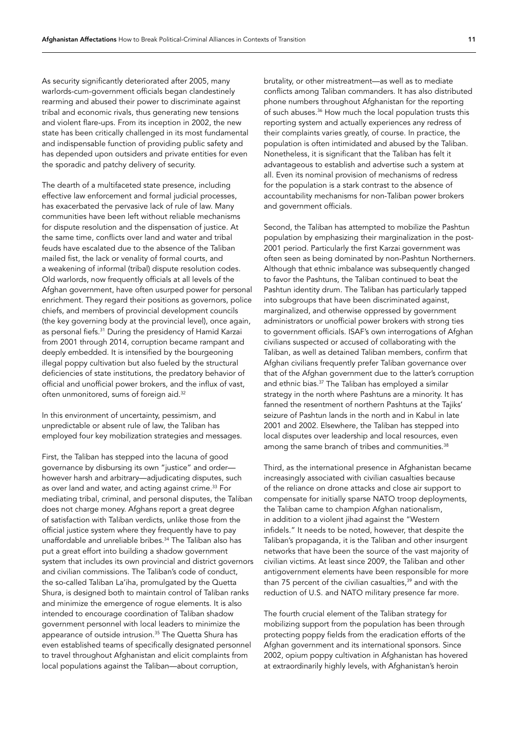As security significantly deteriorated after 2005, many warlords-cum-government officials began clandestinely rearming and abused their power to discriminate against tribal and economic rivals, thus generating new tensions and violent flare-ups. From its inception in 2002, the new state has been critically challenged in its most fundamental and indispensable function of providing public safety and has depended upon outsiders and private entities for even the sporadic and patchy delivery of security.

The dearth of a multifaceted state presence, including effective law enforcement and formal judicial processes, has exacerbated the pervasive lack of rule of law. Many communities have been left without reliable mechanisms for dispute resolution and the dispensation of justice. At the same time, conflicts over land and water and tribal feuds have escalated due to the absence of the Taliban mailed fist, the lack or venality of formal courts, and a weakening of informal (tribal) dispute resolution codes. Old warlords, now frequently officials at all levels of the Afghan government, have often usurped power for personal enrichment. They regard their positions as governors, police chiefs, and members of provincial development councils (the key governing body at the provincial level), once again, as personal fiefs.[31] During the presidency of Hamid Karzai from 2001 through 2014, corruption became rampant and deeply embedded. It is intensified by the bourgeoning illegal poppy cultivation but also fueled by the structural deficiencies of state institutions, the predatory behavior of official and unofficial power brokers, and the influx of vast, often unmonitored, sums of foreign aid.[32]

In this environment of uncertainty, pessimism, and unpredictable or absent rule of law, the Taliban has employed four key mobilization strategies and messages.

First, the Taliban has stepped into the lacuna of good governance by disbursing its own "justice" and order—however harsh and arbitrary—adjudicating disputes, such as over land and water, and acting against crime.[33] For mediating tribal, criminal, and personal disputes, the Taliban does not charge money. Afghans report a great degree of satisfaction with Taliban verdicts, unlike those from the official justice system where they frequently have to pay unaffordable and unreliable bribes.[34] The Taliban also has put a great effort into building a shadow government system that includes its own provincial and district governors and civilian commissions. The Taliban's code of conduct, the so-called Taliban La'iha, promulgated by the Quetta Shura, is designed both to maintain control of Taliban ranks and minimize the emergence of rogue elements. It is also intended to encourage coordination of Taliban shadow government personnel with local leaders to minimize the appearance of outside intrusion.[35] The Quetta Shura has even established teams of specifically designated personnel to travel throughout Afghanistan and elicit complaints from local populations against the Taliban—about corruption, brutality, or other mistreatment—as well as to mediate conflicts among Taliban commanders. It has also distributed phone numbers throughout Afghanistan for the reporting of such abuses.[36] How much the local population trusts this reporting system and actually experiences any redress of their complaints varies greatly, of course. In practice, the population is often intimidated and abused by the Taliban. Nonetheless, it is significant that the Taliban has felt it advantageous to establish and advertise such a system at all. Even its nominal provision of mechanisms of redress for the population is a stark contrast to the absence of accountability mechanisms for non-Taliban power brokers and government officials.

Second, the Taliban has attempted to mobilize the Pashtun population by emphasizing their marginalization in the post-2001 period. Particularly the first Karzai government was often seen as being dominated by non-Pashtun Northerners. Although that ethnic imbalance was subsequently changed to favor the Pashtuns, the Taliban continued to beat the Pashtun identity drum. The Taliban has particularly tapped into subgroups that have been discriminated against, marginalized, and otherwise oppressed by government administrators or unofficial power brokers with strong ties to government officials. ISAF's own interrogations of Afghan civilians suspected or accused of collaborating with the Taliban, as well as detained Taliban members, confirm that Afghan civilians frequently prefer Taliban governance over that of the Afghan government due to the latter's corruption and ethnic bias.[37] The Taliban has employed a similar strategy in the north where Pashtuns are a minority. It has fanned the resentment of northern Pashtuns at the Tajiks' seizure of Pashtun lands in the north and in Kabul in late 2001 and 2002. Elsewhere, the Taliban has stepped into local disputes over leadership and local resources, even among the same branch of tribes and communities.[38]

Third, as the international presence in Afghanistan became increasingly associated with civilian casualties because of the reliance on drone attacks and close air support to compensate for initially sparse NATO troop deployments, the Taliban came to champion Afghan nationalism, in addition to a violent jihad against the "Western infidels." It needs to be noted, however, that despite the Taliban's propaganda, it is the Taliban and other insurgent networks that have been the source of the vast majority of civilian victims. At least since 2009, the Taliban and other antigovernment elements have been responsible for more than 75 percent of the civilian casualties,[39] and with the reduction of U.S. and NATO military presence far more.

The fourth crucial element of the Taliban strategy for mobilizing support from the population has been through protecting poppy fields from the eradication efforts of the Afghan government and its international sponsors. Since 2002, opium poppy cultivation in Afghanistan has hovered at extraordinarily highly levels, with Afghanistan's heroin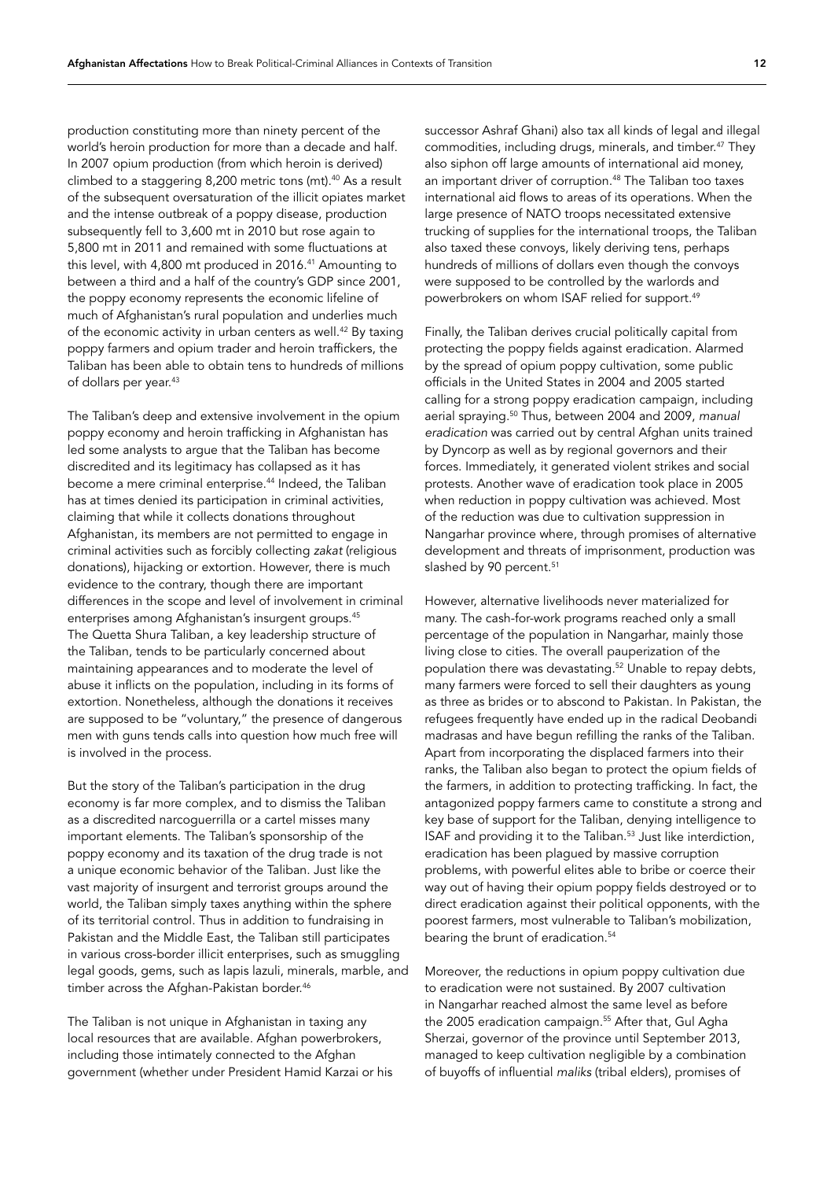production constituting more than ninety percent of the world's heroin production for more than a decade and half. In 2007 opium production (from which heroin is derived) climbed to a staggering 8,200 metric tons (mt).[40] As a result of the subsequent oversaturation of the illicit opiates market and the intense outbreak of a poppy disease, production subsequently fell to 3,600 mt in 2010 but rose again to 5,800 mt in 2011 and remained with some fluctuations at this level, with 4,800 mt produced in 2016.[41] Amounting to between a third and a half of the country's GDP since 2001, the poppy economy represents the economic lifeline of much of Afghanistan's rural population and underlies much of the economic activity in urban centers as well.[42] By taxing poppy farmers and opium trader and heroin traffickers, the Taliban has been able to obtain tens to hundreds of millions of dollars per year.[43]

The Taliban's deep and extensive involvement in the opium poppy economy and heroin trafficking in Afghanistan has led some analysts to argue that the Taliban has become discredited and its legitimacy has collapsed as it has become a mere criminal enterprise.[44] Indeed, the Taliban has at times denied its participation in criminal activities, claiming that while it collects donations throughout Afghanistan, its members are not permitted to engage in criminal activities such as forcibly collecting *zakat* (religious donations), hijacking or extortion. However, there is much evidence to the contrary, though there are important differences in the scope and level of involvement in criminal enterprises among Afghanistan's insurgent groups.[45] The Quetta Shura Taliban, a key leadership structure of the Taliban, tends to be particularly concerned about maintaining appearances and to moderate the level of abuse it inflicts on the population, including in its forms of extortion. Nonetheless, although the donations it receives are supposed to be "voluntary," the presence of dangerous men with guns tends calls into question how much free will is involved in the process.

But the story of the Taliban's participation in the drug economy is far more complex, and to dismiss the Taliban as a discredited narcoguerrilla or a cartel misses many important elements. The Taliban's sponsorship of the poppy economy and its taxation of the drug trade is not a unique economic behavior of the Taliban. Just like the vast majority of insurgent and terrorist groups around the world, the Taliban simply taxes anything within the sphere of its territorial control. Thus in addition to fundraising in Pakistan and the Middle East, the Taliban still participates in various cross-border illicit enterprises, such as smuggling legal goods, gems, such as lapis lazuli, minerals, marble, and timber across the Afghan-Pakistan border.[46]

The Taliban is not unique in Afghanistan in taxing any local resources that are available. Afghan powerbrokers, including those intimately connected to the Afghan government (whether under President Hamid Karzai or his successor Ashraf Ghani) also tax all kinds of legal and illegal commodities, including drugs, minerals, and timber.[47] They also siphon off large amounts of international aid money, an important driver of corruption.[48] The Taliban too taxes international aid flows to areas of its operations. When the large presence of NATO troops necessitated extensive trucking of supplies for the international troops, the Taliban also taxed these convoys, likely deriving tens, perhaps hundreds of millions of dollars even though the convoys were supposed to be controlled by the warlords and powerbrokers on whom ISAF relied for support.[49]

Finally, the Taliban derives crucial politically capital from protecting the poppy fields against eradication. Alarmed by the spread of opium poppy cultivation, some public officials in the United States in 2004 and 2005 started calling for a strong poppy eradication campaign, including aerial spraying.[50] Thus, between 2004 and 2009, *manual eradication* was carried out by central Afghan units trained by Dyncorp as well as by regional governors and their forces. Immediately, it generated violent strikes and social protests. Another wave of eradication took place in 2005 when reduction in poppy cultivation was achieved. Most of the reduction was due to cultivation suppression in Nangarhar province where, through promises of alternative development and threats of imprisonment, production was slashed by 90 percent.[51]

However, alternative livelihoods never materialized for many. The cash-for-work programs reached only a small percentage of the population in Nangarhar, mainly those living close to cities. The overall pauperization of the population there was devastating.[52] Unable to repay debts, many farmers were forced to sell their daughters as young as three as brides or to abscond to Pakistan. In Pakistan, the refugees frequently have ended up in the radical Deobandi madrasas and have begun refilling the ranks of the Taliban. Apart from incorporating the displaced farmers into their ranks, the Taliban also began to protect the opium fields of the farmers, in addition to protecting trafficking. In fact, the antagonized poppy farmers came to constitute a strong and key base of support for the Taliban, denying intelligence to ISAF and providing it to the Taliban.[53] Just like interdiction, eradication has been plagued by massive corruption problems, with powerful elites able to bribe or coerce their way out of having their opium poppy fields destroyed or to direct eradication against their political opponents, with the poorest farmers, most vulnerable to Taliban's mobilization, bearing the brunt of eradication.[54]

Moreover, the reductions in opium poppy cultivation due to eradication were not sustained. By 2007 cultivation in Nangarhar reached almost the same level as before the 2005 eradication campaign.[55] After that, Gul Agha Sherzai, governor of the province until September 2013, managed to keep cultivation negligible by a combination of buyoffs of influential *maliks* (tribal elders), promises of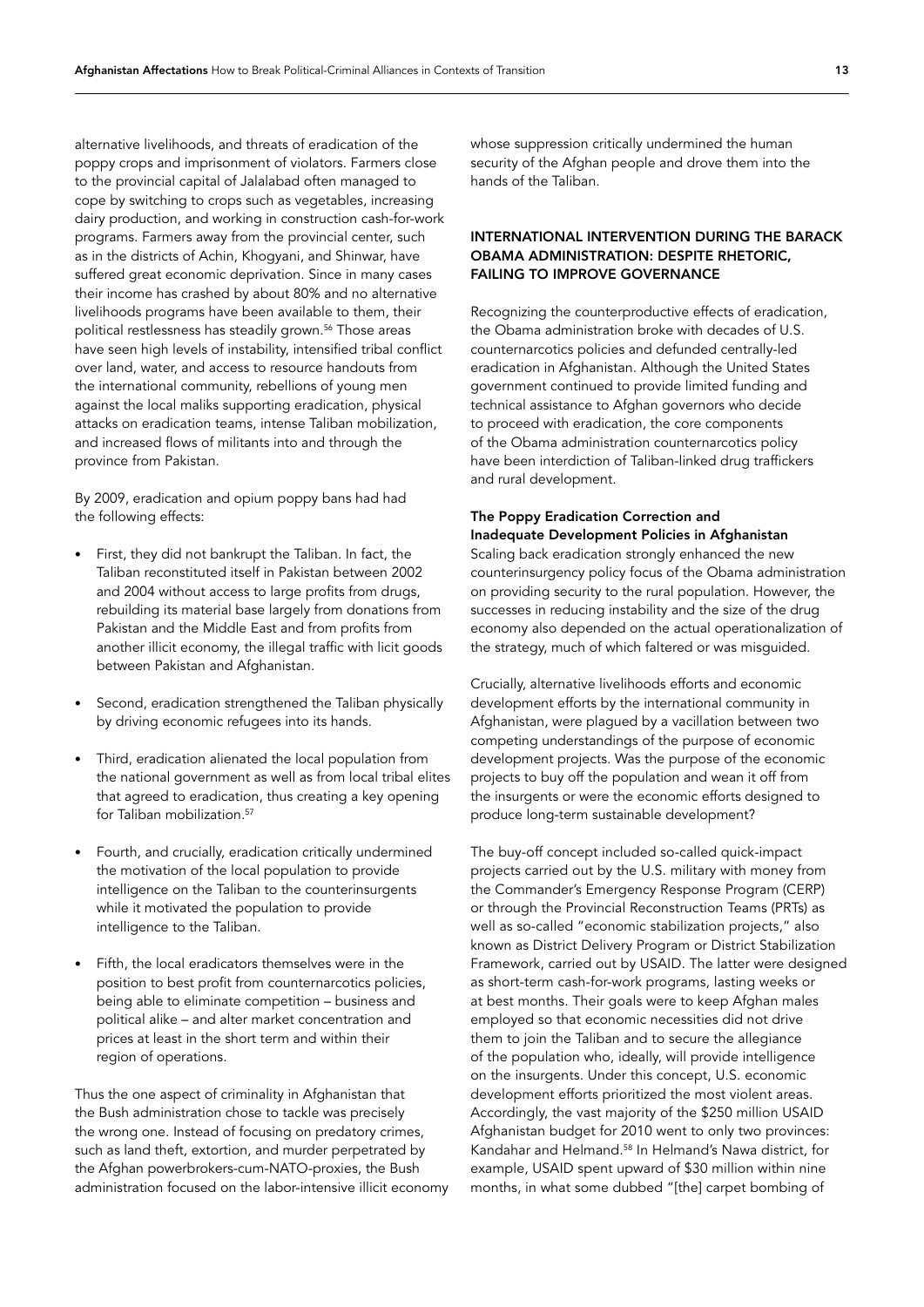alternative livelihoods, and threats of eradication of the poppy crops and imprisonment of violators. Farmers close to the provincial capital of Jalalabad often managed to cope by switching to crops such as vegetables, increasing dairy production, and working in construction cash-for-work programs. Farmers away from the provincial center, such as in the districts of Achin, Khogyani, and Shinwar, have suffered great economic deprivation. Since in many cases their income has crashed by about 80% and no alternative livelihoods programs have been available to them, their political restlessness has steadily grown.[56] Those areas have seen high levels of instability, intensified tribal conflict over land, water, and access to resource handouts from the international community, rebellions of young men against the local maliks supporting eradication, physical attacks on eradication teams, intense Taliban mobilization, and increased flows of militants into and through the province from Pakistan.

By 2009, eradication and opium poppy bans had had the following effects:

- First, they did not bankrupt the Taliban. In fact, the Taliban reconstituted itself in Pakistan between 2002 and 2004 without access to large profits from drugs, rebuilding its material base largely from donations from Pakistan and the Middle East and from profits from another illicit economy, the illegal traffic with licit goods between Pakistan and Afghanistan.
- Second, eradication strengthened the Taliban physically by driving economic refugees into its hands.
- Third, eradication alienated the local population from the national government as well as from local tribal elites that agreed to eradication, thus creating a key opening for Taliban mobilization.[57]
- Fourth, and crucially, eradication critically undermined the motivation of the local population to provide intelligence on the Taliban to the counterinsurgents while it motivated the population to provide intelligence to the Taliban.
- Fifth, the local eradicators themselves were in the position to best profit from counternarcotics policies, being able to eliminate competition – business and political alike – and alter market concentration and prices at least in the short term and within their region of operations.

Thus the one aspect of criminality in Afghanistan that the Bush administration chose to tackle was precisely the wrong one. Instead of focusing on predatory crimes, such as land theft, extortion, and murder perpetrated by the Afghan powerbrokers-cum-NATO-proxies, the Bush administration focused on the labor-intensive illicit economy whose suppression critically undermined the human security of the Afghan people and drove them into the hands of the Taliban.

## INTERNATIONAL INTERVENTION DURING THE BARACK OBAMA ADMINISTRATION: DESPITE RHETORIC, FAILING TO IMPROVE GOVERNANCE

Recognizing the counterproductive effects of eradication, the Obama administration broke with decades of U.S. counternarcotics policies and defunded centrally-led eradication in Afghanistan. Although the United States government continued to provide limited funding and technical assistance to Afghan governors who decide to proceed with eradication, the core components of the Obama administration counternarcotics policy have been interdiction of Taliban-linked drug traffickers and rural development.

### The Poppy Eradication Correction and Inadequate Development Policies in Afghanistan

Scaling back eradication strongly enhanced the new counterinsurgency policy focus of the Obama administration on providing security to the rural population. However, the successes in reducing instability and the size of the drug economy also depended on the actual operationalization of the strategy, much of which faltered or was misguided.

Crucially, alternative livelihoods efforts and economic development efforts by the international community in Afghanistan, were plagued by a vacillation between two competing understandings of the purpose of economic development projects. Was the purpose of the economic projects to buy off the population and wean it off from the insurgents or were the economic efforts designed to produce long-term sustainable development?

The buy-off concept included so-called quick-impact projects carried out by the U.S. military with money from the Commander's Emergency Response Program (CERP) or through the Provincial Reconstruction Teams (PRTs) as well as so-called "economic stabilization projects," also known as District Delivery Program or District Stabilization Framework, carried out by USAID. The latter were designed as short-term cash-for-work programs, lasting weeks or at best months. Their goals were to keep Afghan males employed so that economic necessities did not drive them to join the Taliban and to secure the allegiance of the population who, ideally, will provide intelligence on the insurgents. Under this concept, U.S. economic development efforts prioritized the most violent areas. Accordingly, the vast majority of the $250 million USAID Afghanistan budget for 2010 went to only two provinces: Kandahar and Helmand.[58] In Helmand's Nawa district, for example, USAID spent upward of $30 million within nine months, in what some dubbed "[the] carpet bombing of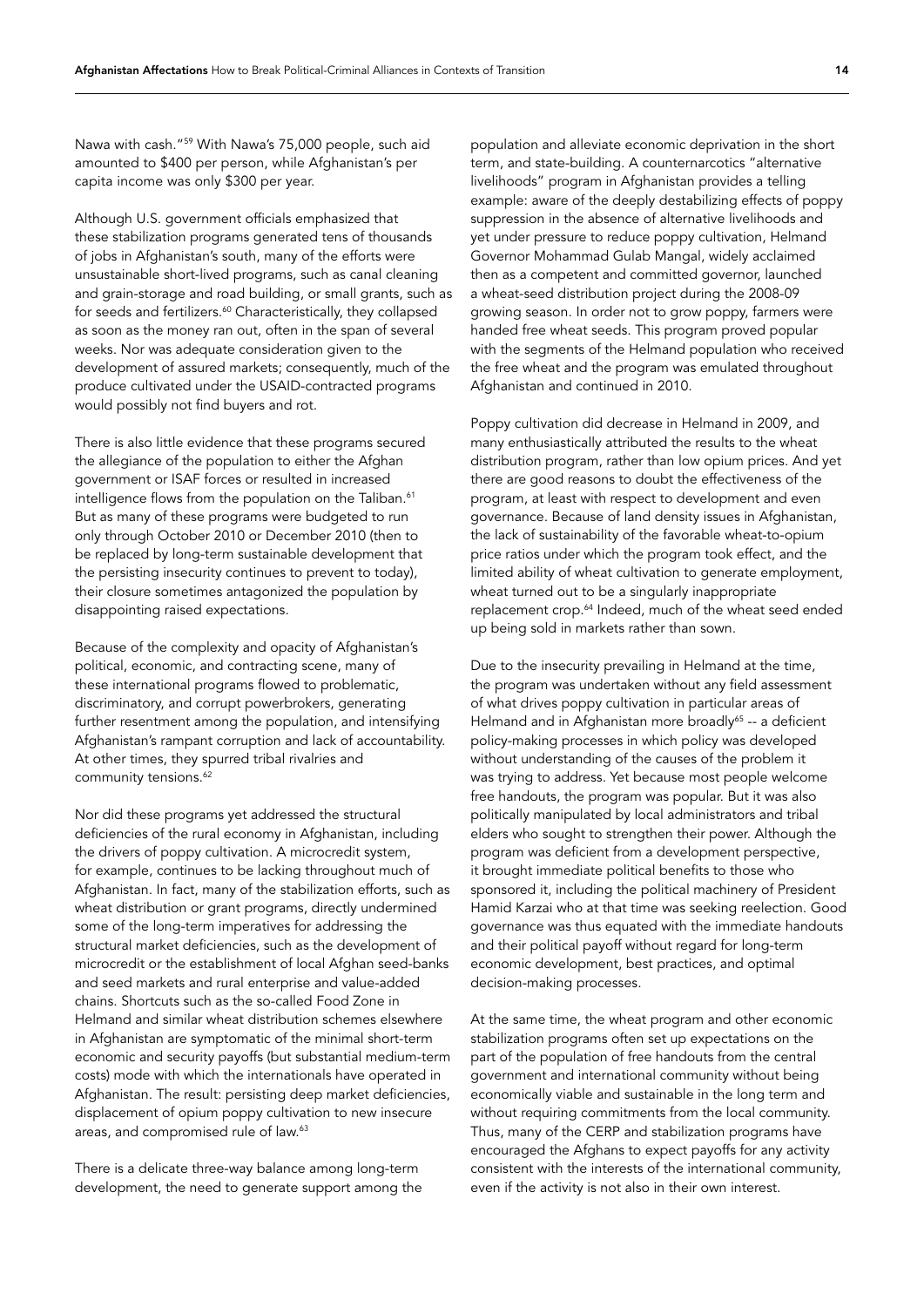Nawa with cash."[59] With Nawa's 75,000 people, such aid amounted to $400 per person, while Afghanistan's per capita income was only $300 per year.

Although U.S. government officials emphasized that these stabilization programs generated tens of thousands of jobs in Afghanistan's south, many of the efforts were unsustainable short-lived programs, such as canal cleaning and grain-storage and road building, or small grants, such as for seeds and fertilizers.[60] Characteristically, they collapsed as soon as the money ran out, often in the span of several weeks. Nor was adequate consideration given to the development of assured markets; consequently, much of the produce cultivated under the USAID-contracted programs would possibly not find buyers and rot.

There is also little evidence that these programs secured the allegiance of the population to either the Afghan government or ISAF forces or resulted in increased intelligence flows from the population on the Taliban.[61] But as many of these programs were budgeted to run only through October 2010 or December 2010 (then to be replaced by long-term sustainable development that the persisting insecurity continues to prevent to today), their closure sometimes antagonized the population by disappointing raised expectations.

Because of the complexity and opacity of Afghanistan's political, economic, and contracting scene, many of these international programs flowed to problematic, discriminatory, and corrupt powerbrokers, generating further resentment among the population, and intensifying Afghanistan's rampant corruption and lack of accountability. At other times, they spurred tribal rivalries and community tensions.[62]

Nor did these programs yet addressed the structural deficiencies of the rural economy in Afghanistan, including the drivers of poppy cultivation. A microcredit system, for example, continues to be lacking throughout much of Afghanistan. In fact, many of the stabilization efforts, such as wheat distribution or grant programs, directly undermined some of the long-term imperatives for addressing the structural market deficiencies, such as the development of microcredit or the establishment of local Afghan seed-banks and seed markets and rural enterprise and value-added chains. Shortcuts such as the so-called Food Zone in Helmand and similar wheat distribution schemes elsewhere in Afghanistan are symptomatic of the minimal short-term economic and security payoffs (but substantial medium-term costs) mode with which the internationals have operated in Afghanistan. The result: persisting deep market deficiencies, displacement of opium poppy cultivation to new insecure areas, and compromised rule of law.[63]

There is a delicate three-way balance among long-term development, the need to generate support among the population and alleviate economic deprivation in the short term, and state-building. A counternarcotics "alternative livelihoods" program in Afghanistan provides a telling example: aware of the deeply destabilizing effects of poppy suppression in the absence of alternative livelihoods and yet under pressure to reduce poppy cultivation, Helmand Governor Mohammad Gulab Mangal, widely acclaimed then as a competent and committed governor, launched a wheat-seed distribution project during the 2008-09 growing season. In order not to grow poppy, farmers were handed free wheat seeds. This program proved popular with the segments of the Helmand population who received the free wheat and the program was emulated throughout Afghanistan and continued in 2010.

Poppy cultivation did decrease in Helmand in 2009, and many enthusiastically attributed the results to the wheat distribution program, rather than low opium prices. And yet there are good reasons to doubt the effectiveness of the program, at least with respect to development and even governance. Because of land density issues in Afghanistan, the lack of sustainability of the favorable wheat-to-opium price ratios under which the program took effect, and the limited ability of wheat cultivation to generate employment, wheat turned out to be a singularly inappropriate replacement crop.[64] Indeed, much of the wheat seed ended up being sold in markets rather than sown.

Due to the insecurity prevailing in Helmand at the time, the program was undertaken without any field assessment of what drives poppy cultivation in particular areas of Helmand and in Afghanistan more broadly[65] -- a deficient policy-making processes in which policy was developed without understanding of the causes of the problem it was trying to address. Yet because most people welcome free handouts, the program was popular. But it was also politically manipulated by local administrators and tribal elders who sought to strengthen their power. Although the program was deficient from a development perspective, it brought immediate political benefits to those who sponsored it, including the political machinery of President Hamid Karzai who at that time was seeking reelection. Good governance was thus equated with the immediate handouts and their political payoff without regard for long-term economic development, best practices, and optimal decision-making processes.

At the same time, the wheat program and other economic stabilization programs often set up expectations on the part of the population of free handouts from the central government and international community without being economically viable and sustainable in the long term and without requiring commitments from the local community. Thus, many of the CERP and stabilization programs have encouraged the Afghans to expect payoffs for any activity consistent with the interests of the international community, even if the activity is not also in their own interest.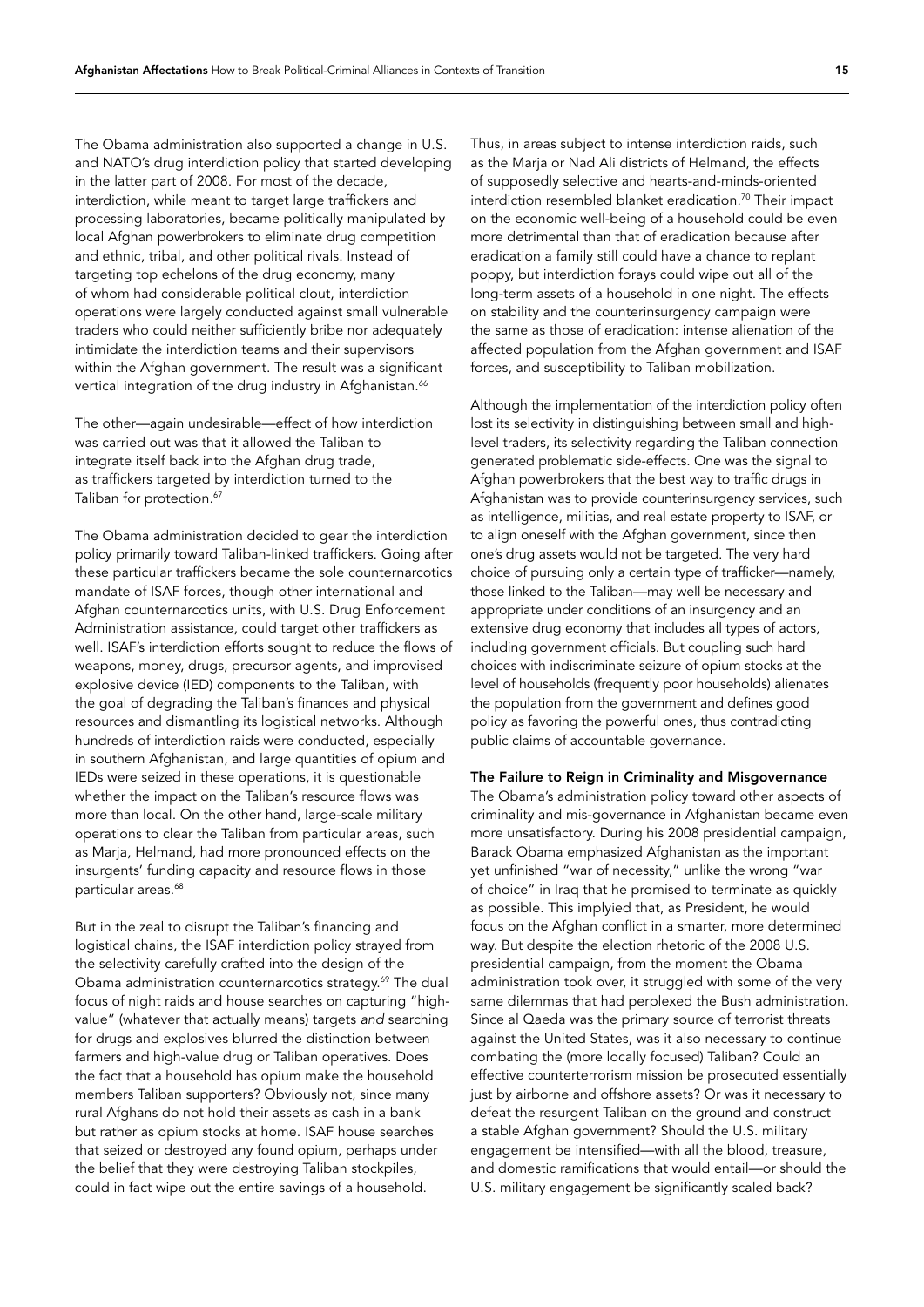The Obama administration also supported a change in U.S. and NATO's drug interdiction policy that started developing in the latter part of 2008. For most of the decade, interdiction, while meant to target large traffickers and processing laboratories, became politically manipulated by local Afghan powerbrokers to eliminate drug competition and ethnic, tribal, and other political rivals. Instead of targeting top echelons of the drug economy, many of whom had considerable political clout, interdiction operations were largely conducted against small vulnerable traders who could neither sufficiently bribe nor adequately intimidate the interdiction teams and their supervisors within the Afghan government. The result was a significant vertical integration of the drug industry in Afghanistan.[66]

The other—again undesirable—effect of how interdiction was carried out was that it allowed the Taliban to integrate itself back into the Afghan drug trade, as traffickers targeted by interdiction turned to the Taliban for protection.[67]

The Obama administration decided to gear the interdiction policy primarily toward Taliban-linked traffickers. Going after these particular traffickers became the sole counternarcotics mandate of ISAF forces, though other international and Afghan counternarcotics units, with U.S. Drug Enforcement Administration assistance, could target other traffickers as well. ISAF's interdiction efforts sought to reduce the flows of weapons, money, drugs, precursor agents, and improvised explosive device (IED) components to the Taliban, with the goal of degrading the Taliban's finances and physical resources and dismantling its logistical networks. Although hundreds of interdiction raids were conducted, especially in southern Afghanistan, and large quantities of opium and IEDs were seized in these operations, it is questionable whether the impact on the Taliban's resource flows was more than local. On the other hand, large-scale military operations to clear the Taliban from particular areas, such as Marja, Helmand, had more pronounced effects on the insurgents' funding capacity and resource flows in those particular areas.[68]

But in the zeal to disrupt the Taliban's financing and logistical chains, the ISAF interdiction policy strayed from the selectivity carefully crafted into the design of the Obama administration counternarcotics strategy.[69] The dual focus of night raids and house searches on capturing "high-value" (whatever that actually means) targets *and* searching for drugs and explosives blurred the distinction between farmers and high-value drug or Taliban operatives. Does the fact that a household has opium make the household members Taliban supporters? Obviously not, since many rural Afghans do not hold their assets as cash in a bank but rather as opium stocks at home. ISAF house searches that seized or destroyed any found opium, perhaps under the belief that they were destroying Taliban stockpiles, could in fact wipe out the entire savings of a household.

Thus, in areas subject to intense interdiction raids, such as the Marja or Nad Ali districts of Helmand, the effects of supposedly selective and hearts-and-minds-oriented interdiction resembled blanket eradication.[70] Their impact on the economic well-being of a household could be even more detrimental than that of eradication because after eradication a family still could have a chance to replant poppy, but interdiction forays could wipe out all of the long-term assets of a household in one night. The effects on stability and the counterinsurgency campaign were the same as those of eradication: intense alienation of the affected population from the Afghan government and ISAF forces, and susceptibility to Taliban mobilization.

Although the implementation of the interdiction policy often lost its selectivity in distinguishing between small and high-level traders, its selectivity regarding the Taliban connection generated problematic side-effects. One was the signal to Afghan powerbrokers that the best way to traffic drugs in Afghanistan was to provide counterinsurgency services, such as intelligence, militias, and real estate property to ISAF, or to align oneself with the Afghan government, since then one's drug assets would not be targeted. The very hard choice of pursuing only a certain type of trafficker—namely, those linked to the Taliban—may well be necessary and appropriate under conditions of an insurgency and an extensive drug economy that includes all types of actors, including government officials. But coupling such hard choices with indiscriminate seizure of opium stocks at the level of households (frequently poor households) alienates the population from the government and defines good policy as favoring the powerful ones, thus contradicting public claims of accountable governance.

### The Failure to Reign in Criminality and Misgovernance

The Obama's administration policy toward other aspects of criminality and mis-governance in Afghanistan became even more unsatisfactory. During his 2008 presidential campaign, Barack Obama emphasized Afghanistan as the important yet unfinished "war of necessity," unlike the wrong "war of choice" in Iraq that he promised to terminate as quickly as possible. This implyied that, as President, he would focus on the Afghan conflict in a smarter, more determined way. But despite the election rhetoric of the 2008 U.S. presidential campaign, from the moment the Obama administration took over, it struggled with some of the very same dilemmas that had perplexed the Bush administration. Since al Qaeda was the primary source of terrorist threats against the United States, was it also necessary to continue combating the (more locally focused) Taliban? Could an effective counterterrorism mission be prosecuted essentially just by airborne and offshore assets? Or was it necessary to defeat the resurgent Taliban on the ground and construct a stable Afghan government? Should the U.S. military engagement be intensified—with all the blood, treasure, and domestic ramifications that would entail—or should the U.S. military engagement be significantly scaled back?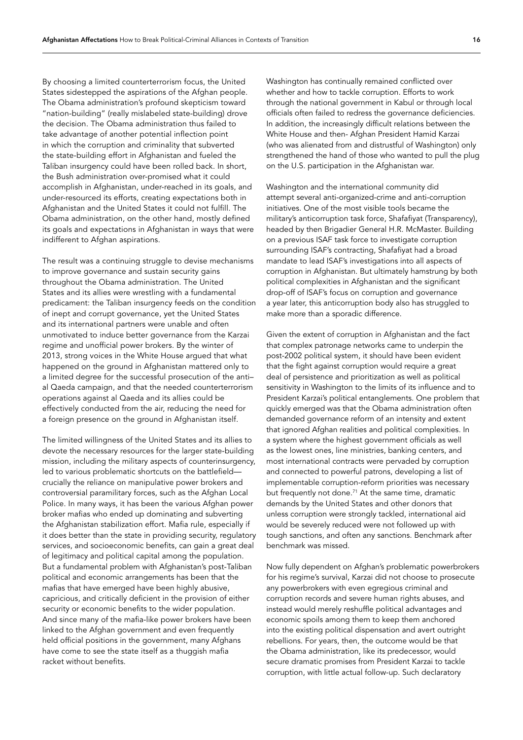By choosing a limited counterterrorism focus, the United States sidestepped the aspirations of the Afghan people. The Obama administration's profound skepticism toward "nation-building" (really mislabeled state-building) drove the decision. The Obama administration thus failed to take advantage of another potential inflection point in which the corruption and criminality that subverted the state-building effort in Afghanistan and fueled the Taliban insurgency could have been rolled back. In short, the Bush administration over-promised what it could accomplish in Afghanistan, under-reached in its goals, and under-resourced its efforts, creating expectations both in Afghanistan and the United States it could not fulfill. The Obama administration, on the other hand, mostly defined its goals and expectations in Afghanistan in ways that were indifferent to Afghan aspirations.

The result was a continuing struggle to devise mechanisms to improve governance and sustain security gains throughout the Obama administration. The United States and its allies were wrestling with a fundamental predicament: the Taliban insurgency feeds on the condition of inept and corrupt governance, yet the United States and its international partners were unable and often unmotivated to induce better governance from the Karzai regime and unofficial power brokers. By the winter of 2013, strong voices in the White House argued that what happened on the ground in Afghanistan mattered only to a limited degree for the successful prosecution of the anti–al Qaeda campaign, and that the needed counterterrorism operations against al Qaeda and its allies could be effectively conducted from the air, reducing the need for a foreign presence on the ground in Afghanistan itself.

The limited willingness of the United States and its allies to devote the necessary resources for the larger state-building mission, including the military aspects of counterinsurgency, led to various problematic shortcuts on the battlefield—crucially the reliance on manipulative power brokers and controversial paramilitary forces, such as the Afghan Local Police. In many ways, it has been the various Afghan power broker mafias who ended up dominating and subverting the Afghanistan stabilization effort. Mafia rule, especially if it does better than the state in providing security, regulatory services, and socioeconomic benefits, can gain a great deal of legitimacy and political capital among the population. But a fundamental problem with Afghanistan's post-Taliban political and economic arrangements has been that the mafias that have emerged have been highly abusive, capricious, and critically deficient in the provision of either security or economic benefits to the wider population. And since many of the mafia-like power brokers have been linked to the Afghan government and even frequently held official positions in the government, many Afghans have come to see the state itself as a thuggish mafia racket without benefits.

Washington has continually remained conflicted over whether and how to tackle corruption. Efforts to work through the national government in Kabul or through local officials often failed to redress the governance deficiencies. In addition, the increasingly difficult relations between the White House and then- Afghan President Hamid Karzai (who was alienated from and distrustful of Washington) only strengthened the hand of those who wanted to pull the plug on the U.S. participation in the Afghanistan war.

Washington and the international community did attempt several anti-organized-crime and anti-corruption initiatives. One of the most visible tools became the military's anticorruption task force, Shafafiyat (Transparency), headed by then Brigadier General H.R. McMaster. Building on a previous ISAF task force to investigate corruption surrounding ISAF's contracting, Shafafiyat had a broad mandate to lead ISAF's investigations into all aspects of corruption in Afghanistan. But ultimately hamstrung by both political complexities in Afghanistan and the significant drop-off of ISAF's focus on corruption and governance a year later, this anticorruption body also has struggled to make more than a sporadic difference.

Given the extent of corruption in Afghanistan and the fact that complex patronage networks came to underpin the post-2002 political system, it should have been evident that the fight against corruption would require a great deal of persistence and prioritization as well as political sensitivity in Washington to the limits of its influence and to President Karzai's political entanglements. One problem that quickly emerged was that the Obama administration often demanded governance reform of an intensity and extent that ignored Afghan realities and political complexities. In a system where the highest government officials as well as the lowest ones, line ministries, banking centers, and most international contracts were pervaded by corruption and connected to powerful patrons, developing a list of implementable corruption-reform priorities was necessary but frequently not done.[71] At the same time, dramatic demands by the United States and other donors that unless corruption were strongly tackled, international aid would be severely reduced were not followed up with tough sanctions, and often any sanctions. Benchmark after benchmark was missed.

Now fully dependent on Afghan's problematic powerbrokers for his regime's survival, Karzai did not choose to prosecute any powerbrokers with even egregious criminal and corruption records and severe human rights abuses, and instead would merely reshuffle political advantages and economic spoils among them to keep them anchored into the existing political dispensation and avert outright rebellions. For years, then, the outcome would be that the Obama administration, like its predecessor, would secure dramatic promises from President Karzai to tackle corruption, with little actual follow-up. Such declaratory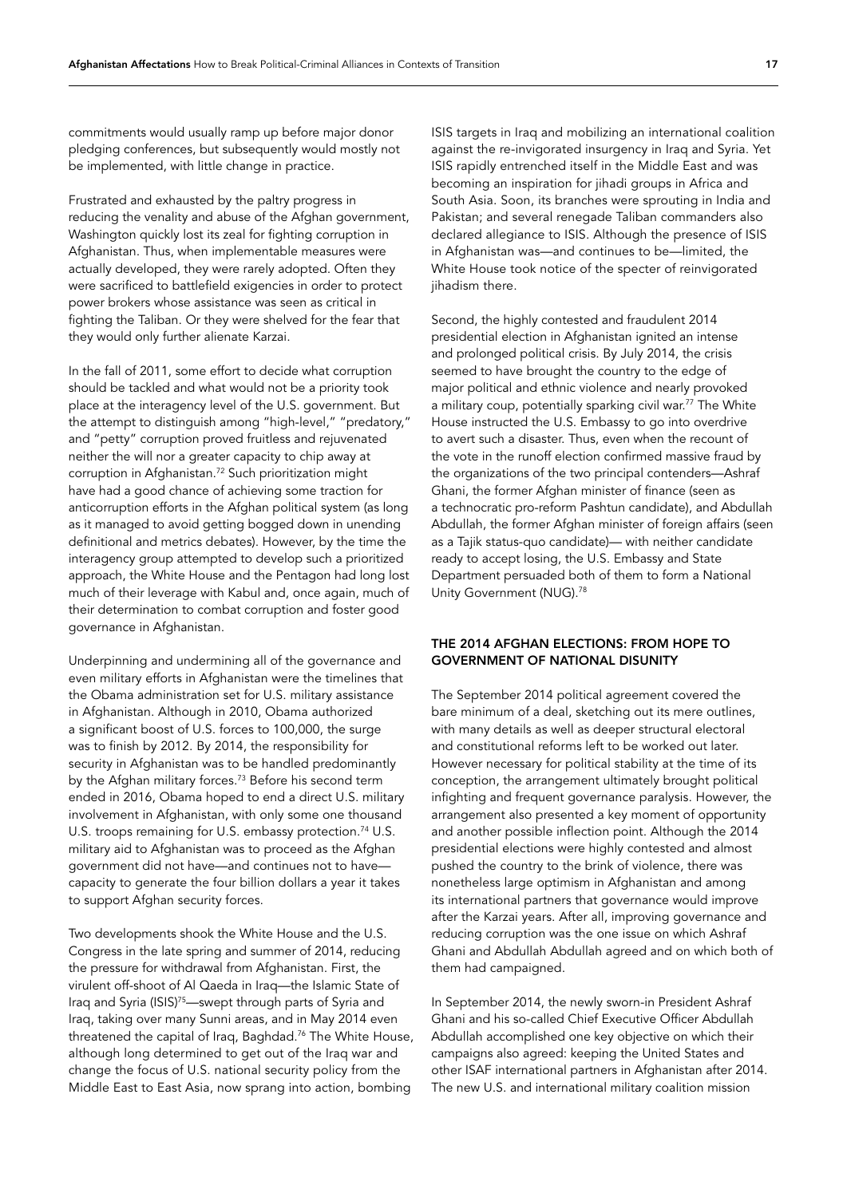commitments would usually ramp up before major donor pledging conferences, but subsequently would mostly not be implemented, with little change in practice.

Frustrated and exhausted by the paltry progress in reducing the venality and abuse of the Afghan government, Washington quickly lost its zeal for fighting corruption in Afghanistan. Thus, when implementable measures were actually developed, they were rarely adopted. Often they were sacrificed to battlefield exigencies in order to protect power brokers whose assistance was seen as critical in fighting the Taliban. Or they were shelved for the fear that they would only further alienate Karzai.

In the fall of 2011, some effort to decide what corruption should be tackled and what would not be a priority took place at the interagency level of the U.S. government. But the attempt to distinguish among "high-level," "predatory," and "petty" corruption proved fruitless and rejuvenated neither the will nor a greater capacity to chip away at corruption in Afghanistan.[72] Such prioritization might have had a good chance of achieving some traction for anticorruption efforts in the Afghan political system (as long as it managed to avoid getting bogged down in unending definitional and metrics debates). However, by the time the interagency group attempted to develop such a prioritized approach, the White House and the Pentagon had long lost much of their leverage with Kabul and, once again, much of their determination to combat corruption and foster good governance in Afghanistan.

Underpinning and undermining all of the governance and even military efforts in Afghanistan were the timelines that the Obama administration set for U.S. military assistance in Afghanistan. Although in 2010, Obama authorized a significant boost of U.S. forces to 100,000, the surge was to finish by 2012. By 2014, the responsibility for security in Afghanistan was to be handled predominantly by the Afghan military forces.[73] Before his second term ended in 2016, Obama hoped to end a direct U.S. military involvement in Afghanistan, with only some one thousand U.S. troops remaining for U.S. embassy protection.[74] U.S. military aid to Afghanistan was to proceed as the Afghan government did not have—and continues not to have—capacity to generate the four billion dollars a year it takes to support Afghan security forces.

Two developments shook the White House and the U.S. Congress in the late spring and summer of 2014, reducing the pressure for withdrawal from Afghanistan. First, the virulent off-shoot of Al Qaeda in Iraq—the Islamic State of Iraq and Syria (ISIS)[75]—swept through parts of Syria and Iraq, taking over many Sunni areas, and in May 2014 even threatened the capital of Iraq, Baghdad.[76] The White House, although long determined to get out of the Iraq war and change the focus of U.S. national security policy from the Middle East to East Asia, now sprang into action, bombing ISIS targets in Iraq and mobilizing an international coalition against the re-invigorated insurgency in Iraq and Syria. Yet ISIS rapidly entrenched itself in the Middle East and was becoming an inspiration for jihadi groups in Africa and South Asia. Soon, its branches were sprouting in India and Pakistan; and several renegade Taliban commanders also declared allegiance to ISIS. Although the presence of ISIS in Afghanistan was—and continues to be—limited, the White House took notice of the specter of reinvigorated jihadism there.

Second, the highly contested and fraudulent 2014 presidential election in Afghanistan ignited an intense and prolonged political crisis. By July 2014, the crisis seemed to have brought the country to the edge of major political and ethnic violence and nearly provoked a military coup, potentially sparking civil war.[77] The White House instructed the U.S. Embassy to go into overdrive to avert such a disaster. Thus, even when the recount of the vote in the runoff election confirmed massive fraud by the organizations of the two principal contenders—Ashraf Ghani, the former Afghan minister of finance (seen as a technocratic pro-reform Pashtun candidate), and Abdullah Abdullah, the former Afghan minister of foreign affairs (seen as a Tajik status-quo candidate)— with neither candidate ready to accept losing, the U.S. Embassy and State Department persuaded both of them to form a National Unity Government (NUG).[78]

## THE 2014 AFGHAN ELECTIONS: FROM HOPE TO GOVERNMENT OF NATIONAL DISUNITY

The September 2014 political agreement covered the bare minimum of a deal, sketching out its mere outlines, with many details as well as deeper structural electoral and constitutional reforms left to be worked out later. However necessary for political stability at the time of its conception, the arrangement ultimately brought political infighting and frequent governance paralysis. However, the arrangement also presented a key moment of opportunity and another possible inflection point. Although the 2014 presidential elections were highly contested and almost pushed the country to the brink of violence, there was nonetheless large optimism in Afghanistan and among its international partners that governance would improve after the Karzai years. After all, improving governance and reducing corruption was the one issue on which Ashraf Ghani and Abdullah Abdullah agreed and on which both of them had campaigned.

In September 2014, the newly sworn-in President Ashraf Ghani and his so-called Chief Executive Officer Abdullah Abdullah accomplished one key objective on which their campaigns also agreed: keeping the United States and other ISAF international partners in Afghanistan after 2014. The new U.S. and international military coalition mission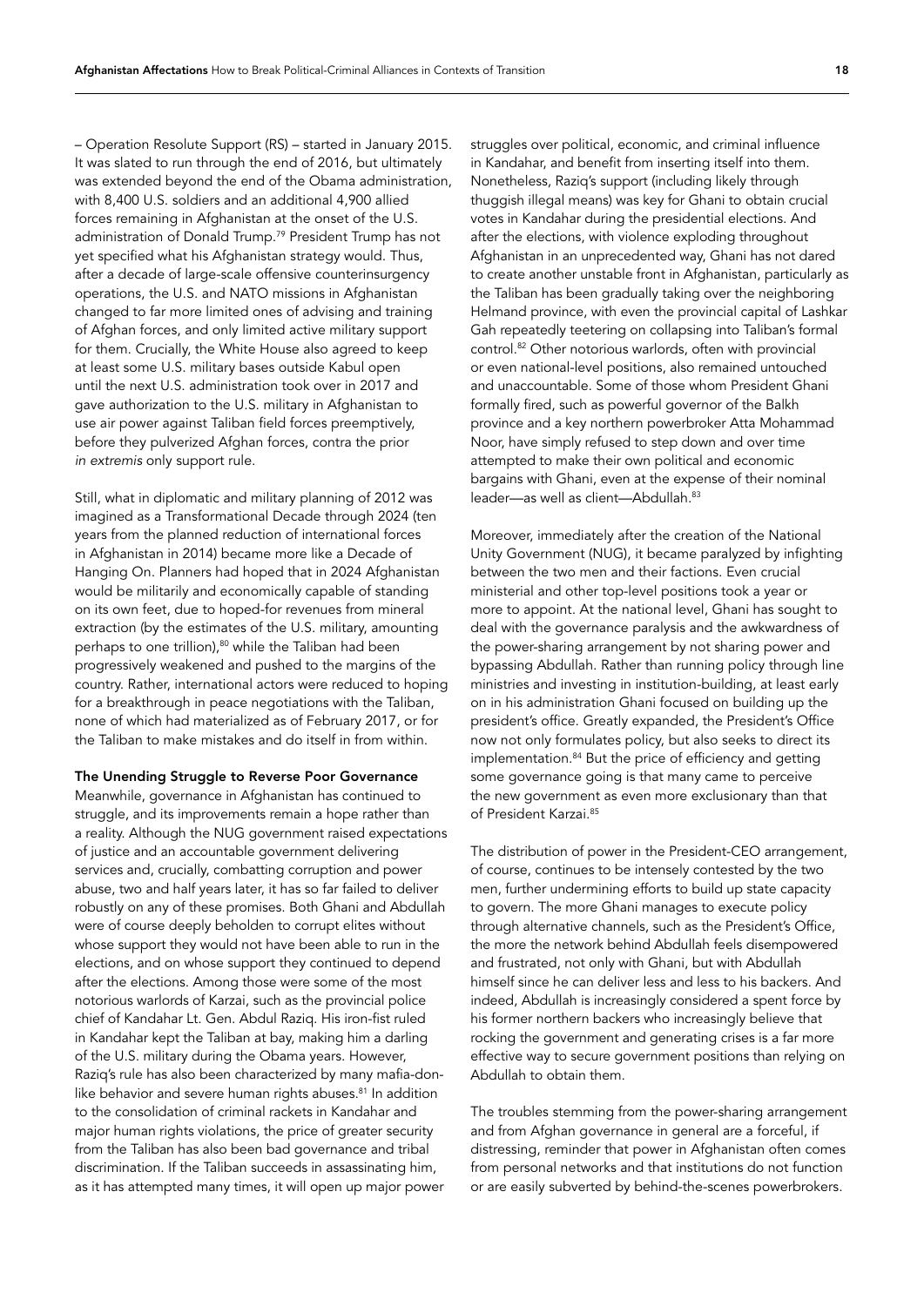– Operation Resolute Support (RS) – started in January 2015. It was slated to run through the end of 2016, but ultimately was extended beyond the end of the Obama administration, with 8,400 U.S. soldiers and an additional 4,900 allied forces remaining in Afghanistan at the onset of the U.S. administration of Donald Trump.[79] President Trump has not yet specified what his Afghanistan strategy would. Thus, after a decade of large-scale offensive counterinsurgency operations, the U.S. and NATO missions in Afghanistan changed to far more limited ones of advising and training of Afghan forces, and only limited active military support for them. Crucially, the White House also agreed to keep at least some U.S. military bases outside Kabul open until the next U.S. administration took over in 2017 and gave authorization to the U.S. military in Afghanistan to use air power against Taliban field forces preemptively, before they pulverized Afghan forces, contra the prior *in extremis* only support rule.

Still, what in diplomatic and military planning of 2012 was imagined as a Transformational Decade through 2024 (ten years from the planned reduction of international forces in Afghanistan in 2014) became more like a Decade of Hanging On. Planners had hoped that in 2024 Afghanistan would be militarily and economically capable of standing on its own feet, due to hoped-for revenues from mineral extraction (by the estimates of the U.S. military, amounting perhaps to one trillion),[80] while the Taliban had been progressively weakened and pushed to the margins of the country. Rather, international actors were reduced to hoping for a breakthrough in peace negotiations with the Taliban, none of which had materialized as of February 2017, or for the Taliban to make mistakes and do itself in from within.

**The Unending Struggle to Reverse Poor Governance**

Meanwhile, governance in Afghanistan has continued to struggle, and its improvements remain a hope rather than a reality. Although the NUG government raised expectations of justice and an accountable government delivering services and, crucially, combatting corruption and power abuse, two and half years later, it has so far failed to deliver robustly on any of these promises. Both Ghani and Abdullah were of course deeply beholden to corrupt elites without whose support they would not have been able to run in the elections, and on whose support they continued to depend after the elections. Among those were some of the most notorious warlords of Karzai, such as the provincial police chief of Kandahar Lt. Gen. Abdul Raziq. His iron-fist ruled in Kandahar kept the Taliban at bay, making him a darling of the U.S. military during the Obama years. However, Raziq's rule has also been characterized by many mafia-don-like behavior and severe human rights abuses.[81] In addition to the consolidation of criminal rackets in Kandahar and major human rights violations, the price of greater security from the Taliban has also been bad governance and tribal discrimination. If the Taliban succeeds in assassinating him, as it has attempted many times, it will open up major power struggles over political, economic, and criminal influence in Kandahar, and benefit from inserting itself into them. Nonetheless, Raziq's support (including likely through thuggish illegal means) was key for Ghani to obtain crucial votes in Kandahar during the presidential elections. And after the elections, with violence exploding throughout Afghanistan in an unprecedented way, Ghani has not dared to create another unstable front in Afghanistan, particularly as the Taliban has been gradually taking over the neighboring Helmand province, with even the provincial capital of Lashkar Gah repeatedly teetering on collapsing into Taliban's formal control.[82] Other notorious warlords, often with provincial or even national-level positions, also remained untouched and unaccountable. Some of those whom President Ghani formally fired, such as powerful governor of the Balkh province and a key northern powerbroker Atta Mohammad Noor, have simply refused to step down and over time attempted to make their own political and economic bargains with Ghani, even at the expense of their nominal leader—as well as client—Abdullah.[83]

Moreover, immediately after the creation of the National Unity Government (NUG), it became paralyzed by infighting between the two men and their factions. Even crucial ministerial and other top-level positions took a year or more to appoint. At the national level, Ghani has sought to deal with the governance paralysis and the awkwardness of the power-sharing arrangement by not sharing power and bypassing Abdullah. Rather than running policy through line ministries and investing in institution-building, at least early on in his administration Ghani focused on building up the president's office. Greatly expanded, the President's Office now not only formulates policy, but also seeks to direct its implementation.[84] But the price of efficiency and getting some governance going is that many came to perceive the new government as even more exclusionary than that of President Karzai.[85]

The distribution of power in the President-CEO arrangement, of course, continues to be intensely contested by the two men, further undermining efforts to build up state capacity to govern. The more Ghani manages to execute policy through alternative channels, such as the President's Office, the more the network behind Abdullah feels disempowered and frustrated, not only with Ghani, but with Abdullah himself since he can deliver less and less to his backers. And indeed, Abdullah is increasingly considered a spent force by his former northern backers who increasingly believe that rocking the government and generating crises is a far more effective way to secure government positions than relying on Abdullah to obtain them.

The troubles stemming from the power-sharing arrangement and from Afghan governance in general are a forceful, if distressing, reminder that power in Afghanistan often comes from personal networks and that institutions do not function or are easily subverted by behind-the-scenes powerbrokers.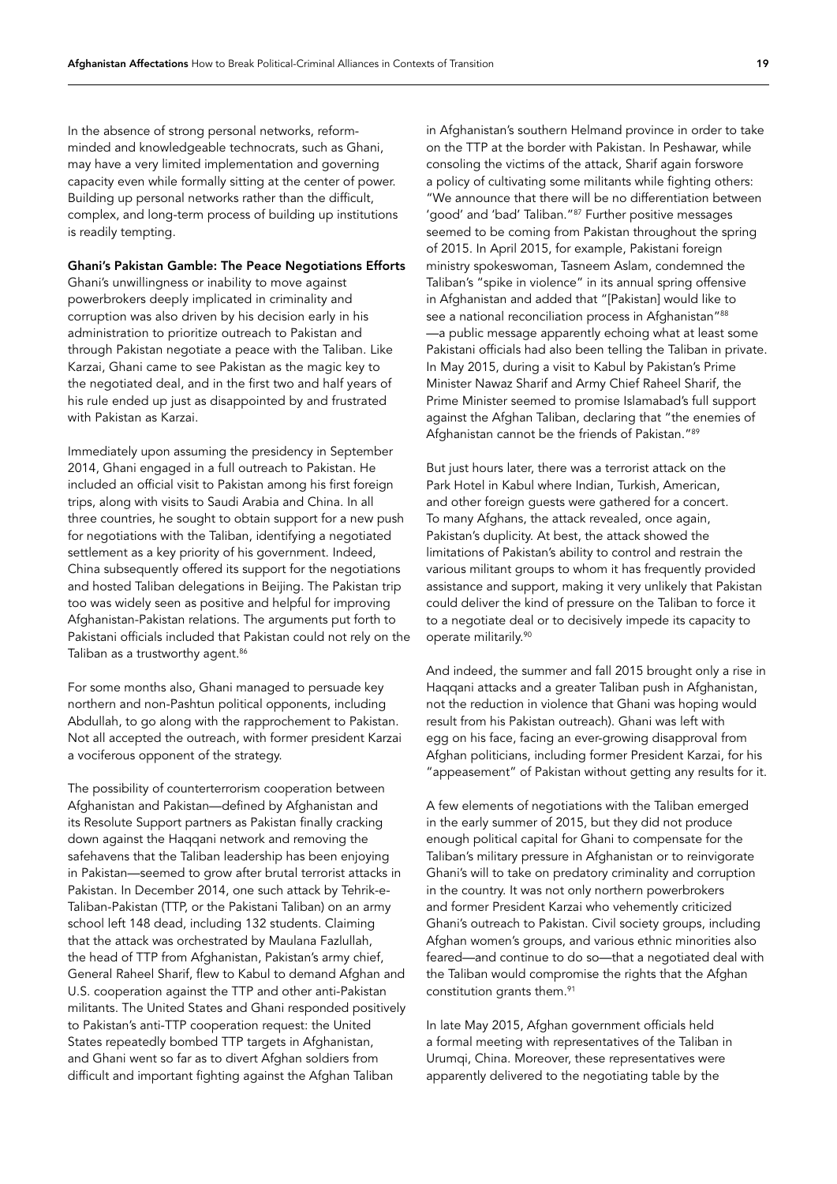In the absence of strong personal networks, reform-minded and knowledgeable technocrats, such as Ghani, may have a very limited implementation and governing capacity even while formally sitting at the center of power. Building up personal networks rather than the difficult, complex, and long-term process of building up institutions is readily tempting.

**Ghani's Pakistan Gamble: The Peace Negotiations Efforts**

Ghani's unwillingness or inability to move against powerbrokers deeply implicated in criminality and corruption was also driven by his decision early in his administration to prioritize outreach to Pakistan and through Pakistan negotiate a peace with the Taliban. Like Karzai, Ghani came to see Pakistan as the magic key to the negotiated deal, and in the first two and half years of his rule ended up just as disappointed by and frustrated with Pakistan as Karzai.

Immediately upon assuming the presidency in September 2014, Ghani engaged in a full outreach to Pakistan. He included an official visit to Pakistan among his first foreign trips, along with visits to Saudi Arabia and China. In all three countries, he sought to obtain support for a new push for negotiations with the Taliban, identifying a negotiated settlement as a key priority of his government. Indeed, China subsequently offered its support for the negotiations and hosted Taliban delegations in Beijing. The Pakistan trip too was widely seen as positive and helpful for improving Afghanistan-Pakistan relations. The arguments put forth to Pakistani officials included that Pakistan could not rely on the Taliban as a trustworthy agent.[86]

For some months also, Ghani managed to persuade key northern and non-Pashtun political opponents, including Abdullah, to go along with the rapprochement to Pakistan. Not all accepted the outreach, with former president Karzai a vociferous opponent of the strategy.

The possibility of counterterrorism cooperation between Afghanistan and Pakistan—defined by Afghanistan and its Resolute Support partners as Pakistan finally cracking down against the Haqqani network and removing the safehavens that the Taliban leadership has been enjoying in Pakistan—seemed to grow after brutal terrorist attacks in Pakistan. In December 2014, one such attack by Tehrik-e-Taliban-Pakistan (TTP, or the Pakistani Taliban) on an army school left 148 dead, including 132 students. Claiming that the attack was orchestrated by Maulana Fazlullah, the head of TTP from Afghanistan, Pakistan's army chief, General Raheel Sharif, flew to Kabul to demand Afghan and U.S. cooperation against the TTP and other anti-Pakistan militants. The United States and Ghani responded positively to Pakistan's anti-TTP cooperation request: the United States repeatedly bombed TTP targets in Afghanistan, and Ghani went so far as to divert Afghan soldiers from difficult and important fighting against the Afghan Taliban in Afghanistan's southern Helmand province in order to take on the TTP at the border with Pakistan. In Peshawar, while consoling the victims of the attack, Sharif again forswore a policy of cultivating some militants while fighting others: "We announce that there will be no differentiation between 'good' and 'bad' Taliban."[87] Further positive messages seemed to be coming from Pakistan throughout the spring of 2015. In April 2015, for example, Pakistani foreign ministry spokeswoman, Tasneem Aslam, condemned the Taliban's "spike in violence" in its annual spring offensive in Afghanistan and added that "[Pakistan] would like to see a national reconciliation process in Afghanistan"[88] —a public message apparently echoing what at least some Pakistani officials had also been telling the Taliban in private. In May 2015, during a visit to Kabul by Pakistan's Prime Minister Nawaz Sharif and Army Chief Raheel Sharif, the Prime Minister seemed to promise Islamabad's full support against the Afghan Taliban, declaring that "the enemies of Afghanistan cannot be the friends of Pakistan."[89]

But just hours later, there was a terrorist attack on the Park Hotel in Kabul where Indian, Turkish, American, and other foreign guests were gathered for a concert. To many Afghans, the attack revealed, once again, Pakistan's duplicity. At best, the attack showed the limitations of Pakistan's ability to control and restrain the various militant groups to whom it has frequently provided assistance and support, making it very unlikely that Pakistan could deliver the kind of pressure on the Taliban to force it to a negotiate deal or to decisively impede its capacity to operate militarily.[90]

And indeed, the summer and fall 2015 brought only a rise in Haqqani attacks and a greater Taliban push in Afghanistan, not the reduction in violence that Ghani was hoping would result from his Pakistan outreach). Ghani was left with egg on his face, facing an ever-growing disapproval from Afghan politicians, including former President Karzai, for his "appeasement" of Pakistan without getting any results for it.

A few elements of negotiations with the Taliban emerged in the early summer of 2015, but they did not produce enough political capital for Ghani to compensate for the Taliban's military pressure in Afghanistan or to reinvigorate Ghani's will to take on predatory criminality and corruption in the country. It was not only northern powerbrokers and former President Karzai who vehemently criticized Ghani's outreach to Pakistan. Civil society groups, including Afghan women's groups, and various ethnic minorities also feared—and continue to do so—that a negotiated deal with the Taliban would compromise the rights that the Afghan constitution grants them.[91]

In late May 2015, Afghan government officials held a formal meeting with representatives of the Taliban in Urumqi, China. Moreover, these representatives were apparently delivered to the negotiating table by the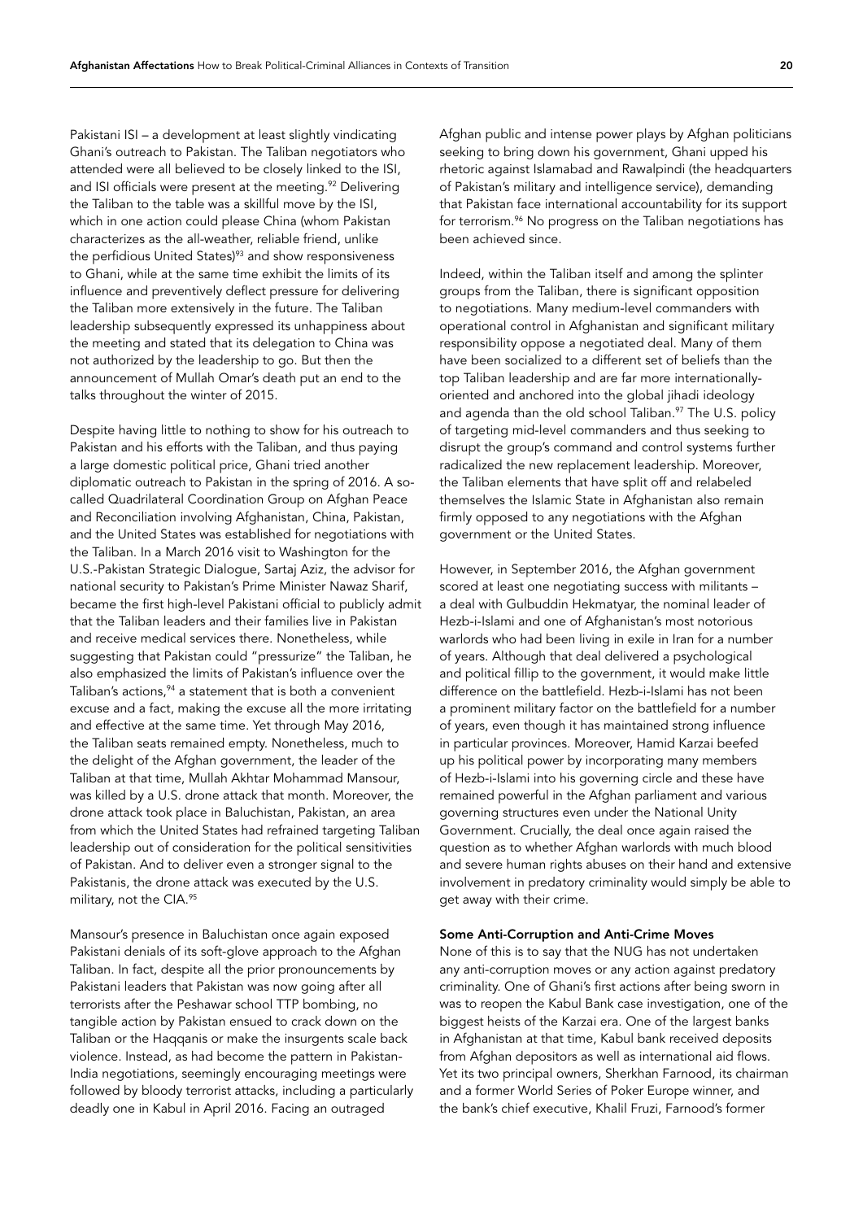Pakistani ISI – a development at least slightly vindicating Ghani's outreach to Pakistan. The Taliban negotiators who attended were all believed to be closely linked to the ISI, and ISI officials were present at the meeting.[92] Delivering the Taliban to the table was a skillful move by the ISI, which in one action could please China (whom Pakistan characterizes as the all-weather, reliable friend, unlike the perfidious United States)[93] and show responsiveness to Ghani, while at the same time exhibit the limits of its influence and preventively deflect pressure for delivering the Taliban more extensively in the future. The Taliban leadership subsequently expressed its unhappiness about the meeting and stated that its delegation to China was not authorized by the leadership to go. But then the announcement of Mullah Omar's death put an end to the talks throughout the winter of 2015.

Despite having little to nothing to show for his outreach to Pakistan and his efforts with the Taliban, and thus paying a large domestic political price, Ghani tried another diplomatic outreach to Pakistan in the spring of 2016. A so-called Quadrilateral Coordination Group on Afghan Peace and Reconciliation involving Afghanistan, China, Pakistan, and the United States was established for negotiations with the Taliban. In a March 2016 visit to Washington for the U.S.-Pakistan Strategic Dialogue, Sartaj Aziz, the advisor for national security to Pakistan's Prime Minister Nawaz Sharif, became the first high-level Pakistani official to publicly admit that the Taliban leaders and their families live in Pakistan and receive medical services there. Nonetheless, while suggesting that Pakistan could "pressurize" the Taliban, he also emphasized the limits of Pakistan's influence over the Taliban's actions,[94] a statement that is both a convenient excuse and a fact, making the excuse all the more irritating and effective at the same time. Yet through May 2016, the Taliban seats remained empty. Nonetheless, much to the delight of the Afghan government, the leader of the Taliban at that time, Mullah Akhtar Mohammad Mansour, was killed by a U.S. drone attack that month. Moreover, the drone attack took place in Baluchistan, Pakistan, an area from which the United States had refrained targeting Taliban leadership out of consideration for the political sensitivities of Pakistan. And to deliver even a stronger signal to the Pakistanis, the drone attack was executed by the U.S. military, not the CIA.[95]

Mansour's presence in Baluchistan once again exposed Pakistani denials of its soft-glove approach to the Afghan Taliban. In fact, despite all the prior pronouncements by Pakistani leaders that Pakistan was now going after all terrorists after the Peshawar school TTP bombing, no tangible action by Pakistan ensued to crack down on the Taliban or the Haqqanis or make the insurgents scale back violence. Instead, as had become the pattern in Pakistan-India negotiations, seemingly encouraging meetings were followed by bloody terrorist attacks, including a particularly deadly one in Kabul in April 2016. Facing an outraged Afghan public and intense power plays by Afghan politicians seeking to bring down his government, Ghani upped his rhetoric against Islamabad and Rawalpindi (the headquarters of Pakistan's military and intelligence service), demanding that Pakistan face international accountability for its support for terrorism.[96] No progress on the Taliban negotiations has been achieved since.

Indeed, within the Taliban itself and among the splinter groups from the Taliban, there is significant opposition to negotiations. Many medium-level commanders with operational control in Afghanistan and significant military responsibility oppose a negotiated deal. Many of them have been socialized to a different set of beliefs than the top Taliban leadership and are far more internationally-oriented and anchored into the global jihadi ideology and agenda than the old school Taliban.[97] The U.S. policy of targeting mid-level commanders and thus seeking to disrupt the group's command and control systems further radicalized the new replacement leadership. Moreover, the Taliban elements that have split off and relabeled themselves the Islamic State in Afghanistan also remain firmly opposed to any negotiations with the Afghan government or the United States.

However, in September 2016, the Afghan government scored at least one negotiating success with militants – a deal with Gulbuddin Hekmatyar, the nominal leader of Hezb-i-Islami and one of Afghanistan's most notorious warlords who had been living in exile in Iran for a number of years. Although that deal delivered a psychological and political fillip to the government, it would make little difference on the battlefield. Hezb-i-Islami has not been a prominent military factor on the battlefield for a number of years, even though it has maintained strong influence in particular provinces. Moreover, Hamid Karzai beefed up his political power by incorporating many members of Hezb-i-Islami into his governing circle and these have remained powerful in the Afghan parliament and various governing structures even under the National Unity Government. Crucially, the deal once again raised the question as to whether Afghan warlords with much blood and severe human rights abuses on their hand and extensive involvement in predatory criminality would simply be able to get away with their crime.

### Some Anti-Corruption and Anti-Crime Moves

None of this is to say that the NUG has not undertaken any anti-corruption moves or any action against predatory criminality. One of Ghani's first actions after being sworn in was to reopen the Kabul Bank case investigation, one of the biggest heists of the Karzai era. One of the largest banks in Afghanistan at that time, Kabul bank received deposits from Afghan depositors as well as international aid flows. Yet its two principal owners, Sherkhan Farnood, its chairman and a former World Series of Poker Europe winner, and the bank's chief executive, Khalil Fruzi, Farnood's former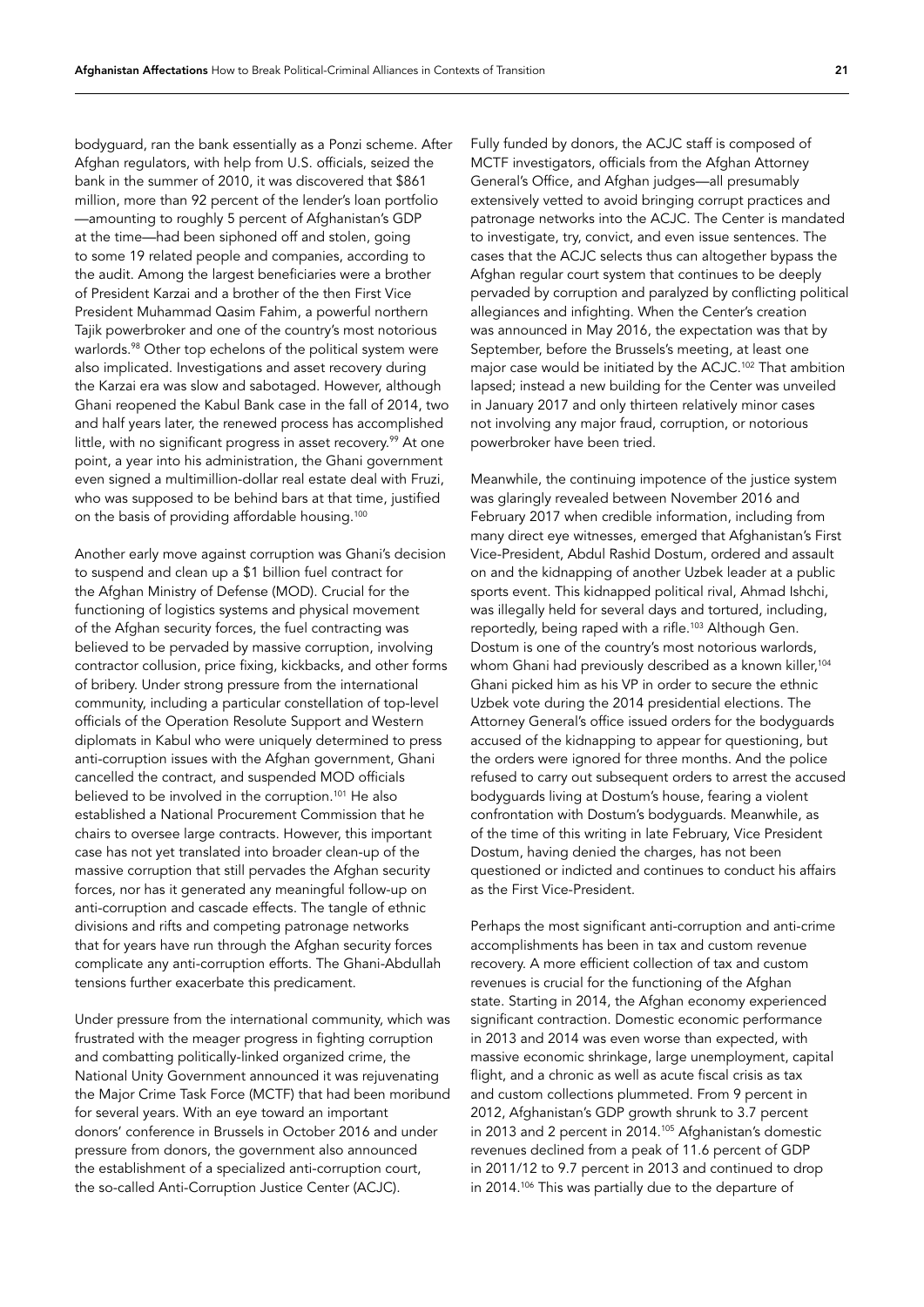bodyguard, ran the bank essentially as a Ponzi scheme. After Afghan regulators, with help from U.S. officials, seized the bank in the summer of 2010, it was discovered that $861 million, more than 92 percent of the lender's loan portfolio —amounting to roughly 5 percent of Afghanistan's GDP at the time—had been siphoned off and stolen, going to some 19 related people and companies, according to the audit. Among the largest beneficiaries were a brother of President Karzai and a brother of the then First Vice President Muhammad Qasim Fahim, a powerful northern Tajik powerbroker and one of the country's most notorious warlords.[98] Other top echelons of the political system were also implicated. Investigations and asset recovery during the Karzai era was slow and sabotaged. However, although Ghani reopened the Kabul Bank case in the fall of 2014, two and half years later, the renewed process has accomplished little, with no significant progress in asset recovery.[99] At one point, a year into his administration, the Ghani government even signed a multimillion-dollar real estate deal with Fruzi, who was supposed to be behind bars at that time, justified on the basis of providing affordable housing.[100]

Another early move against corruption was Ghani's decision to suspend and clean up a $1 billion fuel contract for the Afghan Ministry of Defense (MOD). Crucial for the functioning of logistics systems and physical movement of the Afghan security forces, the fuel contracting was believed to be pervaded by massive corruption, involving contractor collusion, price fixing, kickbacks, and other forms of bribery. Under strong pressure from the international community, including a particular constellation of top-level officials of the Operation Resolute Support and Western diplomats in Kabul who were uniquely determined to press anti-corruption issues with the Afghan government, Ghani cancelled the contract, and suspended MOD officials believed to be involved in the corruption.[101] He also established a National Procurement Commission that he chairs to oversee large contracts. However, this important case has not yet translated into broader clean-up of the massive corruption that still pervades the Afghan security forces, nor has it generated any meaningful follow-up on anti-corruption and cascade effects. The tangle of ethnic divisions and rifts and competing patronage networks that for years have run through the Afghan security forces complicate any anti-corruption efforts. The Ghani-Abdullah tensions further exacerbate this predicament.

Under pressure from the international community, which was frustrated with the meager progress in fighting corruption and combatting politically-linked organized crime, the National Unity Government announced it was rejuvenating the Major Crime Task Force (MCTF) that had been moribund for several years. With an eye toward an important donors' conference in Brussels in October 2016 and under pressure from donors, the government also announced the establishment of a specialized anti-corruption court, the so-called Anti-Corruption Justice Center (ACJC).

Fully funded by donors, the ACJC staff is composed of MCTF investigators, officials from the Afghan Attorney General's Office, and Afghan judges—all presumably extensively vetted to avoid bringing corrupt practices and patronage networks into the ACJC. The Center is mandated to investigate, try, convict, and even issue sentences. The cases that the ACJC selects thus can altogether bypass the Afghan regular court system that continues to be deeply pervaded by corruption and paralyzed by conflicting political allegiances and infighting. When the Center's creation was announced in May 2016, the expectation was that by September, before the Brussels's meeting, at least one major case would be initiated by the ACJC.[102] That ambition lapsed; instead a new building for the Center was unveiled in January 2017 and only thirteen relatively minor cases not involving any major fraud, corruption, or notorious powerbroker have been tried.

Meanwhile, the continuing impotence of the justice system was glaringly revealed between November 2016 and February 2017 when credible information, including from many direct eye witnesses, emerged that Afghanistan's First Vice-President, Abdul Rashid Dostum, ordered and assault on and the kidnapping of another Uzbek leader at a public sports event. This kidnapped political rival, Ahmad Ishchi, was illegally held for several days and tortured, including, reportedly, being raped with a rifle.[103] Although Gen. Dostum is one of the country's most notorious warlords, whom Ghani had previously described as a known killer,[104] Ghani picked him as his VP in order to secure the ethnic Uzbek vote during the 2014 presidential elections. The Attorney General's office issued orders for the bodyguards accused of the kidnapping to appear for questioning, but the orders were ignored for three months. And the police refused to carry out subsequent orders to arrest the accused bodyguards living at Dostum's house, fearing a violent confrontation with Dostum's bodyguards. Meanwhile, as of the time of this writing in late February, Vice President Dostum, having denied the charges, has not been questioned or indicted and continues to conduct his affairs as the First Vice-President.

Perhaps the most significant anti-corruption and anti-crime accomplishments has been in tax and custom revenue recovery. A more efficient collection of tax and custom revenues is crucial for the functioning of the Afghan state. Starting in 2014, the Afghan economy experienced significant contraction. Domestic economic performance in 2013 and 2014 was even worse than expected, with massive economic shrinkage, large unemployment, capital flight, and a chronic as well as acute fiscal crisis as tax and custom collections plummeted. From 9 percent in 2012, Afghanistan's GDP growth shrunk to 3.7 percent in 2013 and 2 percent in 2014.[105] Afghanistan's domestic revenues declined from a peak of 11.6 percent of GDP in 2011/12 to 9.7 percent in 2013 and continued to drop in 2014.[106] This was partially due to the departure of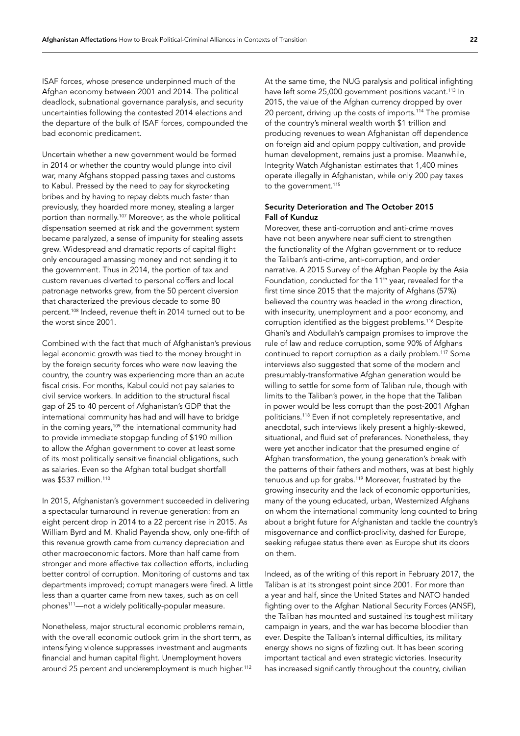ISAF forces, whose presence underpinned much of the Afghan economy between 2001 and 2014. The political deadlock, subnational governance paralysis, and security uncertainties following the contested 2014 elections and the departure of the bulk of ISAF forces, compounded the bad economic predicament.

Uncertain whether a new government would be formed in 2014 or whether the country would plunge into civil war, many Afghans stopped passing taxes and customs to Kabul. Pressed by the need to pay for skyrocketing bribes and by having to repay debts much faster than previously, they hoarded more money, stealing a larger portion than normally.[107] Moreover, as the whole political dispensation seemed at risk and the government system became paralyzed, a sense of impunity for stealing assets grew. Widespread and dramatic reports of capital flight only encouraged amassing money and not sending it to the government. Thus in 2014, the portion of tax and custom revenues diverted to personal coffers and local patronage networks grew, from the 50 percent diversion that characterized the previous decade to some 80 percent.[108] Indeed, revenue theft in 2014 turned out to be the worst since 2001.

Combined with the fact that much of Afghanistan's previous legal economic growth was tied to the money brought in by the foreign security forces who were now leaving the country, the country was experiencing more than an acute fiscal crisis. For months, Kabul could not pay salaries to civil service workers. In addition to the structural fiscal gap of 25 to 40 percent of Afghanistan's GDP that the international community has had and will have to bridge in the coming years,[109] the international community had to provide immediate stopgap funding of $190 million to allow the Afghan government to cover at least some of its most politically sensitive financial obligations, such as salaries. Even so the Afghan total budget shortfall was $537 million.[110]

In 2015, Afghanistan's government succeeded in delivering a spectacular turnaround in revenue generation: from an eight percent drop in 2014 to a 22 percent rise in 2015. As William Byrd and M. Khalid Payenda show, only one-fifth of this revenue growth came from currency depreciation and other macroeconomic factors. More than half came from stronger and more effective tax collection efforts, including better control of corruption. Monitoring of customs and tax departments improved; corrupt managers were fired. A little less than a quarter came from new taxes, such as on cell phones[111]—not a widely politically-popular measure.

Nonetheless, major structural economic problems remain, with the overall economic outlook grim in the short term, as intensifying violence suppresses investment and augments financial and human capital flight. Unemployment hovers around 25 percent and underemployment is much higher.[112]

At the same time, the NUG paralysis and political infighting have left some 25,000 government positions vacant.[113] In 2015, the value of the Afghan currency dropped by over 20 percent, driving up the costs of imports.[114] The promise of the country's mineral wealth worth $1 trillion and producing revenues to wean Afghanistan off dependence on foreign aid and opium poppy cultivation, and provide human development, remains just a promise. Meanwhile, Integrity Watch Afghanistan estimates that 1,400 mines operate illegally in Afghanistan, while only 200 pay taxes to the government.[115]

### Security Deterioration and The October 2015 Fall of Kunduz

Moreover, these anti-corruption and anti-crime moves have not been anywhere near sufficient to strengthen the functionality of the Afghan government or to reduce the Taliban's anti-crime, anti-corruption, and order narrative. A 2015 Survey of the Afghan People by the Asia Foundation, conducted for the 11th year, revealed for the first time since 2015 that the majority of Afghans (57%) believed the country was headed in the wrong direction, with insecurity, unemployment and a poor economy, and corruption identified as the biggest problems.[116] Despite Ghani's and Abdullah's campaign promises to improve the rule of law and reduce corruption, some 90% of Afghans continued to report corruption as a daily problem.[117] Some interviews also suggested that some of the modern and presumably-transformative Afghan generation would be willing to settle for some form of Taliban rule, though with limits to the Taliban's power, in the hope that the Taliban in power would be less corrupt than the post-2001 Afghan politicians.[118] Even if not completely representative, and anecdotal, such interviews likely present a highly-skewed, situational, and fluid set of preferences. Nonetheless, they were yet another indicator that the presumed engine of Afghan transformation, the young generation's break with the patterns of their fathers and mothers, was at best highly tenuous and up for grabs.[119] Moreover, frustrated by the growing insecurity and the lack of economic opportunities, many of the young educated, urban, Westernized Afghans on whom the international community long counted to bring about a bright future for Afghanistan and tackle the country's misgovernance and conflict-proclivity, dashed for Europe, seeking refugee status there even as Europe shut its doors on them.

Indeed, as of the writing of this report in February 2017, the Taliban is at its strongest point since 2001. For more than a year and half, since the United States and NATO handed fighting over to the Afghan National Security Forces (ANSF), the Taliban has mounted and sustained its toughest military campaign in years, and the war has become bloodier than ever. Despite the Taliban's internal difficulties, its military energy shows no signs of fizzling out. It has been scoring important tactical and even strategic victories. Insecurity has increased significantly throughout the country, civilian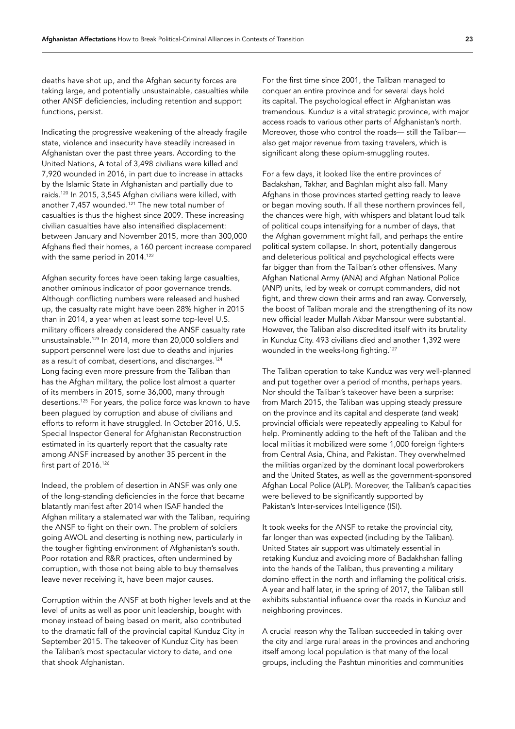deaths have shot up, and the Afghan security forces are taking large, and potentially unsustainable, casualties while other ANSF deficiencies, including retention and support functions, persist.

Indicating the progressive weakening of the already fragile state, violence and insecurity have steadily increased in Afghanistan over the past three years. According to the United Nations, A total of 3,498 civilians were killed and 7,920 wounded in 2016, in part due to increase in attacks by the Islamic State in Afghanistan and partially due to raids.[120] In 2015, 3,545 Afghan civilians were killed, with another 7,457 wounded.[121] The new total number of casualties is thus the highest since 2009. These increasing civilian casualties have also intensified displacement: between January and November 2015, more than 300,000 Afghans fled their homes, a 160 percent increase compared with the same period in 2014.[122]

Afghan security forces have been taking large casualties, another ominous indicator of poor governance trends. Although conflicting numbers were released and hushed up, the casualty rate might have been 28% higher in 2015 than in 2014, a year when at least some top-level U.S. military officers already considered the ANSF casualty rate unsustainable.[123] In 2014, more than 20,000 soldiers and support personnel were lost due to deaths and injuries as a result of combat, desertions, and discharges.[124] Long facing even more pressure from the Taliban than has the Afghan military, the police lost almost a quarter of its members in 2015, some 36,000, many through desertions.[125] For years, the police force was known to have been plagued by corruption and abuse of civilians and efforts to reform it have struggled. In October 2016, U.S. Special Inspector General for Afghanistan Reconstruction estimated in its quarterly report that the casualty rate among ANSF increased by another 35 percent in the first part of 2016.[126]

Indeed, the problem of desertion in ANSF was only one of the long-standing deficiencies in the force that became blatantly manifest after 2014 when ISAF handed the Afghan military a stalemated war with the Taliban, requiring the ANSF to fight on their own. The problem of soldiers going AWOL and deserting is nothing new, particularly in the tougher fighting environment of Afghanistan's south. Poor rotation and R&R practices, often undermined by corruption, with those not being able to buy themselves leave never receiving it, have been major causes.

Corruption within the ANSF at both higher levels and at the level of units as well as poor unit leadership, bought with money instead of being based on merit, also contributed to the dramatic fall of the provincial capital Kunduz City in September 2015. The takeover of Kunduz City has been the Taliban's most spectacular victory to date, and one that shook Afghanistan.

For the first time since 2001, the Taliban managed to conquer an entire province and for several days hold its capital. The psychological effect in Afghanistan was tremendous. Kunduz is a vital strategic province, with major access roads to various other parts of Afghanistan's north. Moreover, those who control the roads— still the Taliban— also get major revenue from taxing travelers, which is significant along these opium-smuggling routes.

For a few days, it looked like the entire provinces of Badakshan, Takhar, and Baghlan might also fall. Many Afghans in those provinces started getting ready to leave or began moving south. If all these northern provinces fell, the chances were high, with whispers and blatant loud talk of political coups intensifying for a number of days, that the Afghan government might fall, and perhaps the entire political system collapse. In short, potentially dangerous and deleterious political and psychological effects were far bigger than from the Taliban's other offensives. Many Afghan National Army (ANA) and Afghan National Police (ANP) units, led by weak or corrupt commanders, did not fight, and threw down their arms and ran away. Conversely, the boost of Taliban morale and the strengthening of its now new official leader Mullah Akbar Mansour were substantial. However, the Taliban also discredited itself with its brutality in Kunduz City. 493 civilians died and another 1,392 were wounded in the weeks-long fighting.[127]

The Taliban operation to take Kunduz was very well-planned and put together over a period of months, perhaps years. Nor should the Taliban's takeover have been a surprise: from March 2015, the Taliban was upping steady pressure on the province and its capital and desperate (and weak) provincial officials were repeatedly appealing to Kabul for help. Prominently adding to the heft of the Taliban and the local militias it mobilized were some 1,000 foreign fighters from Central Asia, China, and Pakistan. They overwhelmed the militias organized by the dominant local powerbrokers and the United States, as well as the government-sponsored Afghan Local Police (ALP). Moreover, the Taliban's capacities were believed to be significantly supported by Pakistan's Inter-services Intelligence (ISI).

It took weeks for the ANSF to retake the provincial city, far longer than was expected (including by the Taliban). United States air support was ultimately essential in retaking Kunduz and avoiding more of Badakhshan falling into the hands of the Taliban, thus preventing a military domino effect in the north and inflaming the political crisis. A year and half later, in the spring of 2017, the Taliban still exhibits substantial influence over the roads in Kunduz and neighboring provinces.

A crucial reason why the Taliban succeeded in taking over the city and large rural areas in the provinces and anchoring itself among local population is that many of the local groups, including the Pashtun minorities and communities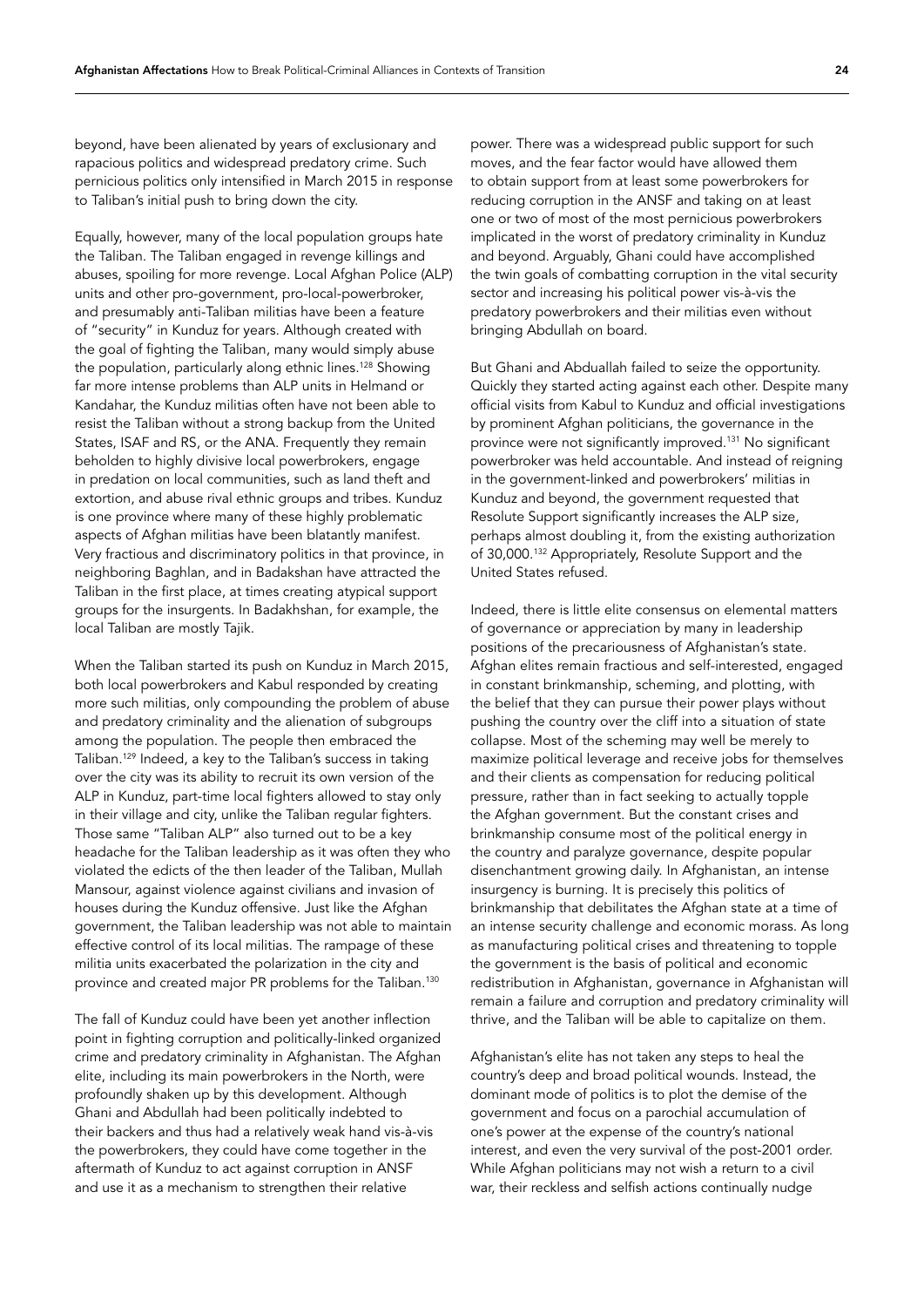beyond, have been alienated by years of exclusionary and rapacious politics and widespread predatory crime. Such pernicious politics only intensified in March 2015 in response to Taliban's initial push to bring down the city.

Equally, however, many of the local population groups hate the Taliban. The Taliban engaged in revenge killings and abuses, spoiling for more revenge. Local Afghan Police (ALP) units and other pro-government, pro-local-powerbroker, and presumably anti-Taliban militias have been a feature of "security" in Kunduz for years. Although created with the goal of fighting the Taliban, many would simply abuse the population, particularly along ethnic lines.[128] Showing far more intense problems than ALP units in Helmand or Kandahar, the Kunduz militias often have not been able to resist the Taliban without a strong backup from the United States, ISAF and RS, or the ANA. Frequently they remain beholden to highly divisive local powerbrokers, engage in predation on local communities, such as land theft and extortion, and abuse rival ethnic groups and tribes. Kunduz is one province where many of these highly problematic aspects of Afghan militias have been blatantly manifest. Very fractious and discriminatory politics in that province, in neighboring Baghlan, and in Badakshan have attracted the Taliban in the first place, at times creating atypical support groups for the insurgents. In Badakhshan, for example, the local Taliban are mostly Tajik.

When the Taliban started its push on Kunduz in March 2015, both local powerbrokers and Kabul responded by creating more such militias, only compounding the problem of abuse and predatory criminality and the alienation of subgroups among the population. The people then embraced the Taliban.[129] Indeed, a key to the Taliban's success in taking over the city was its ability to recruit its own version of the ALP in Kunduz, part-time local fighters allowed to stay only in their village and city, unlike the Taliban regular fighters. Those same "Taliban ALP" also turned out to be a key headache for the Taliban leadership as it was often they who violated the edicts of the then leader of the Taliban, Mullah Mansour, against violence against civilians and invasion of houses during the Kunduz offensive. Just like the Afghan government, the Taliban leadership was not able to maintain effective control of its local militias. The rampage of these militia units exacerbated the polarization in the city and province and created major PR problems for the Taliban.[130]

The fall of Kunduz could have been yet another inflection point in fighting corruption and politically-linked organized crime and predatory criminality in Afghanistan. The Afghan elite, including its main powerbrokers in the North, were profoundly shaken up by this development. Although Ghani and Abdullah had been politically indebted to their backers and thus had a relatively weak hand vis-à-vis the powerbrokers, they could have come together in the aftermath of Kunduz to act against corruption in ANSF and use it as a mechanism to strengthen their relative power. There was a widespread public support for such moves, and the fear factor would have allowed them to obtain support from at least some powerbrokers for reducing corruption in the ANSF and taking on at least one or two of most of the most pernicious powerbrokers implicated in the worst of predatory criminality in Kunduz and beyond. Arguably, Ghani could have accomplished the twin goals of combatting corruption in the vital security sector and increasing his political power vis-à-vis the predatory powerbrokers and their militias even without bringing Abdullah on board.

But Ghani and Abduallah failed to seize the opportunity. Quickly they started acting against each other. Despite many official visits from Kabul to Kunduz and official investigations by prominent Afghan politicians, the governance in the province were not significantly improved.[131] No significant powerbroker was held accountable. And instead of reigning in the government-linked and powerbrokers' militias in Kunduz and beyond, the government requested that Resolute Support significantly increases the ALP size, perhaps almost doubling it, from the existing authorization of 30,000.[132] Appropriately, Resolute Support and the United States refused.

Indeed, there is little elite consensus on elemental matters of governance or appreciation by many in leadership positions of the precariousness of Afghanistan's state. Afghan elites remain fractious and self-interested, engaged in constant brinkmanship, scheming, and plotting, with the belief that they can pursue their power plays without pushing the country over the cliff into a situation of state collapse. Most of the scheming may well be merely to maximize political leverage and receive jobs for themselves and their clients as compensation for reducing political pressure, rather than in fact seeking to actually topple the Afghan government. But the constant crises and brinkmanship consume most of the political energy in the country and paralyze governance, despite popular disenchantment growing daily. In Afghanistan, an intense insurgency is burning. It is precisely this politics of brinkmanship that debilitates the Afghan state at a time of an intense security challenge and economic morass. As long as manufacturing political crises and threatening to topple the government is the basis of political and economic redistribution in Afghanistan, governance in Afghanistan will remain a failure and corruption and predatory criminality will thrive, and the Taliban will be able to capitalize on them.

Afghanistan's elite has not taken any steps to heal the country's deep and broad political wounds. Instead, the dominant mode of politics is to plot the demise of the government and focus on a parochial accumulation of one's power at the expense of the country's national interest, and even the very survival of the post-2001 order. While Afghan politicians may not wish a return to a civil war, their reckless and selfish actions continually nudge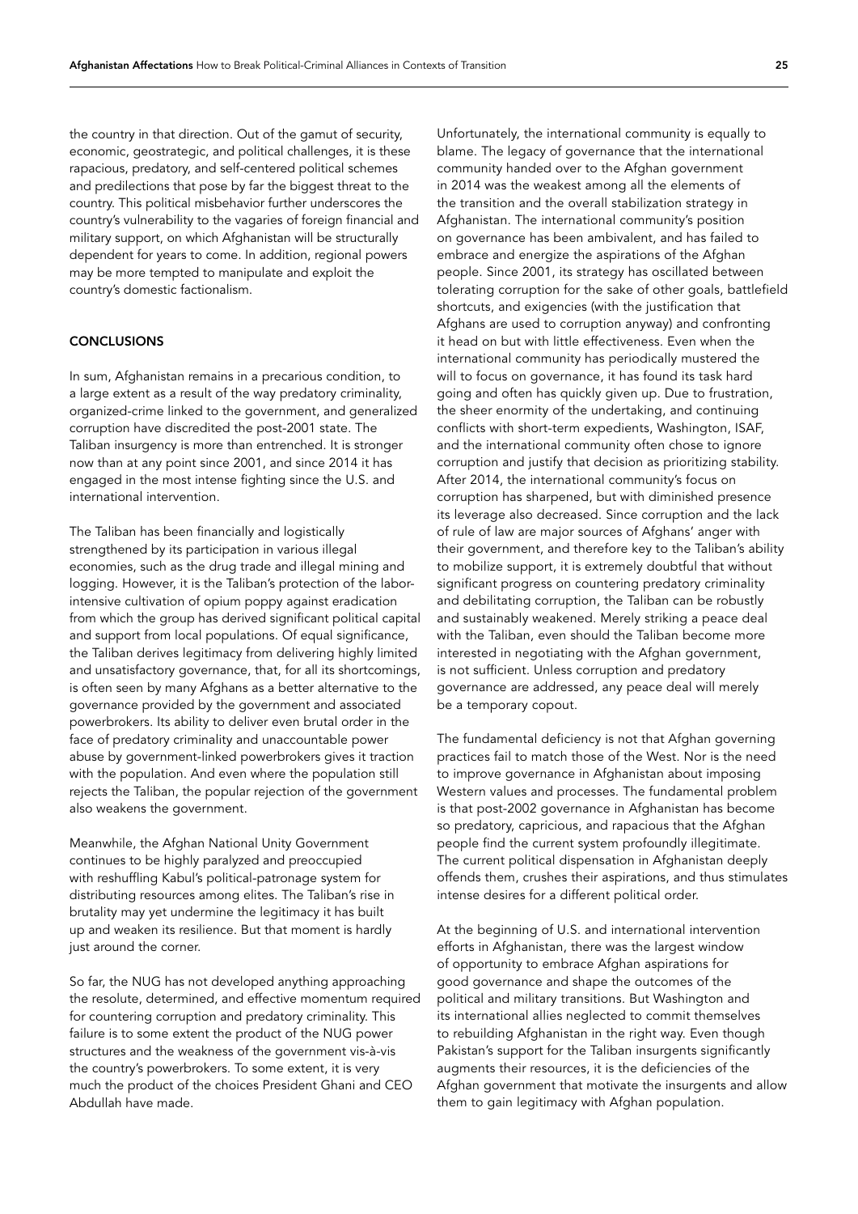the country in that direction. Out of the gamut of security, economic, geostrategic, and political challenges, it is these rapacious, predatory, and self-centered political schemes and predilections that pose by far the biggest threat to the country. This political misbehavior further underscores the country's vulnerability to the vagaries of foreign financial and military support, on which Afghanistan will be structurally dependent for years to come. In addition, regional powers may be more tempted to manipulate and exploit the country's domestic factionalism.

## CONCLUSIONS

In sum, Afghanistan remains in a precarious condition, to a large extent as a result of the way predatory criminality, organized-crime linked to the government, and generalized corruption have discredited the post-2001 state. The Taliban insurgency is more than entrenched. It is stronger now than at any point since 2001, and since 2014 it has engaged in the most intense fighting since the U.S. and international intervention.

The Taliban has been financially and logistically strengthened by its participation in various illegal economies, such as the drug trade and illegal mining and logging. However, it is the Taliban's protection of the labor-intensive cultivation of opium poppy against eradication from which the group has derived significant political capital and support from local populations. Of equal significance, the Taliban derives legitimacy from delivering highly limited and unsatisfactory governance, that, for all its shortcomings, is often seen by many Afghans as a better alternative to the governance provided by the government and associated powerbrokers. Its ability to deliver even brutal order in the face of predatory criminality and unaccountable power abuse by government-linked powerbrokers gives it traction with the population. And even where the population still rejects the Taliban, the popular rejection of the government also weakens the government.

Meanwhile, the Afghan National Unity Government continues to be highly paralyzed and preoccupied with reshuffling Kabul's political-patronage system for distributing resources among elites. The Taliban's rise in brutality may yet undermine the legitimacy it has built up and weaken its resilience. But that moment is hardly just around the corner.

So far, the NUG has not developed anything approaching the resolute, determined, and effective momentum required for countering corruption and predatory criminality. This failure is to some extent the product of the NUG power structures and the weakness of the government vis-à-vis the country's powerbrokers. To some extent, it is very much the product of the choices President Ghani and CEO Abdullah have made.

Unfortunately, the international community is equally to blame. The legacy of governance that the international community handed over to the Afghan government in 2014 was the weakest among all the elements of the transition and the overall stabilization strategy in Afghanistan. The international community's position on governance has been ambivalent, and has failed to embrace and energize the aspirations of the Afghan people. Since 2001, its strategy has oscillated between tolerating corruption for the sake of other goals, battlefield shortcuts, and exigencies (with the justification that Afghans are used to corruption anyway) and confronting it head on but with little effectiveness. Even when the international community has periodically mustered the will to focus on governance, it has found its task hard going and often has quickly given up. Due to frustration, the sheer enormity of the undertaking, and continuing conflicts with short-term expedients, Washington, ISAF, and the international community often chose to ignore corruption and justify that decision as prioritizing stability. After 2014, the international community's focus on corruption has sharpened, but with diminished presence its leverage also decreased. Since corruption and the lack of rule of law are major sources of Afghans' anger with their government, and therefore key to the Taliban's ability to mobilize support, it is extremely doubtful that without significant progress on countering predatory criminality and debilitating corruption, the Taliban can be robustly and sustainably weakened. Merely striking a peace deal with the Taliban, even should the Taliban become more interested in negotiating with the Afghan government, is not sufficient. Unless corruption and predatory governance are addressed, any peace deal will merely be a temporary copout.

The fundamental deficiency is not that Afghan governing practices fail to match those of the West. Nor is the need to improve governance in Afghanistan about imposing Western values and processes. The fundamental problem is that post-2002 governance in Afghanistan has become so predatory, capricious, and rapacious that the Afghan people find the current system profoundly illegitimate. The current political dispensation in Afghanistan deeply offends them, crushes their aspirations, and thus stimulates intense desires for a different political order.

At the beginning of U.S. and international intervention efforts in Afghanistan, there was the largest window of opportunity to embrace Afghan aspirations for good governance and shape the outcomes of the political and military transitions. But Washington and its international allies neglected to commit themselves to rebuilding Afghanistan in the right way. Even though Pakistan's support for the Taliban insurgents significantly augments their resources, it is the deficiencies of the Afghan government that motivate the insurgents and allow them to gain legitimacy with Afghan population.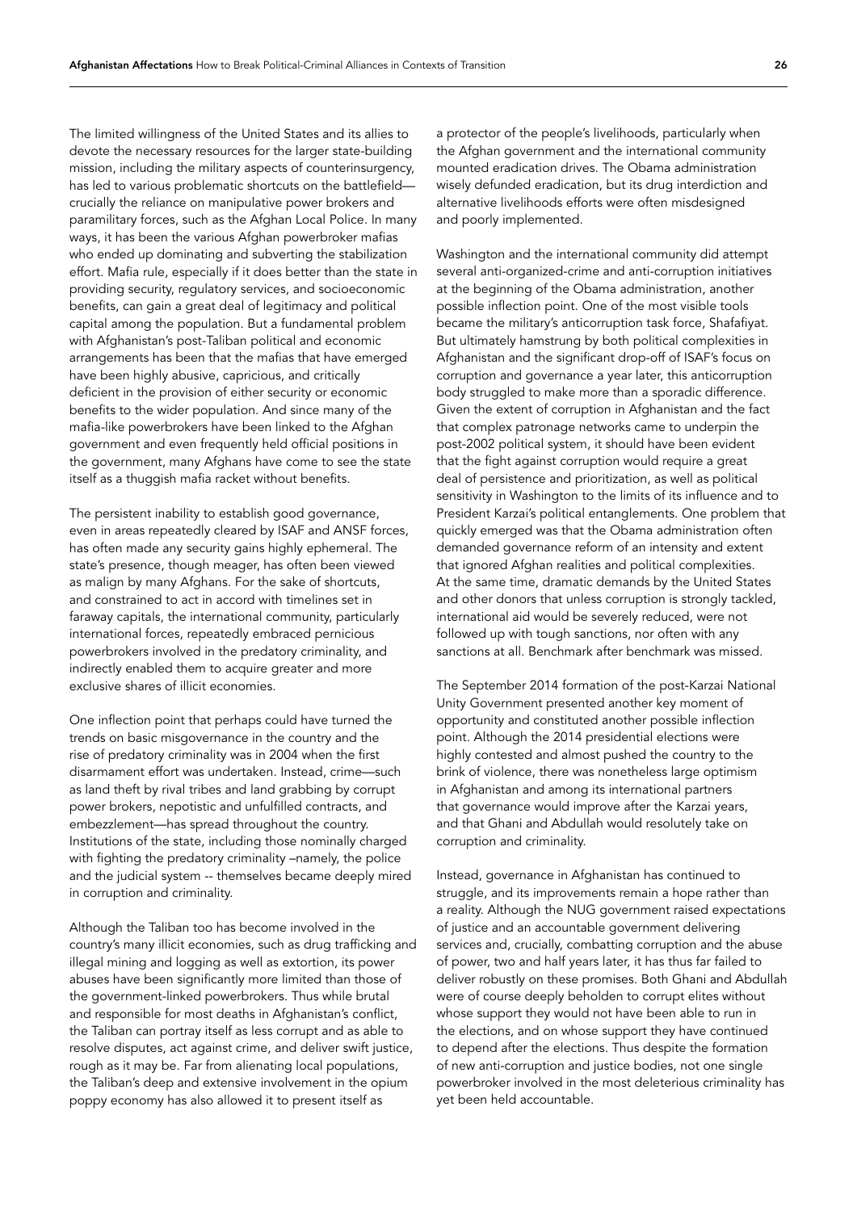The limited willingness of the United States and its allies to devote the necessary resources for the larger state-building mission, including the military aspects of counterinsurgency, has led to various problematic shortcuts on the battlefield—crucially the reliance on manipulative power brokers and paramilitary forces, such as the Afghan Local Police. In many ways, it has been the various Afghan powerbroker mafias who ended up dominating and subverting the stabilization effort. Mafia rule, especially if it does better than the state in providing security, regulatory services, and socioeconomic benefits, can gain a great deal of legitimacy and political capital among the population. But a fundamental problem with Afghanistan's post-Taliban political and economic arrangements has been that the mafias that have emerged have been highly abusive, capricious, and critically deficient in the provision of either security or economic benefits to the wider population. And since many of the mafia-like powerbrokers have been linked to the Afghan government and even frequently held official positions in the government, many Afghans have come to see the state itself as a thuggish mafia racket without benefits.

The persistent inability to establish good governance, even in areas repeatedly cleared by ISAF and ANSF forces, has often made any security gains highly ephemeral. The state's presence, though meager, has often been viewed as malign by many Afghans. For the sake of shortcuts, and constrained to act in accord with timelines set in faraway capitals, the international community, particularly international forces, repeatedly embraced pernicious powerbrokers involved in the predatory criminality, and indirectly enabled them to acquire greater and more exclusive shares of illicit economies.

One inflection point that perhaps could have turned the trends on basic misgovernance in the country and the rise of predatory criminality was in 2004 when the first disarmament effort was undertaken. Instead, crime—such as land theft by rival tribes and land grabbing by corrupt power brokers, nepotistic and unfulfilled contracts, and embezzlement—has spread throughout the country. Institutions of the state, including those nominally charged with fighting the predatory criminality –namely, the police and the judicial system -- themselves became deeply mired in corruption and criminality.

Although the Taliban too has become involved in the country's many illicit economies, such as drug trafficking and illegal mining and logging as well as extortion, its power abuses have been significantly more limited than those of the government-linked powerbrokers. Thus while brutal and responsible for most deaths in Afghanistan's conflict, the Taliban can portray itself as less corrupt and as able to resolve disputes, act against crime, and deliver swift justice, rough as it may be. Far from alienating local populations, the Taliban's deep and extensive involvement in the opium poppy economy has also allowed it to present itself as a protector of the people's livelihoods, particularly when the Afghan government and the international community mounted eradication drives. The Obama administration wisely defunded eradication, but its drug interdiction and alternative livelihoods efforts were often misdesigned and poorly implemented.

Washington and the international community did attempt several anti-organized-crime and anti-corruption initiatives at the beginning of the Obama administration, another possible inflection point. One of the most visible tools became the military's anticorruption task force, Shafafiyat. But ultimately hamstrung by both political complexities in Afghanistan and the significant drop-off of ISAF's focus on corruption and governance a year later, this anticorruption body struggled to make more than a sporadic difference. Given the extent of corruption in Afghanistan and the fact that complex patronage networks came to underpin the post-2002 political system, it should have been evident that the fight against corruption would require a great deal of persistence and prioritization, as well as political sensitivity in Washington to the limits of its influence and to President Karzai's political entanglements. One problem that quickly emerged was that the Obama administration often demanded governance reform of an intensity and extent that ignored Afghan realities and political complexities. At the same time, dramatic demands by the United States and other donors that unless corruption is strongly tackled, international aid would be severely reduced, were not followed up with tough sanctions, nor often with any sanctions at all. Benchmark after benchmark was missed.

The September 2014 formation of the post-Karzai National Unity Government presented another key moment of opportunity and constituted another possible inflection point. Although the 2014 presidential elections were highly contested and almost pushed the country to the brink of violence, there was nonetheless large optimism in Afghanistan and among its international partners that governance would improve after the Karzai years, and that Ghani and Abdullah would resolutely take on corruption and criminality.

Instead, governance in Afghanistan has continued to struggle, and its improvements remain a hope rather than a reality. Although the NUG government raised expectations of justice and an accountable government delivering services and, crucially, combatting corruption and the abuse of power, two and half years later, it has thus far failed to deliver robustly on these promises. Both Ghani and Abdullah were of course deeply beholden to corrupt elites without whose support they would not have been able to run in the elections, and on whose support they have continued to depend after the elections. Thus despite the formation of new anti-corruption and justice bodies, not one single powerbroker involved in the most deleterious criminality has yet been held accountable.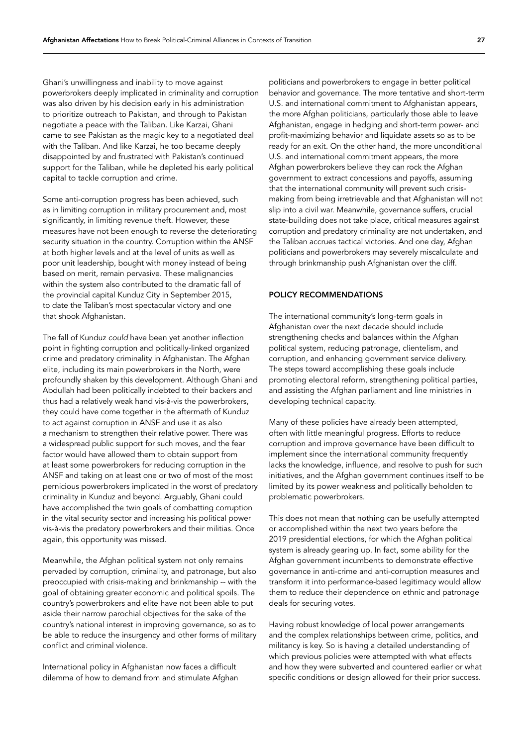Ghani's unwillingness and inability to move against powerbrokers deeply implicated in criminality and corruption was also driven by his decision early in his administration to prioritize outreach to Pakistan, and through to Pakistan negotiate a peace with the Taliban. Like Karzai, Ghani came to see Pakistan as the magic key to a negotiated deal with the Taliban. And like Karzai, he too became deeply disappointed by and frustrated with Pakistan's continued support for the Taliban, while he depleted his early political capital to tackle corruption and crime.

Some anti-corruption progress has been achieved, such as in limiting corruption in military procurement and, most significantly, in limiting revenue theft. However, these measures have not been enough to reverse the deteriorating security situation in the country. Corruption within the ANSF at both higher levels and at the level of units as well as poor unit leadership, bought with money instead of being based on merit, remain pervasive. These malignancies within the system also contributed to the dramatic fall of the provincial capital Kunduz City in September 2015, to date the Taliban's most spectacular victory and one that shook Afghanistan.

The fall of Kunduz *could* have been yet another inflection point in fighting corruption and politically-linked organized crime and predatory criminality in Afghanistan. The Afghan elite, including its main powerbrokers in the North, were profoundly shaken by this development. Although Ghani and Abdullah had been politically indebted to their backers and thus had a relatively weak hand vis-à-vis the powerbrokers, they could have come together in the aftermath of Kunduz to act against corruption in ANSF and use it as also a mechanism to strengthen their relative power. There was a widespread public support for such moves, and the fear factor would have allowed them to obtain support from at least some powerbrokers for reducing corruption in the ANSF and taking on at least one or two of most of the most pernicious powerbrokers implicated in the worst of predatory criminality in Kunduz and beyond. Arguably, Ghani could have accomplished the twin goals of combatting corruption in the vital security sector and increasing his political power vis-à-vis the predatory powerbrokers and their militias. Once again, this opportunity was missed.

Meanwhile, the Afghan political system not only remains pervaded by corruption, criminality, and patronage, but also preoccupied with crisis-making and brinkmanship -- with the goal of obtaining greater economic and political spoils. The country's powerbrokers and elite have not been able to put aside their narrow parochial objectives for the sake of the country's national interest in improving governance, so as to be able to reduce the insurgency and other forms of military conflict and criminal violence.

International policy in Afghanistan now faces a difficult dilemma of how to demand from and stimulate Afghan politicians and powerbrokers to engage in better political behavior and governance. The more tentative and short-term U.S. and international commitment to Afghanistan appears, the more Afghan politicians, particularly those able to leave Afghanistan, engage in hedging and short-term power- and profit-maximizing behavior and liquidate assets so as to be ready for an exit. On the other hand, the more unconditional U.S. and international commitment appears, the more Afghan powerbrokers believe they can rock the Afghan government to extract concessions and payoffs, assuming that the international community will prevent such crisis-making from being irretrievable and that Afghanistan will not slip into a civil war. Meanwhile, governance suffers, crucial state-building does not take place, critical measures against corruption and predatory criminality are not undertaken, and the Taliban accrues tactical victories. And one day, Afghan politicians and powerbrokers may severely miscalculate and through brinkmanship push Afghanistan over the cliff.

## POLICY RECOMMENDATIONS

The international community's long-term goals in Afghanistan over the next decade should include strengthening checks and balances within the Afghan political system, reducing patronage, clientelism, and corruption, and enhancing government service delivery. The steps toward accomplishing these goals include promoting electoral reform, strengthening political parties, and assisting the Afghan parliament and line ministries in developing technical capacity.

Many of these policies have already been attempted, often with little meaningful progress. Efforts to reduce corruption and improve governance have been difficult to implement since the international community frequently lacks the knowledge, influence, and resolve to push for such initiatives, and the Afghan government continues itself to be limited by its power weakness and politically beholden to problematic powerbrokers.

This does not mean that nothing can be usefully attempted or accomplished within the next two years before the 2019 presidential elections, for which the Afghan political system is already gearing up. In fact, some ability for the Afghan government incumbents to demonstrate effective governance in anti-crime and anti-corruption measures and transform it into performance-based legitimacy would allow them to reduce their dependence on ethnic and patronage deals for securing votes.

Having robust knowledge of local power arrangements and the complex relationships between crime, politics, and militancy is key. So is having a detailed understanding of which previous policies were attempted with what effects and how they were subverted and countered earlier or what specific conditions or design allowed for their prior success.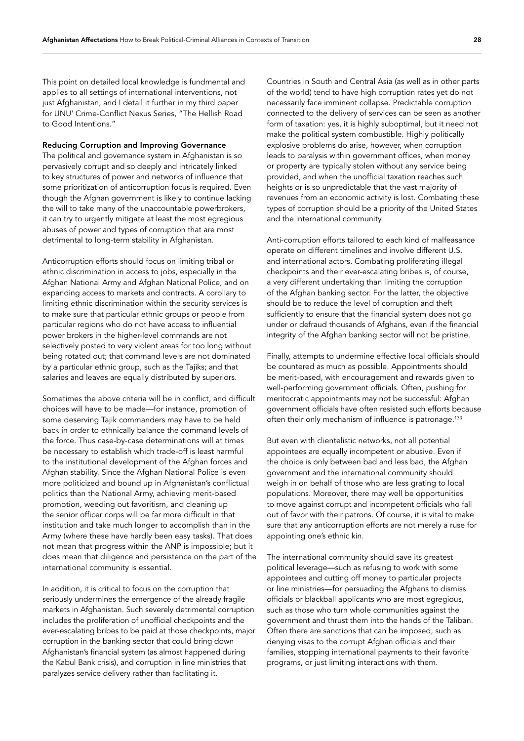This point on detailed local knowledge is fundmental and applies to all settings of international interventions, not just Afghanistan, and I detail it further in my third paper for UNU' Crime-Conflict Nexus Series, "The Hellish Road to Good Intentions."

### Reducing Corruption and Improving Governance

The political and governance system in Afghanistan is so pervasively corrupt and so deeply and intricately linked to key structures of power and networks of influence that some prioritization of anticorruption focus is required. Even though the Afghan government is likely to continue lacking the will to take many of the unaccountable powerbrokers, it can try to urgently mitigate at least the most egregious abuses of power and types of corruption that are most detrimental to long-term stability in Afghanistan.

Anticorruption efforts should focus on limiting tribal or ethnic discrimination in access to jobs, especially in the Afghan National Army and Afghan National Police, and on expanding access to markets and contracts. A corollary to limiting ethnic discrimination within the security services is to make sure that particular ethnic groups or people from particular regions who do not have access to influential power brokers in the higher-level commands are not selectively posted to very violent areas for too long without being rotated out; that command levels are not dominated by a particular ethnic group, such as the Tajiks; and that salaries and leaves are equally distributed by superiors.

Sometimes the above criteria will be in conflict, and difficult choices will have to be made—for instance, promotion of some deserving Tajik commanders may have to be held back in order to ethnically balance the command levels of the force. Thus case-by-case determinations will at times be necessary to establish which trade-off is least harmful to the institutional development of the Afghan forces and Afghan stability. Since the Afghan National Police is even more politicized and bound up in Afghanistan's conflictual politics than the National Army, achieving merit-based promotion, weeding out favoritism, and cleaning up the senior officer corps will be far more difficult in that institution and take much longer to accomplish than in the Army (where these have hardly been easy tasks). That does not mean that progress within the ANP is impossible; but it does mean that diligence and persistence on the part of the international community is essential.

In addition, it is critical to focus on the corruption that seriously undermines the emergence of the already fragile markets in Afghanistan. Such severely detrimental corruption includes the proliferation of unofficial checkpoints and the ever-escalating bribes to be paid at those checkpoints, major corruption in the banking sector that could bring down Afghanistan's financial system (as almost happened during the Kabul Bank crisis), and corruption in line ministries that paralyzes service delivery rather than facilitating it.

Countries in South and Central Asia (as well as in other parts of the world) tend to have high corruption rates yet do not necessarily face imminent collapse. Predictable corruption connected to the delivery of services can be seen as another form of taxation: yes, it is highly suboptimal, but it need not make the political system combustible. Highly politically explosive problems do arise, however, when corruption leads to paralysis within government offices, when money or property are typically stolen without any service being provided, and when the unofficial taxation reaches such heights or is so unpredictable that the vast majority of revenues from an economic activity is lost. Combating these types of corruption should be a priority of the United States and the international community.

Anti-corruption efforts tailored to each kind of malfeasance operate on different timelines and involve different U.S. and international actors. Combating proliferating illegal checkpoints and their ever-escalating bribes is, of course, a very different undertaking than limiting the corruption of the Afghan banking sector. For the latter, the objective should be to reduce the level of corruption and theft sufficiently to ensure that the financial system does not go under or defraud thousands of Afghans, even if the financial integrity of the Afghan banking sector will not be pristine.

Finally, attempts to undermine effective local officials should be countered as much as possible. Appointments should be merit-based, with encouragement and rewards given to well-performing government officials. Often, pushing for meritocratic appointments may not be successful: Afghan government officials have often resisted such efforts because often their only mechanism of influence is patronage.[133]

But even with clientelistic networks, not all potential appointees are equally incompetent or abusive. Even if the choice is only between bad and less bad, the Afghan government and the international community should weigh in on behalf of those who are less grating to local populations. Moreover, there may well be opportunities to move against corrupt and incompetent officials who fall out of favor with their patrons. Of course, it is vital to make sure that any anticorruption efforts are not merely a ruse for appointing one's ethnic kin.

The international community should save its greatest political leverage—such as refusing to work with some appointees and cutting off money to particular projects or line ministries—for persuading the Afghans to dismiss officials or blackball applicants who are most egregious, such as those who turn whole communities against the government and thrust them into the hands of the Taliban. Often there are sanctions that can be imposed, such as denying visas to the corrupt Afghan officials and their families, stopping international payments to their favorite programs, or just limiting interactions with them.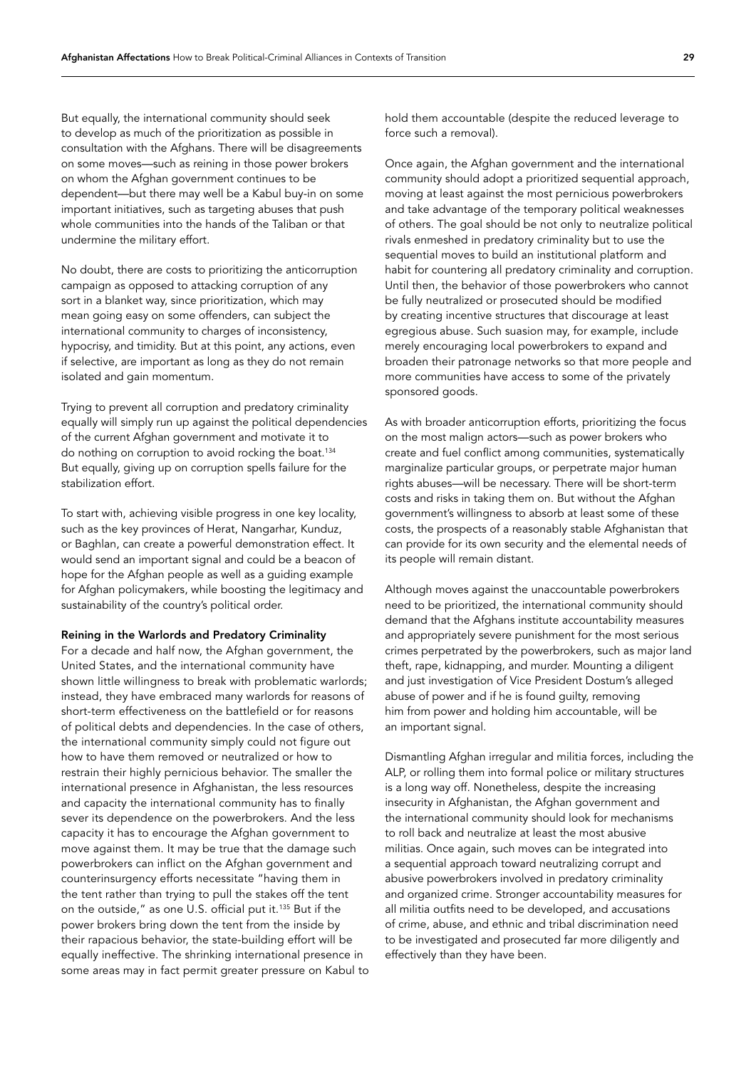But equally, the international community should seek to develop as much of the prioritization as possible in consultation with the Afghans. There will be disagreements on some moves—such as reining in those power brokers on whom the Afghan government continues to be dependent—but there may well be a Kabul buy-in on some important initiatives, such as targeting abuses that push whole communities into the hands of the Taliban or that undermine the military effort.

No doubt, there are costs to prioritizing the anticorruption campaign as opposed to attacking corruption of any sort in a blanket way, since prioritization, which may mean going easy on some offenders, can subject the international community to charges of inconsistency, hypocrisy, and timidity. But at this point, any actions, even if selective, are important as long as they do not remain isolated and gain momentum.

Trying to prevent all corruption and predatory criminality equally will simply run up against the political dependencies of the current Afghan government and motivate it to do nothing on corruption to avoid rocking the boat.[134] But equally, giving up on corruption spells failure for the stabilization effort.

To start with, achieving visible progress in one key locality, such as the key provinces of Herat, Nangarhar, Kunduz, or Baghlan, can create a powerful demonstration effect. It would send an important signal and could be a beacon of hope for the Afghan people as well as a guiding example for Afghan policymakers, while boosting the legitimacy and sustainability of the country's political order.

**Reining in the Warlords and Predatory Criminality**

For a decade and half now, the Afghan government, the United States, and the international community have shown little willingness to break with problematic warlords; instead, they have embraced many warlords for reasons of short-term effectiveness on the battlefield or for reasons of political debts and dependencies. In the case of others, the international community simply could not figure out how to have them removed or neutralized or how to restrain their highly pernicious behavior. The smaller the international presence in Afghanistan, the less resources and capacity the international community has to finally sever its dependence on the powerbrokers. And the less capacity it has to encourage the Afghan government to move against them. It may be true that the damage such powerbrokers can inflict on the Afghan government and counterinsurgency efforts necessitate "having them in the tent rather than trying to pull the stakes off the tent on the outside," as one U.S. official put it.[135] But if the power brokers bring down the tent from the inside by their rapacious behavior, the state-building effort will be equally ineffective. The shrinking international presence in some areas may in fact permit greater pressure on Kabul to hold them accountable (despite the reduced leverage to force such a removal).

Once again, the Afghan government and the international community should adopt a prioritized sequential approach, moving at least against the most pernicious powerbrokers and take advantage of the temporary political weaknesses of others. The goal should be not only to neutralize political rivals enmeshed in predatory criminality but to use the sequential moves to build an institutional platform and habit for countering all predatory criminality and corruption. Until then, the behavior of those powerbrokers who cannot be fully neutralized or prosecuted should be modified by creating incentive structures that discourage at least egregious abuse. Such suasion may, for example, include merely encouraging local powerbrokers to expand and broaden their patronage networks so that more people and more communities have access to some of the privately sponsored goods.

As with broader anticorruption efforts, prioritizing the focus on the most malign actors—such as power brokers who create and fuel conflict among communities, systematically marginalize particular groups, or perpetrate major human rights abuses—will be necessary. There will be short-term costs and risks in taking them on. But without the Afghan government's willingness to absorb at least some of these costs, the prospects of a reasonably stable Afghanistan that can provide for its own security and the elemental needs of its people will remain distant.

Although moves against the unaccountable powerbrokers need to be prioritized, the international community should demand that the Afghans institute accountability measures and appropriately severe punishment for the most serious crimes perpetrated by the powerbrokers, such as major land theft, rape, kidnapping, and murder. Mounting a diligent and just investigation of Vice President Dostum's alleged abuse of power and if he is found guilty, removing him from power and holding him accountable, will be an important signal.

Dismantling Afghan irregular and militia forces, including the ALP, or rolling them into formal police or military structures is a long way off. Nonetheless, despite the increasing insecurity in Afghanistan, the Afghan government and the international community should look for mechanisms to roll back and neutralize at least the most abusive militias. Once again, such moves can be integrated into a sequential approach toward neutralizing corrupt and abusive powerbrokers involved in predatory criminality and organized crime. Stronger accountability measures for all militia outfits need to be developed, and accusations of crime, abuse, and ethnic and tribal discrimination need to be investigated and prosecuted far more diligently and effectively than they have been.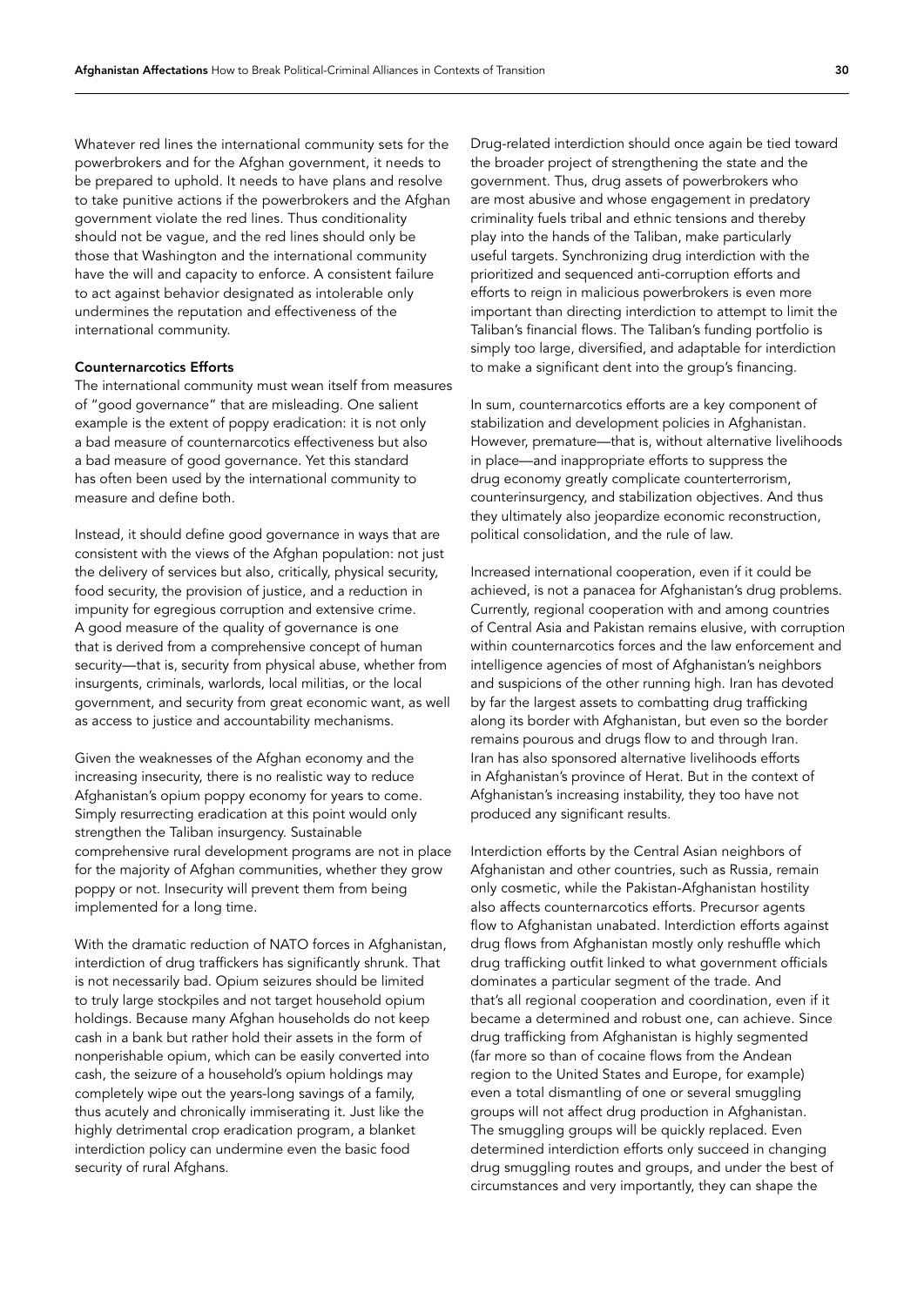Whatever red lines the international community sets for the powerbrokers and for the Afghan government, it needs to be prepared to uphold. It needs to have plans and resolve to take punitive actions if the powerbrokers and the Afghan government violate the red lines. Thus conditionality should not be vague, and the red lines should only be those that Washington and the international community have the will and capacity to enforce. A consistent failure to act against behavior designated as intolerable only undermines the reputation and effectiveness of the international community.

**Counternarcotics Efforts**

The international community must wean itself from measures of "good governance" that are misleading. One salient example is the extent of poppy eradication: it is not only a bad measure of counternarcotics effectiveness but also a bad measure of good governance. Yet this standard has often been used by the international community to measure and define both.

Instead, it should define good governance in ways that are consistent with the views of the Afghan population: not just the delivery of services but also, critically, physical security, food security, the provision of justice, and a reduction in impunity for egregious corruption and extensive crime. A good measure of the quality of governance is one that is derived from a comprehensive concept of human security—that is, security from physical abuse, whether from insurgents, criminals, warlords, local militias, or the local government, and security from great economic want, as well as access to justice and accountability mechanisms.

Given the weaknesses of the Afghan economy and the increasing insecurity, there is no realistic way to reduce Afghanistan's opium poppy economy for years to come. Simply resurrecting eradication at this point would only strengthen the Taliban insurgency. Sustainable comprehensive rural development programs are not in place for the majority of Afghan communities, whether they grow poppy or not. Insecurity will prevent them from being implemented for a long time.

With the dramatic reduction of NATO forces in Afghanistan, interdiction of drug traffickers has significantly shrunk. That is not necessarily bad. Opium seizures should be limited to truly large stockpiles and not target household opium holdings. Because many Afghan households do not keep cash in a bank but rather hold their assets in the form of nonperishable opium, which can be easily converted into cash, the seizure of a household's opium holdings may completely wipe out the years-long savings of a family, thus acutely and chronically immiserating it. Just like the highly detrimental crop eradication program, a blanket interdiction policy can undermine even the basic food security of rural Afghans.

Drug-related interdiction should once again be tied toward the broader project of strengthening the state and the government. Thus, drug assets of powerbrokers who are most abusive and whose engagement in predatory criminality fuels tribal and ethnic tensions and thereby play into the hands of the Taliban, make particularly useful targets. Synchronizing drug interdiction with the prioritized and sequenced anti-corruption efforts and efforts to reign in malicious powerbrokers is even more important than directing interdiction to attempt to limit the Taliban's financial flows. The Taliban's funding portfolio is simply too large, diversified, and adaptable for interdiction to make a significant dent into the group's financing.

In sum, counternarcotics efforts are a key component of stabilization and development policies in Afghanistan. However, premature—that is, without alternative livelihoods in place—and inappropriate efforts to suppress the drug economy greatly complicate counterterrorism, counterinsurgency, and stabilization objectives. And thus they ultimately also jeopardize economic reconstruction, political consolidation, and the rule of law.

Increased international cooperation, even if it could be achieved, is not a panacea for Afghanistan's drug problems. Currently, regional cooperation with and among countries of Central Asia and Pakistan remains elusive, with corruption within counternarcotics forces and the law enforcement and intelligence agencies of most of Afghanistan's neighbors and suspicions of the other running high. Iran has devoted by far the largest assets to combatting drug trafficking along its border with Afghanistan, but even so the border remains pourous and drugs flow to and through Iran. Iran has also sponsored alternative livelihoods efforts in Afghanistan's province of Herat. But in the context of Afghanistan's increasing instability, they too have not produced any significant results.

Interdiction efforts by the Central Asian neighbors of Afghanistan and other countries, such as Russia, remain only cosmetic, while the Pakistan-Afghanistan hostility also affects counternarcotics efforts. Precursor agents flow to Afghanistan unabated. Interdiction efforts against drug flows from Afghanistan mostly only reshuffle which drug trafficking outfit linked to what government officials dominates a particular segment of the trade. And that's all regional cooperation and coordination, even if it became a determined and robust one, can achieve. Since drug trafficking from Afghanistan is highly segmented (far more so than of cocaine flows from the Andean region to the United States and Europe, for example) even a total dismantling of one or several smuggling groups will not affect drug production in Afghanistan. The smuggling groups will be quickly replaced. Even determined interdiction efforts only succeed in changing drug smuggling routes and groups, and under the best of circumstances and very importantly, they can shape the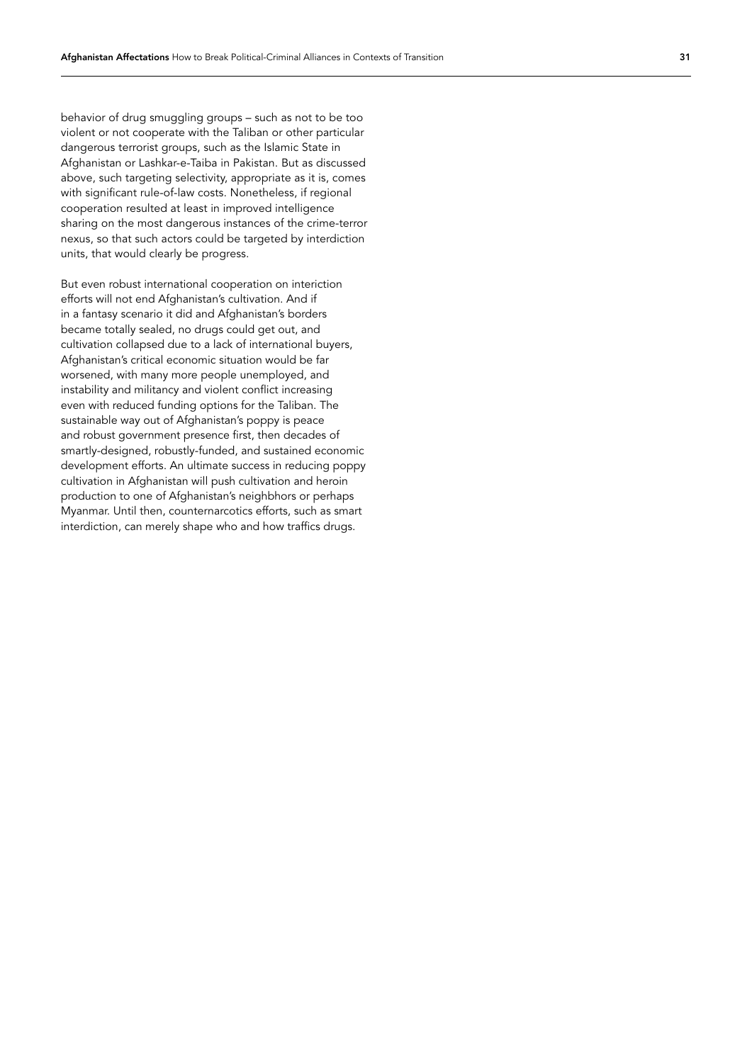behavior of drug smuggling groups – such as not to be too violent or not cooperate with the Taliban or other particular dangerous terrorist groups, such as the Islamic State in Afghanistan or Lashkar-e-Taiba in Pakistan. But as discussed above, such targeting selectivity, appropriate as it is, comes with significant rule-of-law costs. Nonetheless, if regional cooperation resulted at least in improved intelligence sharing on the most dangerous instances of the crime-terror nexus, so that such actors could be targeted by interdiction units, that would clearly be progress.

But even robust international cooperation on interiction efforts will not end Afghanistan's cultivation. And if in a fantasy scenario it did and Afghanistan's borders became totally sealed, no drugs could get out, and cultivation collapsed due to a lack of international buyers, Afghanistan's critical economic situation would be far worsened, with many more people unemployed, and instability and militancy and violent conflict increasing even with reduced funding options for the Taliban. The sustainable way out of Afghanistan's poppy is peace and robust government presence first, then decades of smartly-designed, robustly-funded, and sustained economic development efforts. An ultimate success in reducing poppy cultivation in Afghanistan will push cultivation and heroin production to one of Afghanistan's neighbhors or perhaps Myanmar. Until then, counternarcotics efforts, such as smart interdiction, can merely shape who and how traffics drugs.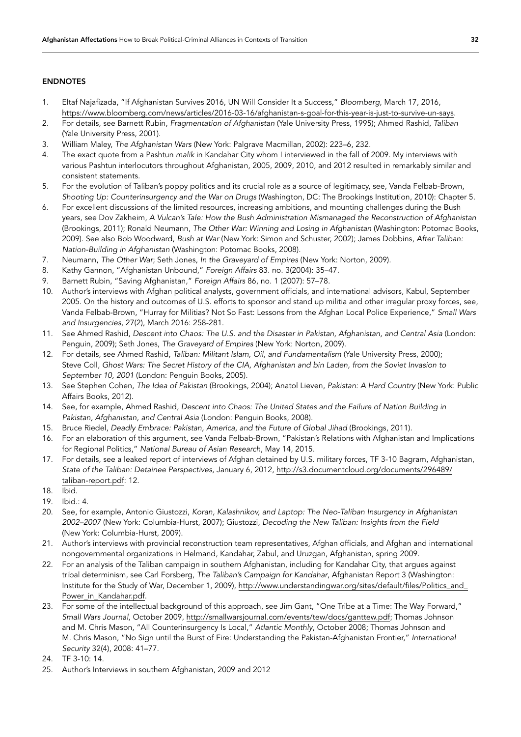## ENDNOTES

1. Eltaf Najafizada, "If Afghanistan Survives 2016, UN Will Consider It a Success," *Bloomberg*, March 17, 2016, https://www.bloomberg.com/news/articles/2016-03-16/afghanistan-s-goal-for-this-year-is-just-to-survive-un-says.
2. For details, see Barnett Rubin, *Fragmentation of Afghanistan* (Yale University Press, 1995); Ahmed Rashid, *Taliban* (Yale University Press, 2001).
3. William Maley, *The Afghanistan Wars* (New York: Palgrave Macmillan, 2002): 223–6, 232.
4. The exact quote from a Pashtun *malik* in Kandahar City whom I interviewed in the fall of 2009. My interviews with various Pashtun interlocutors throughout Afghanistan, 2005, 2009, 2010, and 2012 resulted in remarkably similar and consistent statements.
5. For the evolution of Taliban's poppy politics and its crucial role as a source of legitimacy, see, Vanda Felbab-Brown, *Shooting Up: Counterinsurgency and the War on Drugs* (Washington, DC: The Brookings Institution, 2010): Chapter 5.
6. For excellent discussions of the limited resources, increasing ambitions, and mounting challenges during the Bush years, see Dov Zakheim, *A Vulcan's Tale: How the Bush Administration Mismanaged the Reconstruction of Afghanistan* (Brookings, 2011); Ronald Neumann, *The Other War: Winning and Losing in Afghanistan* (Washington: Potomac Books, 2009). See also Bob Woodward, *Bush at War* (New York: Simon and Schuster, 2002); James Dobbins, *After Taliban: Nation-Building in Afghanistan* (Washington: Potomac Books, 2008).
7. Neumann, *The Other War*; Seth Jones, *In the Graveyard of Empires* (New York: Norton, 2009).
8. Kathy Gannon, "Afghanistan Unbound," *Foreign Affairs* 83. no. 3(2004): 35–47.
9. Barnett Rubin, "Saving Afghanistan," *Foreign Affairs* 86, no. 1 (2007): 57–78.
10. Author's interviews with Afghan political analysts, government officials, and international advisors, Kabul, September 2005. On the history and outcomes of U.S. efforts to sponsor and stand up militia and other irregular proxy forces, see, Vanda Felbab-Brown, "Hurray for Militias? Not So Fast: Lessons from the Afghan Local Police Experience," *Small Wars and Insurgencies*, 27(2), March 2016: 258-281.
11. See Ahmed Rashid, *Descent into Chaos: The U.S. and the Disaster in Pakistan, Afghanistan, and Central Asia* (London: Penguin, 2009); Seth Jones, *The Graveyard of Empires* (New York: Norton, 2009).
12. For details, see Ahmed Rashid, *Taliban: Militant Islam, Oil, and Fundamentalism* (Yale University Press, 2000); Steve Coll, *Ghost Wars: The Secret History of the CIA, Afghanistan and bin Laden, from the Soviet Invasion to September 10, 2001* (London: Penguin Books, 2005).
13. See Stephen Cohen, *The Idea of Pakistan* (Brookings, 2004); Anatol Lieven, *Pakistan: A Hard Country* (New York: Public Affairs Books, 2012).
14. See, for example, Ahmed Rashid, *Descent into Chaos: The United States and the Failure of Nation Building in Pakistan, Afghanistan, and Central Asia* (London: Penguin Books, 2008).
15. Bruce Riedel, *Deadly Embrace: Pakistan, America, and the Future of Global Jihad* (Brookings, 2011).
16. For an elaboration of this argument, see Vanda Felbab-Brown, "Pakistan's Relations with Afghanistan and Implications for Regional Politics," *National Bureau of Asian Research*, May 14, 2015.
17. For details, see a leaked report of interviews of Afghan detained by U.S. military forces, TF 3-10 Bagram, Afghanistan, *State of the Taliban: Detainee Perspectives*, January 6, 2012, http://s3.documentcloud.org/documents/296489/taliban-report.pdf: 12.
18. Ibid.
19. Ibid.: 4.
20. See, for example, Antonio Giustozzi, *Koran, Kalashnikov, and Laptop: The Neo-Taliban Insurgency in Afghanistan 2002–2007* (New York: Columbia-Hurst, 2007); Giustozzi, *Decoding the New Taliban: Insights from the Field* (New York: Columbia-Hurst, 2009).
21. Author's interviews with provincial reconstruction team representatives, Afghan officials, and Afghan and international nongovernmental organizations in Helmand, Kandahar, Zabul, and Uruzgan, Afghanistan, spring 2009.
22. For an analysis of the Taliban campaign in southern Afghanistan, including for Kandahar City, that argues against tribal determinism, see Carl Forsberg, *The Taliban's Campaign for Kandahar*, Afghanistan Report 3 (Washington: Institute for the Study of War, December 1, 2009), http://www.understandingwar.org/sites/default/files/Politics_and_Power_in_Kandahar.pdf.
23. For some of the intellectual background of this approach, see Jim Gant, "One Tribe at a Time: The Way Forward," *Small Wars Journal*, October 2009, http://smallwarsjournal.com/events/tew/docs/ganttew.pdf; Thomas Johnson and M. Chris Mason, "All Counterinsurgency Is Local," *Atlantic Monthly*, October 2008; Thomas Johnson and M. Chris Mason, "No Sign until the Burst of Fire: Understanding the Pakistan-Afghanistan Frontier," *International Security* 32(4), 2008: 41–77.
24. TF 3-10: 14.
25. Author's Interviews in southern Afghanistan, 2009 and 2012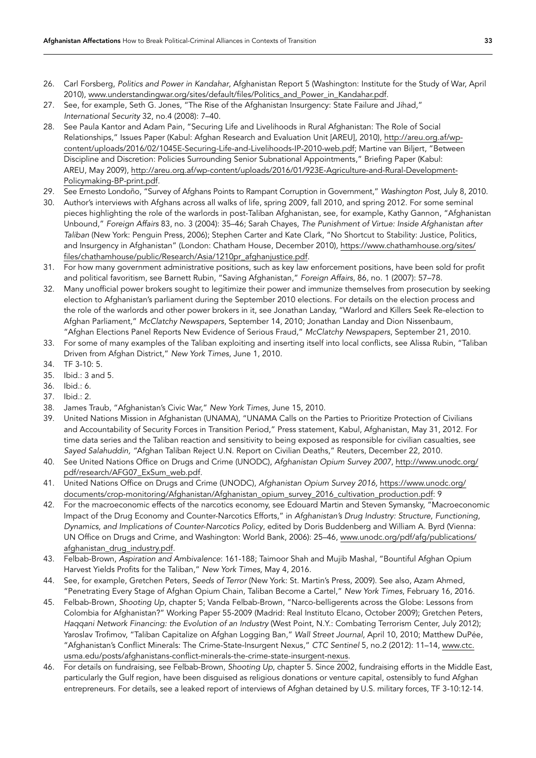26. Carl Forsberg, *Politics and Power in Kandahar*, Afghanistan Report 5 (Washington: Institute for the Study of War, April 2010), www.understandingwar.org/sites/default/files/Politics_and_Power_in_Kandahar.pdf.
27. See, for example, Seth G. Jones, "The Rise of the Afghanistan Insurgency: State Failure and Jihad," *International Security* 32, no.4 (2008): 7–40.
28. See Paula Kantor and Adam Pain, "Securing Life and Livelihoods in Rural Afghanistan: The Role of Social Relationships," Issues Paper (Kabul: Afghan Research and Evaluation Unit [AREU], 2010), http://areu.org.af/wp-content/uploads/2016/02/1045E-Securing-Life-and-Livelihoods-IP-2010-web.pdf; Martine van Biljert, "Between Discipline and Discretion: Policies Surrounding Senior Subnational Appointments," Briefing Paper (Kabul: AREU, May 2009), http://areu.org.af/wp-content/uploads/2016/01/923E-Agriculture-and-Rural-Development-Policymaking-BP-print.pdf.
29. See Ernesto Londoño, "Survey of Afghans Points to Rampant Corruption in Government," *Washington Post*, July 8, 2010.
30. Author's interviews with Afghans across all walks of life, spring 2009, fall 2010, and spring 2012. For some seminal pieces highlighting the role of the warlords in post-Taliban Afghanistan, see, for example, Kathy Gannon, "Afghanistan Unbound," *Foreign Affairs* 83, no. 3 (2004): 35–46; Sarah Chayes, *The Punishment of Virtue: Inside Afghanistan after Taliban* (New York: Penguin Press, 2006); Stephen Carter and Kate Clark, "No Shortcut to Stability: Justice, Politics, and Insurgency in Afghanistan" (London: Chatham House, December 2010), https://www.chathamhouse.org/sites/files/chathamhouse/public/Research/Asia/1210pr_afghanjustice.pdf.
31. For how many government administrative positions, such as key law enforcement positions, have been sold for profit and political favoritism, see Barnett Rubin, "Saving Afghanistan," *Foreign Affairs*, 86, no. 1 (2007): 57–78.
32. Many unofficial power brokers sought to legitimize their power and immunize themselves from prosecution by seeking election to Afghanistan's parliament during the September 2010 elections. For details on the election process and the role of the warlords and other power brokers in it, see Jonathan Landay, "Warlord and Killers Seek Re-election to Afghan Parliament," *McClatchy Newspapers*, September 14, 2010; Jonathan Landay and Dion Nissenbaum, "Afghan Elections Panel Reports New Evidence of Serious Fraud," *McClatchy Newspapers*, September 21, 2010.
33. For some of many examples of the Taliban exploiting and inserting itself into local conflicts, see Alissa Rubin, "Taliban Driven from Afghan District," *New York Times*, June 1, 2010.
34. TF 3-10: 5.
35. Ibid.: 3 and 5.
36. Ibid.: 6.
37. Ibid.: 2.
38. James Traub, "Afghanistan's Civic War," *New York Times*, June 15, 2010.
39. United Nations Mission in Afghanistan (UNAMA), "UNAMA Calls on the Parties to Prioritize Protection of Civilians and Accountability of Security Forces in Transition Period," Press statement, Kabul, Afghanistan, May 31, 2012. For time data series and the Taliban reaction and sensitivity to being exposed as responsible for civilian casualties, see *Sayed Salahuddin*, "Afghan Taliban Reject U.N. Report on Civilian Deaths," Reuters, December 22, 2010.
40. See United Nations Office on Drugs and Crime (UNODC), *Afghanistan Opium Survey 2007*, http://www.unodc.org/pdf/research/AFG07_ExSum_web.pdf.
41. United Nations Office on Drugs and Crime (UNODC), *Afghanistan Opium Survey 2016*, https://www.unodc.org/documents/crop-monitoring/Afghanistan/Afghanistan_opium_survey_2016_cultivation_production.pdf: 9
42. For the macroeconomic effects of the narcotics economy, see Edouard Martin and Steven Symansky, "Macroeconomic Impact of the Drug Economy and Counter-Narcotics Efforts," in *Afghanistan's Drug Industry: Structure, Functioning, Dynamics, and Implications of Counter-Narcotics Policy*, edited by Doris Buddenberg and William A. Byrd (Vienna: UN Office on Drugs and Crime, and Washington: World Bank, 2006): 25–46, www.unodc.org/pdf/afg/publications/afghanistan_drug_industry.pdf.
43. Felbab-Brown, *Aspiration and Ambivalence*: 161-188; Taimoor Shah and Mujib Mashal, "Bountiful Afghan Opium Harvest Yields Profits for the Taliban," *New York Times*, May 4, 2016.
44. See, for example, Gretchen Peters, *Seeds of Terror* (New York: St. Martin's Press, 2009). See also, Azam Ahmed, "Penetrating Every Stage of Afghan Opium Chain, Taliban Become a Cartel," *New York Times*, February 16, 2016.
45. Felbab-Brown, *Shooting Up*, chapter 5; Vanda Felbab-Brown, "Narco-belligerents across the Globe: Lessons from Colombia for Afghanistan?" Working Paper 55-2009 (Madrid: Real Instituto Elcano, October 2009); Gretchen Peters, *Haqqani Network Financing: the Evolution of an Industry* (West Point, N.Y.: Combating Terrorism Center, July 2012); Yaroslav Trofimov, "Taliban Capitalize on Afghan Logging Ban," *Wall Street Journal*, April 10, 2010; Matthew DuPée, "Afghanistan's Conflict Minerals: The Crime-State-Insurgent Nexus," *CTC Sentinel* 5, no.2 (2012): 11–14, www.ctc.usma.edu/posts/afghanistans-conflict-minerals-the-crime-state-insurgent-nexus.
46. For details on fundraising, see Felbab-Brown, *Shooting Up*, chapter 5. Since 2002, fundraising efforts in the Middle East, particularly the Gulf region, have been disguised as religious donations or venture capital, ostensibly to fund Afghan entrepreneurs. For details, see a leaked report of interviews of Afghan detained by U.S. military forces, TF 3-10:12-14.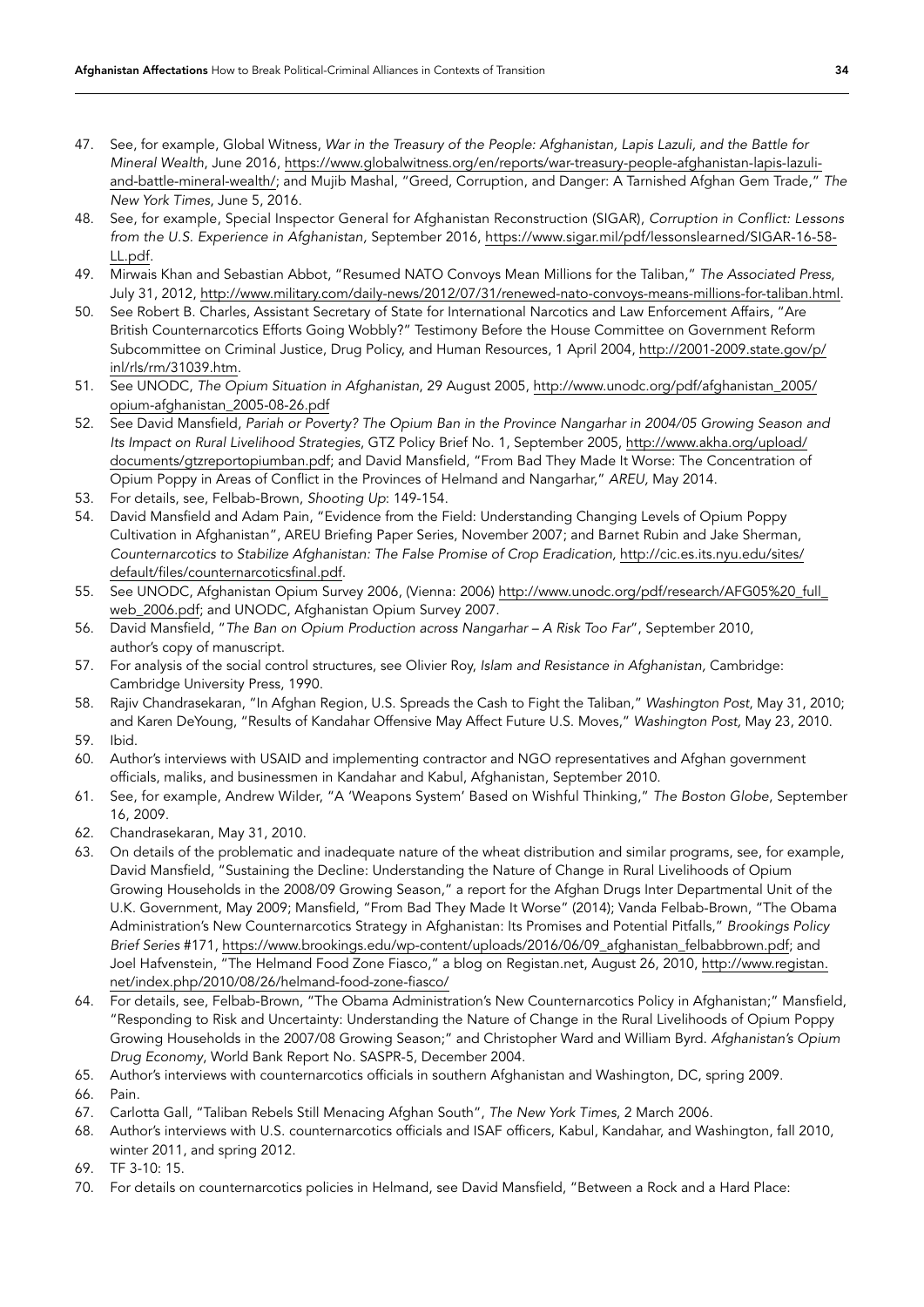47. See, for example, Global Witness, *War in the Treasury of the People: Afghanistan, Lapis Lazuli, and the Battle for Mineral Wealth*, June 2016, https://www.globalwitness.org/en/reports/war-treasury-people-afghanistan-lapis-lazuli-and-battle-mineral-wealth/; and Mujib Mashal, "Greed, Corruption, and Danger: A Tarnished Afghan Gem Trade," *The New York Times*, June 5, 2016.
48. See, for example, Special Inspector General for Afghanistan Reconstruction (SIGAR), *Corruption in Conflict: Lessons from the U.S. Experience in Afghanistan*, September 2016, https://www.sigar.mil/pdf/lessonslearned/SIGAR-16-58-LL.pdf.
49. Mirwais Khan and Sebastian Abbot, "Resumed NATO Convoys Mean Millions for the Taliban," *The Associated Press*, July 31, 2012, http://www.military.com/daily-news/2012/07/31/renewed-nato-convoys-means-millions-for-taliban.html.
50. See Robert B. Charles, Assistant Secretary of State for International Narcotics and Law Enforcement Affairs, "Are British Counternarcotics Efforts Going Wobbly?" Testimony Before the House Committee on Government Reform Subcommittee on Criminal Justice, Drug Policy, and Human Resources, 1 April 2004, http://2001-2009.state.gov/p/inl/rls/rm/31039.htm.
51. See UNODC, *The Opium Situation in Afghanistan*, 29 August 2005, http://www.unodc.org/pdf/afghanistan_2005/opium-afghanistan_2005-08-26.pdf
52. See David Mansfield, *Pariah or Poverty? The Opium Ban in the Province Nangarhar in 2004/05 Growing Season and Its Impact on Rural Livelihood Strategies*, GTZ Policy Brief No. 1, September 2005, http://www.akha.org/upload/documents/gtzreportopiumban.pdf; and David Mansfield, "From Bad They Made It Worse: The Concentration of Opium Poppy in Areas of Conflict in the Provinces of Helmand and Nangarhar," *AREU*, May 2014.
53. For details, see, Felbab-Brown, *Shooting Up*: 149-154.
54. David Mansfield and Adam Pain, "Evidence from the Field: Understanding Changing Levels of Opium Poppy Cultivation in Afghanistan", AREU Briefing Paper Series, November 2007; and Barnet Rubin and Jake Sherman, *Counternarcotics to Stabilize Afghanistan: The False Promise of Crop Eradication*, http://cic.es.its.nyu.edu/sites/default/files/counternarcoticsfinal.pdf.
55. See UNODC, Afghanistan Opium Survey 2006, (Vienna: 2006) http://www.unodc.org/pdf/research/AFG05%20_full_web_2006.pdf; and UNODC, Afghanistan Opium Survey 2007.
56. David Mansfield, "*The Ban on Opium Production across Nangarhar – A Risk Too Far*", September 2010, author's copy of manuscript.
57. For analysis of the social control structures, see Olivier Roy, *Islam and Resistance in Afghanistan*, Cambridge: Cambridge University Press, 1990.
58. Rajiv Chandrasekaran, "In Afghan Region, U.S. Spreads the Cash to Fight the Taliban," *Washington Post*, May 31, 2010; and Karen DeYoung, "Results of Kandahar Offensive May Affect Future U.S. Moves," *Washington Post,* May 23, 2010.
59. Ibid.
60. Author's interviews with USAID and implementing contractor and NGO representatives and Afghan government officials, maliks, and businessmen in Kandahar and Kabul, Afghanistan, September 2010.
61. See, for example, Andrew Wilder, "A 'Weapons System' Based on Wishful Thinking," *The Boston Globe*, September 16, 2009.
62. Chandrasekaran, May 31, 2010.
63. On details of the problematic and inadequate nature of the wheat distribution and similar programs, see, for example, David Mansfield, "Sustaining the Decline: Understanding the Nature of Change in Rural Livelihoods of Opium Growing Households in the 2008/09 Growing Season," a report for the Afghan Drugs Inter Departmental Unit of the U.K. Government, May 2009; Mansfield, "From Bad They Made It Worse" (2014); Vanda Felbab-Brown, "The Obama Administration's New Counternarcotics Strategy in Afghanistan: Its Promises and Potential Pitfalls," *Brookings Policy Brief Series* #171, https://www.brookings.edu/wp-content/uploads/2016/06/09_afghanistan_felbabbrown.pdf; and Joel Hafvenstein, "The Helmand Food Zone Fiasco," a blog on Registan.net, August 26, 2010, http://www.registan.net/index.php/2010/08/26/helmand-food-zone-fiasco/
64. For details, see, Felbab-Brown, "The Obama Administration's New Counternarcotics Policy in Afghanistan;" Mansfield, "Responding to Risk and Uncertainty: Understanding the Nature of Change in the Rural Livelihoods of Opium Poppy Growing Households in the 2007/08 Growing Season;" and Christopher Ward and William Byrd. *Afghanistan's Opium Drug Economy*, World Bank Report No. SASPR-5, December 2004.
65. Author's interviews with counternarcotics officials in southern Afghanistan and Washington, DC, spring 2009.
66. Pain.
67. Carlotta Gall, "Taliban Rebels Still Menacing Afghan South", *The New York Times*, 2 March 2006.
68. Author's interviews with U.S. counternarcotics officials and ISAF officers, Kabul, Kandahar, and Washington, fall 2010, winter 2011, and spring 2012.
69. TF 3-10: 15.
70. For details on counternarcotics policies in Helmand, see David Mansfield, "Between a Rock and a Hard Place: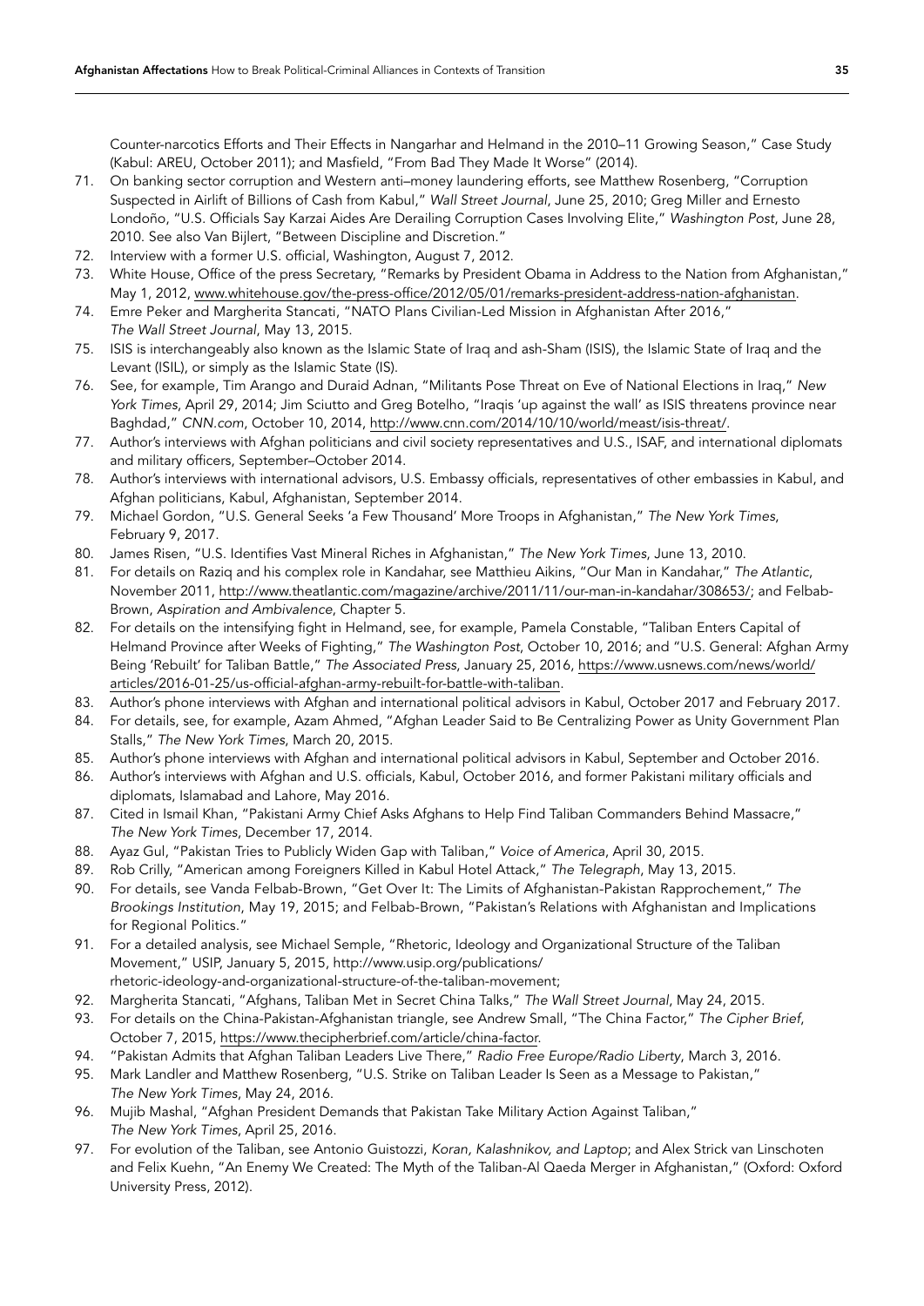Counter-narcotics Efforts and Their Effects in Nangarhar and Helmand in the 2010–11 Growing Season," Case Study (Kabul: AREU, October 2011); and Masfield, "From Bad They Made It Worse" (2014).

71. On banking sector corruption and Western anti–money laundering efforts, see Matthew Rosenberg, "Corruption Suspected in Airlift of Billions of Cash from Kabul," *Wall Street Journal*, June 25, 2010; Greg Miller and Ernesto Londoño, "U.S. Officials Say Karzai Aides Are Derailing Corruption Cases Involving Elite," *Washington Post*, June 28, 2010. See also Van Bijlert, "Between Discipline and Discretion."
72. Interview with a former U.S. official, Washington, August 7, 2012.
73. White House, Office of the press Secretary, "Remarks by President Obama in Address to the Nation from Afghanistan," May 1, 2012, www.whitehouse.gov/the-press-office/2012/05/01/remarks-president-address-nation-afghanistan.
74. Emre Peker and Margherita Stancati, "NATO Plans Civilian-Led Mission in Afghanistan After 2016," *The Wall Street Journal*, May 13, 2015.
75. ISIS is interchangeably also known as the Islamic State of Iraq and ash-Sham (ISIS), the Islamic State of Iraq and the Levant (ISIL), or simply as the Islamic State (IS).
76. See, for example, Tim Arango and Duraid Adnan, "Militants Pose Threat on Eve of National Elections in Iraq," *New York Times*, April 29, 2014; Jim Sciutto and Greg Botelho, "Iraqis 'up against the wall' as ISIS threatens province near Baghdad," *CNN.com*, October 10, 2014, http://www.cnn.com/2014/10/10/world/meast/isis-threat/.
77. Author's interviews with Afghan politicians and civil society representatives and U.S., ISAF, and international diplomats and military officers, September–October 2014.
78. Author's interviews with international advisors, U.S. Embassy officials, representatives of other embassies in Kabul, and Afghan politicians, Kabul, Afghanistan, September 2014.
79. Michael Gordon, "U.S. General Seeks 'a Few Thousand' More Troops in Afghanistan," *The New York Times*, February 9, 2017.
80. James Risen, "U.S. Identifies Vast Mineral Riches in Afghanistan," *The New York Times*, June 13, 2010.
81. For details on Raziq and his complex role in Kandahar, see Matthieu Aikins, "Our Man in Kandahar," *The Atlantic*, November 2011, http://www.theatlantic.com/magazine/archive/2011/11/our-man-in-kandahar/308653/; and Felbab-Brown, *Aspiration and Ambivalence*, Chapter 5.
82. For details on the intensifying fight in Helmand, see, for example, Pamela Constable, "Taliban Enters Capital of Helmand Province after Weeks of Fighting," *The Washington Post*, October 10, 2016; and "U.S. General: Afghan Army Being 'Rebuilt' for Taliban Battle," *The Associated Press*, January 25, 2016, https://www.usnews.com/news/world/articles/2016-01-25/us-official-afghan-army-rebuilt-for-battle-with-taliban.
83. Author's phone interviews with Afghan and international political advisors in Kabul, October 2017 and February 2017.
84. For details, see, for example, Azam Ahmed, "Afghan Leader Said to Be Centralizing Power as Unity Government Plan Stalls," *The New York Times*, March 20, 2015.
85. Author's phone interviews with Afghan and international political advisors in Kabul, September and October 2016.
86. Author's interviews with Afghan and U.S. officials, Kabul, October 2016, and former Pakistani military officials and diplomats, Islamabad and Lahore, May 2016.
87. Cited in Ismail Khan, "Pakistani Army Chief Asks Afghans to Help Find Taliban Commanders Behind Massacre," *The New York Times*, December 17, 2014.
88. Ayaz Gul, "Pakistan Tries to Publicly Widen Gap with Taliban," *Voice of America*, April 30, 2015.
89. Rob Crilly, "American among Foreigners Killed in Kabul Hotel Attack," *The Telegraph*, May 13, 2015.
90. For details, see Vanda Felbab-Brown, "Get Over It: The Limits of Afghanistan-Pakistan Rapprochement," *The Brookings Institution*, May 19, 2015; and Felbab-Brown, "Pakistan's Relations with Afghanistan and Implications for Regional Politics."
91. For a detailed analysis, see Michael Semple, "Rhetoric, Ideology and Organizational Structure of the Taliban Movement," USIP, January 5, 2015, http://www.usip.org/publications/rhetoric-ideology-and-organizational-structure-of-the-taliban-movement;
92. Margherita Stancati, "Afghans, Taliban Met in Secret China Talks," *The Wall Street Journal*, May 24, 2015.
93. For details on the China-Pakistan-Afghanistan triangle, see Andrew Small, "The China Factor," *The Cipher Brief*, October 7, 2015, https://www.thecipherbrief.com/article/china-factor.
94. "Pakistan Admits that Afghan Taliban Leaders Live There," *Radio Free Europe/Radio Liberty*, March 3, 2016.
95. Mark Landler and Matthew Rosenberg, "U.S. Strike on Taliban Leader Is Seen as a Message to Pakistan," *The New York Times*, May 24, 2016.
96. Mujib Mashal, "Afghan President Demands that Pakistan Take Military Action Against Taliban," *The New York Times*, April 25, 2016.
97. For evolution of the Taliban, see Antonio Guistozzi, *Koran, Kalashnikov, and Laptop*; and Alex Strick van Linschoten and Felix Kuehn, "An Enemy We Created: The Myth of the Taliban-Al Qaeda Merger in Afghanistan," (Oxford: Oxford University Press, 2012).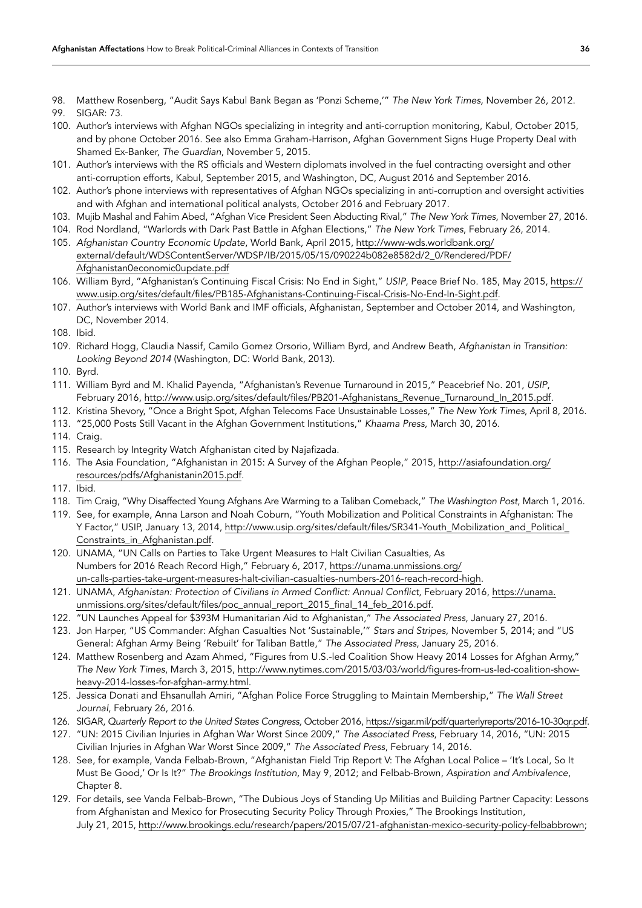98. Matthew Rosenberg, "Audit Says Kabul Bank Began as 'Ponzi Scheme,'" *The New York Times,* November 26, 2012.
99. SIGAR: 73.
100. Author's interviews with Afghan NGOs specializing in integrity and anti-corruption monitoring, Kabul, October 2015, and by phone October 2016. See also Emma Graham-Harrison, Afghan Government Signs Huge Property Deal with Shamed Ex-Banker, *The Guardian*, November 5, 2015.
101. Author's interviews with the RS officials and Western diplomats involved in the fuel contracting oversight and other anti-corruption efforts, Kabul, September 2015, and Washington, DC, August 2016 and September 2016.
102. Author's phone interviews with representatives of Afghan NGOs specializing in anti-corruption and oversight activities and with Afghan and international political analysts, October 2016 and February 2017.
103. Mujib Mashal and Fahim Abed, "Afghan Vice President Seen Abducting Rival," *The New York Times*, November 27, 2016.
104. Rod Nordland, "Warlords with Dark Past Battle in Afghan Elections," *The New York Times*, February 26, 2014.
105. *Afghanistan Country Economic Update*, World Bank, April 2015, http://www-wds.worldbank.org/external/default/WDSContentServer/WDSP/IB/2015/05/15/090224b082e8582d/2_0/Rendered/PDF/Afghanistan0economic0update.pdf
106. William Byrd, "Afghanistan's Continuing Fiscal Crisis: No End in Sight," *USIP*, Peace Brief No. 185, May 2015, https://www.usip.org/sites/default/files/PB185-Afghanistans-Continuing-Fiscal-Crisis-No-End-In-Sight.pdf.
107. Author's interviews with World Bank and IMF officials, Afghanistan, September and October 2014, and Washington, DC, November 2014.
108. Ibid.
109. Richard Hogg, Claudia Nassif, Camilo Gomez Orsorio, William Byrd, and Andrew Beath, *Afghanistan in Transition: Looking Beyond 2014* (Washington, DC: World Bank, 2013).
110. Byrd.
111. William Byrd and M. Khalid Payenda, "Afghanistan's Revenue Turnaround in 2015," Peacebrief No. 201, *USIP*, February 2016, http://www.usip.org/sites/default/files/PB201-Afghanistans_Revenue_Turnaround_In_2015.pdf.
112. Kristina Shevory, "Once a Bright Spot, Afghan Telecoms Face Unsustainable Losses," *The New York Times*, April 8, 2016.
113. "25,000 Posts Still Vacant in the Afghan Government Institutions," *Khaama Press*, March 30, 2016.
114. Craig.
115. Research by Integrity Watch Afghanistan cited by Najafizada.
116. The Asia Foundation, "Afghanistan in 2015: A Survey of the Afghan People," 2015, http://asiafoundation.org/resources/pdfs/Afghanistanin2015.pdf.
117. Ibid.
118. Tim Craig, "Why Disaffected Young Afghans Are Warming to a Taliban Comeback," *The Washington Post*, March 1, 2016.
119. See, for example, Anna Larson and Noah Coburn, "Youth Mobilization and Political Constraints in Afghanistan: The Y Factor," USIP, January 13, 2014, http://www.usip.org/sites/default/files/SR341-Youth_Mobilization_and_Political_Constraints_in_Afghanistan.pdf.
120. UNAMA, "UN Calls on Parties to Take Urgent Measures to Halt Civilian Casualties, As Numbers for 2016 Reach Record High," February 6, 2017, https://unama.unmissions.org/un-calls-parties-take-urgent-measures-halt-civilian-casualties-numbers-2016-reach-record-high.
121. UNAMA, *Afghanistan: Protection of Civilians in Armed Conflict: Annual Conflict*, February 2016, https://unama.unmissions.org/sites/default/files/poc_annual_report_2015_final_14_feb_2016.pdf.
122. "UN Launches Appeal for $393M Humanitarian Aid to Afghanistan," *The Associated Press*, January 27, 2016.
123. Jon Harper, "US Commander: Afghan Casualties Not 'Sustainable,'" *Stars and Stripes*, November 5, 2014; and "US General: Afghan Army Being 'Rebuilt' for Taliban Battle," *The Associated Press*, January 25, 2016.
124. Matthew Rosenberg and Azam Ahmed, "Figures from U.S.-led Coalition Show Heavy 2014 Losses for Afghan Army," *The New York Times*, March 3, 2015, http://www.nytimes.com/2015/03/03/world/figures-from-us-led-coalition-show-heavy-2014-losses-for-afghan-army.html.
125. Jessica Donati and Ehsanullah Amiri, "Afghan Police Force Struggling to Maintain Membership," *The Wall Street Journal*, February 26, 2016.
126. SIGAR, *Quarterly Report to the United States Congress,* October 2016, https://sigar.mil/pdf/quarterlyreports/2016-10-30qr.pdf.
127. "UN: 2015 Civilian Injuries in Afghan War Worst Since 2009," *The Associated Press*, February 14, 2016, "UN: 2015 Civilian Injuries in Afghan War Worst Since 2009," *The Associated Press*, February 14, 2016.
128. See, for example, Vanda Felbab-Brown, "Afghanistan Field Trip Report V: The Afghan Local Police – 'It's Local, So It Must Be Good,' Or Is It?" *The Brookings Institution,* May 9, 2012; and Felbab-Brown, *Aspiration and Ambivalence*, Chapter 8.
129. For details, see Vanda Felbab-Brown, "The Dubious Joys of Standing Up Militias and Building Partner Capacity: Lessons from Afghanistan and Mexico for Prosecuting Security Policy Through Proxies," The Brookings Institution, July 21, 2015, http://www.brookings.edu/research/papers/2015/07/21-afghanistan-mexico-security-policy-felbabbrown;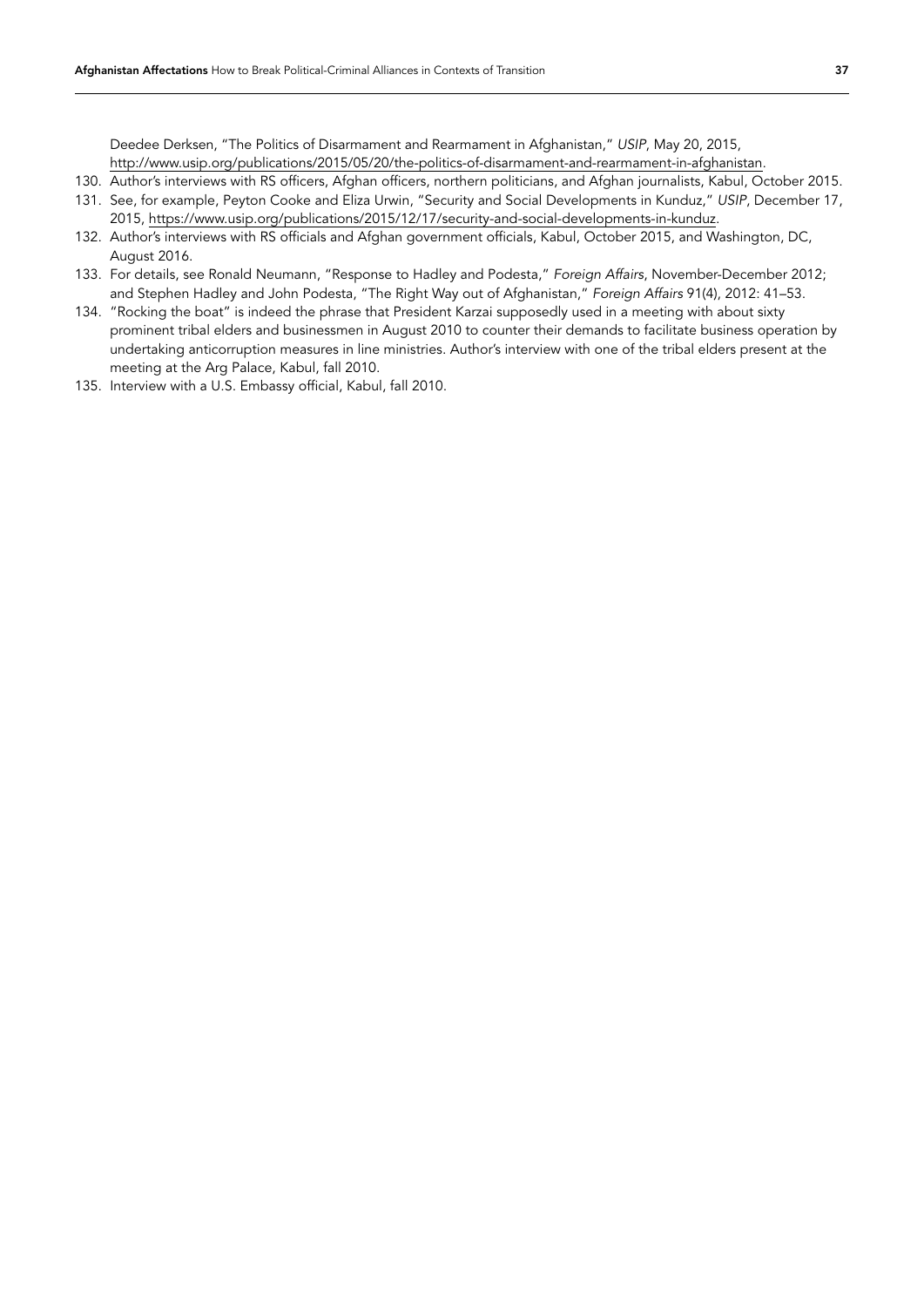Deedee Derksen, "The Politics of Disarmament and Rearmament in Afghanistan," *USIP*, May 20, 2015, http://www.usip.org/publications/2015/05/20/the-politics-of-disarmament-and-rearmament-in-afghanistan.

130. Author's interviews with RS officers, Afghan officers, northern politicians, and Afghan journalists, Kabul, October 2015.
131. See, for example, Peyton Cooke and Eliza Urwin, "Security and Social Developments in Kunduz," *USIP*, December 17, 2015, https://www.usip.org/publications/2015/12/17/security-and-social-developments-in-kunduz.
132. Author's interviews with RS officials and Afghan government officials, Kabul, October 2015, and Washington, DC, August 2016.
133. For details, see Ronald Neumann, "Response to Hadley and Podesta," *Foreign Affairs*, November-December 2012; and Stephen Hadley and John Podesta, "The Right Way out of Afghanistan," *Foreign Affairs* 91(4), 2012: 41–53.
134. "Rocking the boat" is indeed the phrase that President Karzai supposedly used in a meeting with about sixty prominent tribal elders and businessmen in August 2010 to counter their demands to facilitate business operation by undertaking anticorruption measures in line ministries. Author's interview with one of the tribal elders present at the meeting at the Arg Palace, Kabul, fall 2010.
135. Interview with a U.S. Embassy official, Kabul, fall 2010.